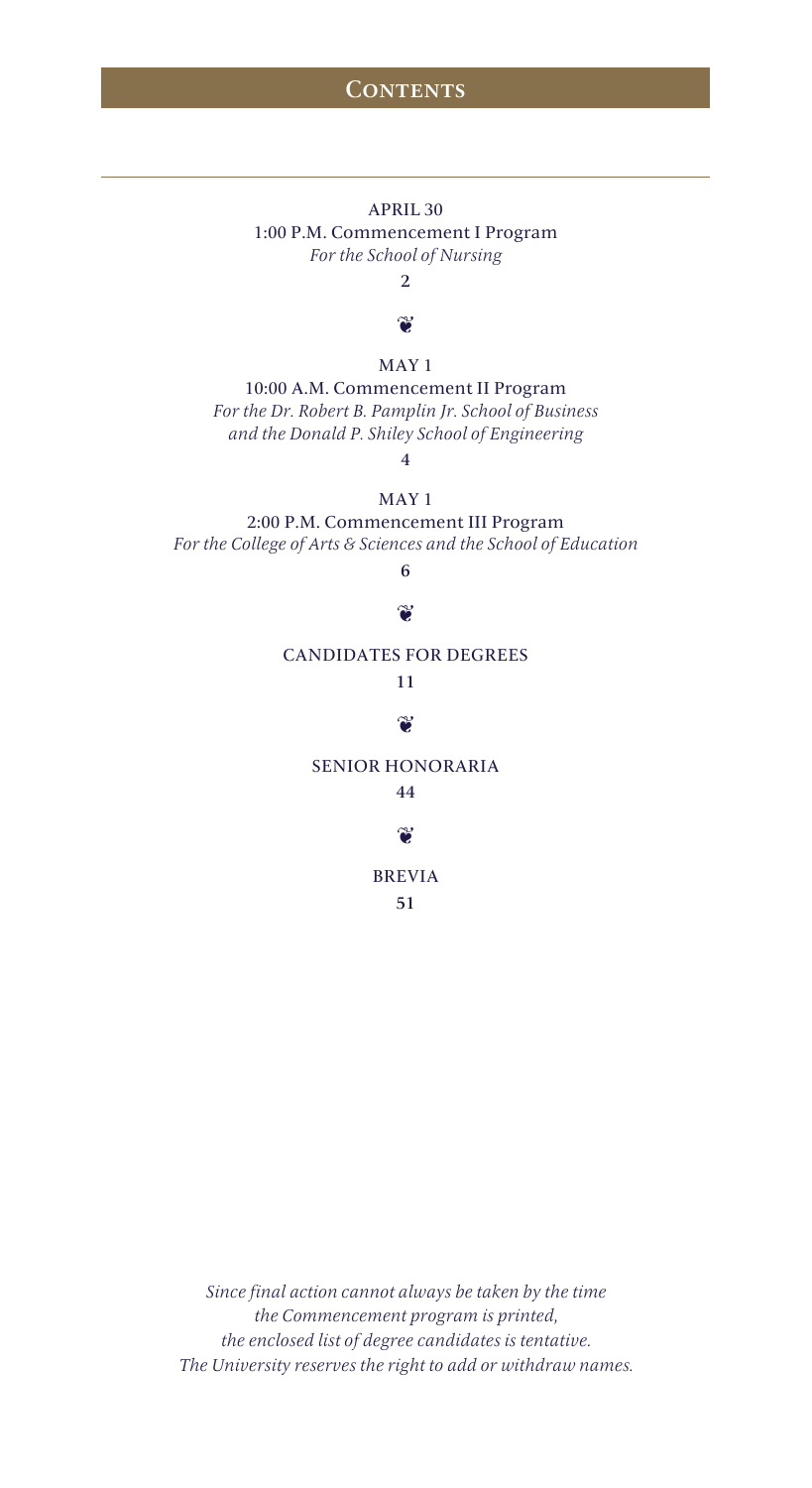# Contents

APRIL 30
1:00 P.M. Commencement I Program
*For the School of Nursing*
2

❦

MAY 1
10:00 A.M. Commencement II Program
*For the Dr. Robert B. Pamplin Jr. School of Business and the Donald P. Shiley School of Engineering*
4

MAY 1
2:00 P.M. Commencement III Program
*For the College of Arts & Sciences and the School of Education*
6

❦

CANDIDATES FOR DEGREES
11

❦

SENIOR HONORARIA
44

❦

BREVIA
51

*Since final action cannot always be taken by the time the Commencement program is printed, the enclosed list of degree candidates is tentative. The University reserves the right to add or withdraw names.*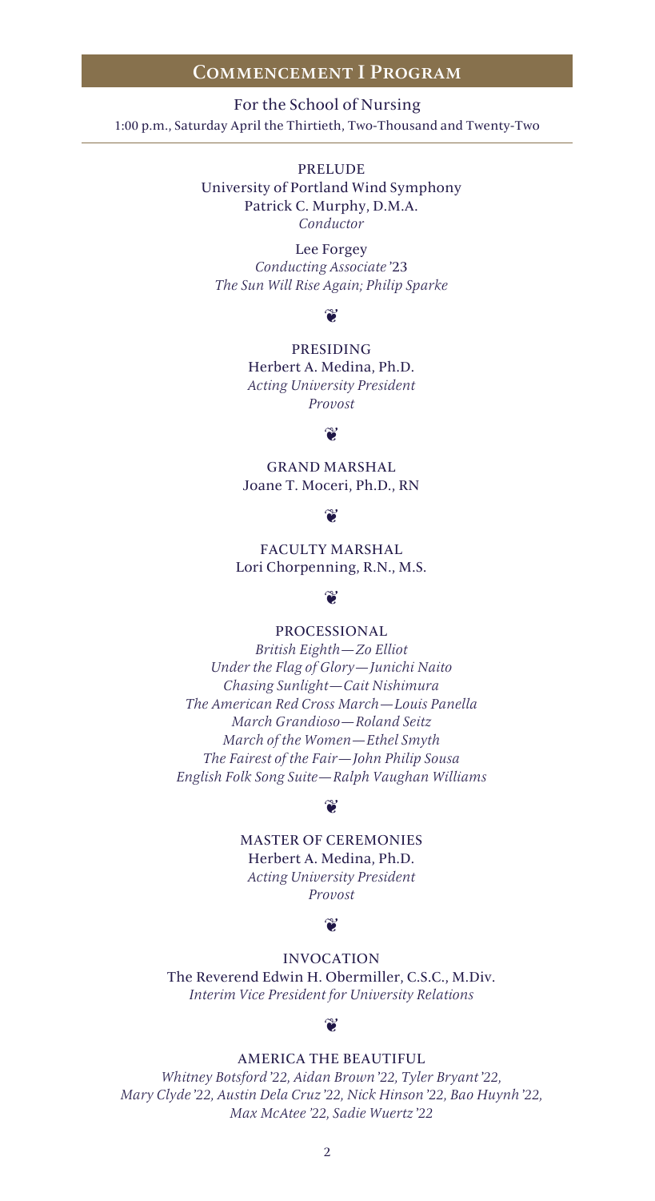## Commencement I Program

For the School of Nursing
1:00 p.m., Saturday April the Thirtieth, Two-Thousand and Twenty-Two

PRELUDE
University of Portland Wind Symphony
Patrick C. Murphy, D.M.A.
*Conductor*

Lee Forgey
*Conducting Associate* '23
*The Sun Will Rise Again; Philip Sparke*

❦

PRESIDING
Herbert A. Medina, Ph.D.
*Acting University President*
*Provost*

❦

GRAND MARSHAL
Joane T. Moceri, Ph.D., RN

❦

FACULTY MARSHAL
Lori Chorpenning, R.N., M.S.

❦

PROCESSIONAL
*British Eighth—Zo Elliot*
*Under the Flag of Glory—Junichi Naito*
*Chasing Sunlight—Cait Nishimura*
*The American Red Cross March—Louis Panella*
*March Grandioso—Roland Seitz*
*March of the Women—Ethel Smyth*
*The Fairest of the Fair—John Philip Sousa*
*English Folk Song Suite—Ralph Vaughan Williams*

❦

MASTER OF CEREMONIES
Herbert A. Medina, Ph.D.
*Acting University President*
*Provost*

❦

INVOCATION
The Reverend Edwin H. Obermiller, C.S.C., M.Div.
*Interim Vice President for University Relations*

❦

AMERICA THE BEAUTIFUL
*Whitney Botsford '22, Aidan Brown '22, Tyler Bryant '22,*
*Mary Clyde '22, Austin Dela Cruz '22, Nick Hinson '22, Bao Huynh '22,*
*Max McAtee '22, Sadie Wuertz '22*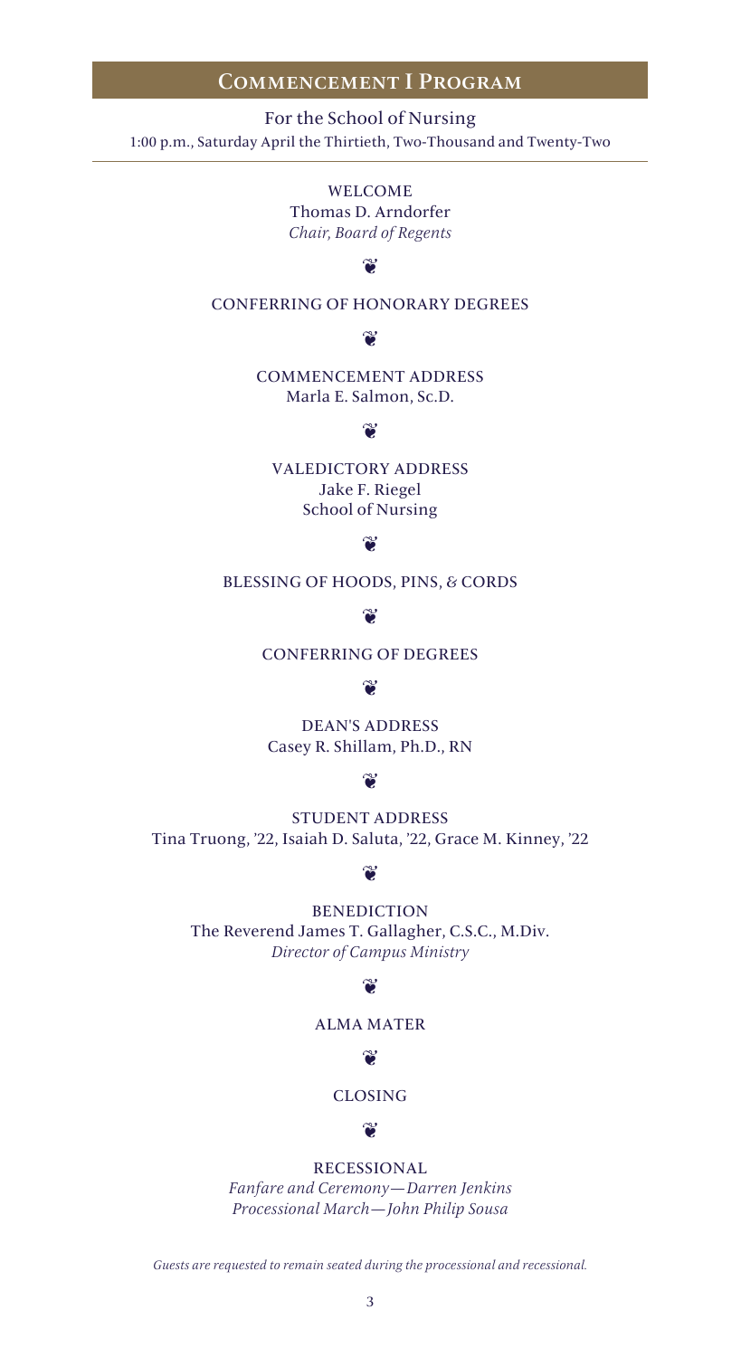# Commencement I Program

For the School of Nursing
1:00 p.m., Saturday April the Thirtieth, Two-Thousand and Twenty-Two

WELCOME
Thomas D. Arndorfer
*Chair, Board of Regents*

❦

CONFERRING OF HONORARY DEGREES

❦

COMMENCEMENT ADDRESS
Marla E. Salmon, Sc.D.

❦

VALEDICTORY ADDRESS
Jake F. Riegel
School of Nursing

❦

BLESSING OF HOODS, PINS, & CORDS

❦

CONFERRING OF DEGREES

❦

DEAN'S ADDRESS
Casey R. Shillam, Ph.D., RN

❦

STUDENT ADDRESS
Tina Truong, '22, Isaiah D. Saluta, '22, Grace M. Kinney, '22

❦

BENEDICTION
The Reverend James T. Gallagher, C.S.C., M.Div.
*Director of Campus Ministry*

❦

ALMA MATER

❦

CLOSING

❦

RECESSIONAL
*Fanfare and Ceremony—Darren Jenkins*
*Processional March—John Philip Sousa*

*Guests are requested to remain seated during the processional and recessional.*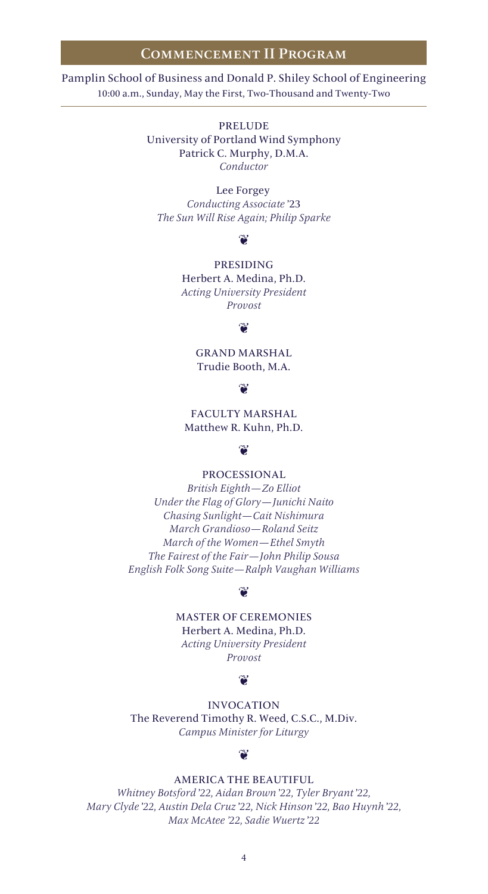## Commencement II Program

Pamplin School of Business and Donald P. Shiley School of Engineering
10:00 a.m., Sunday, May the First, Two-Thousand and Twenty-Two

---

PRELUDE
University of Portland Wind Symphony
Patrick C. Murphy, D.M.A.
*Conductor*

Lee Forgey
*Conducting Associate* '23
*The Sun Will Rise Again; Philip Sparke*

❦

PRESIDING
Herbert A. Medina, Ph.D.
*Acting University President*
*Provost*

❦

GRAND MARSHAL
Trudie Booth, M.A.

❦

FACULTY MARSHAL
Matthew R. Kuhn, Ph.D.

❦

PROCESSIONAL
*British Eighth—Zo Elliot*
*Under the Flag of Glory—Junichi Naito*
*Chasing Sunlight—Cait Nishimura*
*March Grandioso—Roland Seitz*
*March of the Women—Ethel Smyth*
*The Fairest of the Fair—John Philip Sousa*
*English Folk Song Suite—Ralph Vaughan Williams*

❦

MASTER OF CEREMONIES
Herbert A. Medina, Ph.D.
*Acting University President*
*Provost*

❦

INVOCATION
The Reverend Timothy R. Weed, C.S.C., M.Div.
*Campus Minister for Liturgy*

❦

AMERICA THE BEAUTIFUL
*Whitney Botsford '22, Aidan Brown '22, Tyler Bryant '22, Mary Clyde '22, Austin Dela Cruz '22, Nick Hinson '22, Bao Huynh '22, Max McAtee '22, Sadie Wuertz '22*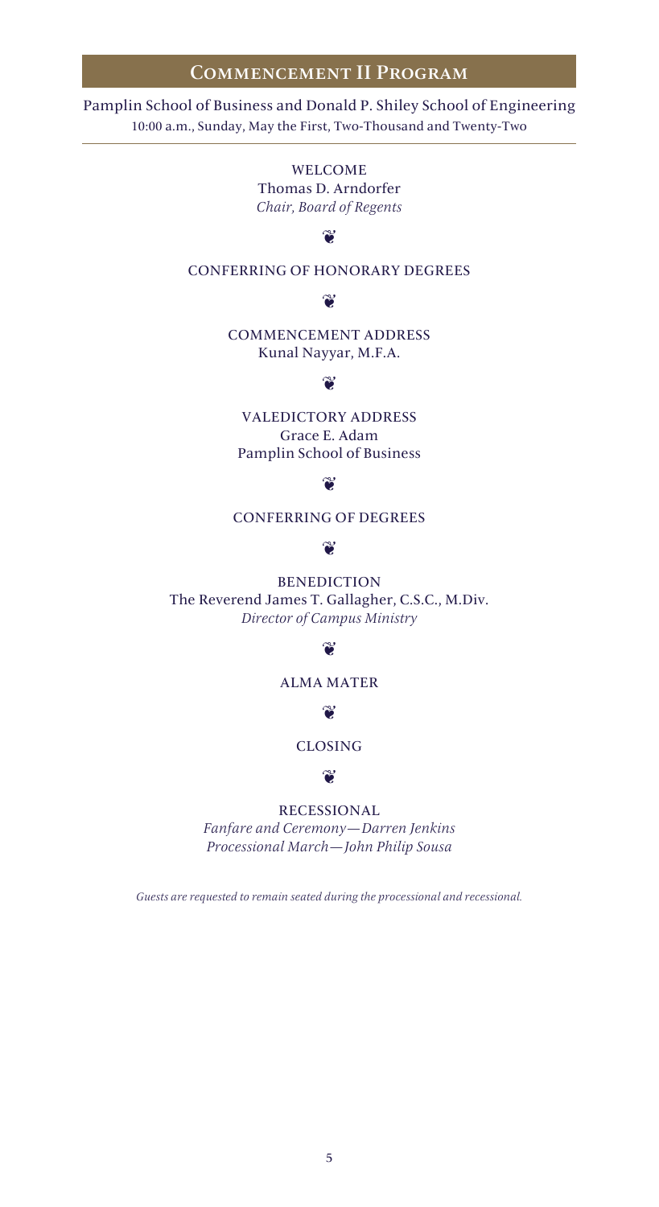## Commencement II Program

Pamplin School of Business and Donald P. Shiley School of Engineering
10:00 a.m., Sunday, May the First, Two-Thousand and Twenty-Two

---

WELCOME
Thomas D. Arndorfer
*Chair, Board of Regents*

❦

CONFERRING OF HONORARY DEGREES

❦

COMMENCEMENT ADDRESS
Kunal Nayyar, M.F.A.

❦

VALEDICTORY ADDRESS
Grace E. Adam
Pamplin School of Business

❦

CONFERRING OF DEGREES

❦

BENEDICTION
The Reverend James T. Gallagher, C.S.C., M.Div.
*Director of Campus Ministry*

❦

ALMA MATER

❦

CLOSING

❦

RECESSIONAL
*Fanfare and Ceremony—Darren Jenkins*
*Processional March—John Philip Sousa*

*Guests are requested to remain seated during the processional and recessional.*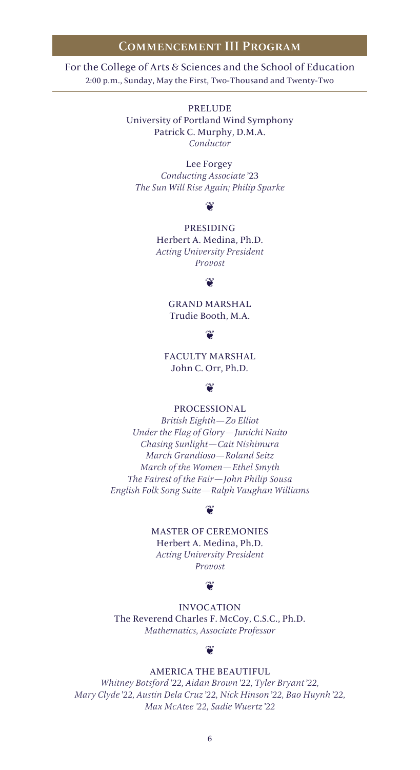## Commencement III Program

For the College of Arts & Sciences and the School of Education
2:00 p.m., Sunday, May the First, Two-Thousand and Twenty-Two

PRELUDE
University of Portland Wind Symphony
Patrick C. Murphy, D.M.A.
*Conductor*

Lee Forgey
*Conducting Associate* '23
*The Sun Will Rise Again; Philip Sparke*

❦

PRESIDING
Herbert A. Medina, Ph.D.
*Acting University President*
*Provost*

❦

GRAND MARSHAL
Trudie Booth, M.A.

❦

FACULTY MARSHAL
John C. Orr, Ph.D.

❦

PROCESSIONAL
*British Eighth—Zo Elliot*
*Under the Flag of Glory—Junichi Naito*
*Chasing Sunlight—Cait Nishimura*
*March Grandioso—Roland Seitz*
*March of the Women—Ethel Smyth*
*The Fairest of the Fair—John Philip Sousa*
*English Folk Song Suite—Ralph Vaughan Williams*

❦

MASTER OF CEREMONIES
Herbert A. Medina, Ph.D.
*Acting University President*
*Provost*

❦

INVOCATION
The Reverend Charles F. McCoy, C.S.C., Ph.D.
*Mathematics, Associate Professor*

❦

AMERICA THE BEAUTIFUL
*Whitney Botsford '22, Aidan Brown '22, Tyler Bryant '22,*
*Mary Clyde '22, Austin Dela Cruz '22, Nick Hinson '22, Bao Huynh '22,*
*Max McAtee '22, Sadie Wuertz '22*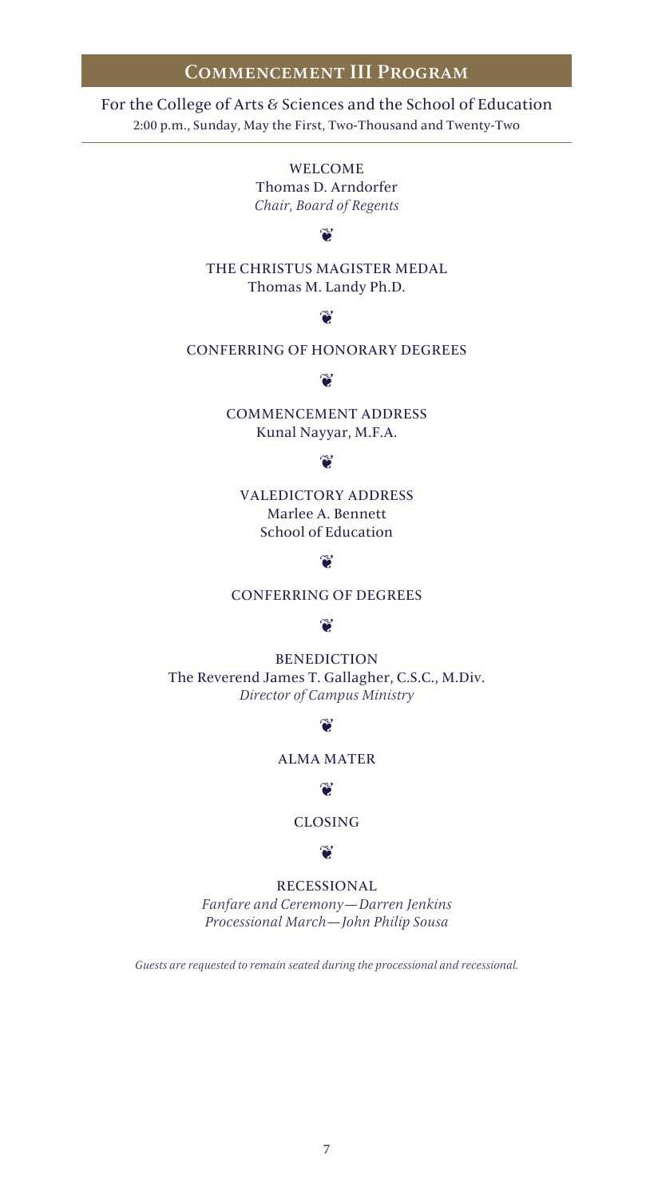## Commencement III Program

For the College of Arts & Sciences and the School of Education
2:00 p.m., Sunday, May the First, Two-Thousand and Twenty-Two

WELCOME
Thomas D. Arndorfer
*Chair, Board of Regents*

❦

THE CHRISTUS MAGISTER MEDAL
Thomas M. Landy Ph.D.

❦

CONFERRING OF HONORARY DEGREES

❦

COMMENCEMENT ADDRESS
Kunal Nayyar, M.F.A.

❦

VALEDICTORY ADDRESS
Marlee A. Bennett
School of Education

❦

CONFERRING OF DEGREES

❦

BENEDICTION
The Reverend James T. Gallagher, C.S.C., M.Div.
*Director of Campus Ministry*

❦

ALMA MATER

❦

CLOSING

❦

RECESSIONAL
*Fanfare and Ceremony—Darren Jenkins*
*Processional March—John Philip Sousa*

*Guests are requested to remain seated during the processional and recessional.*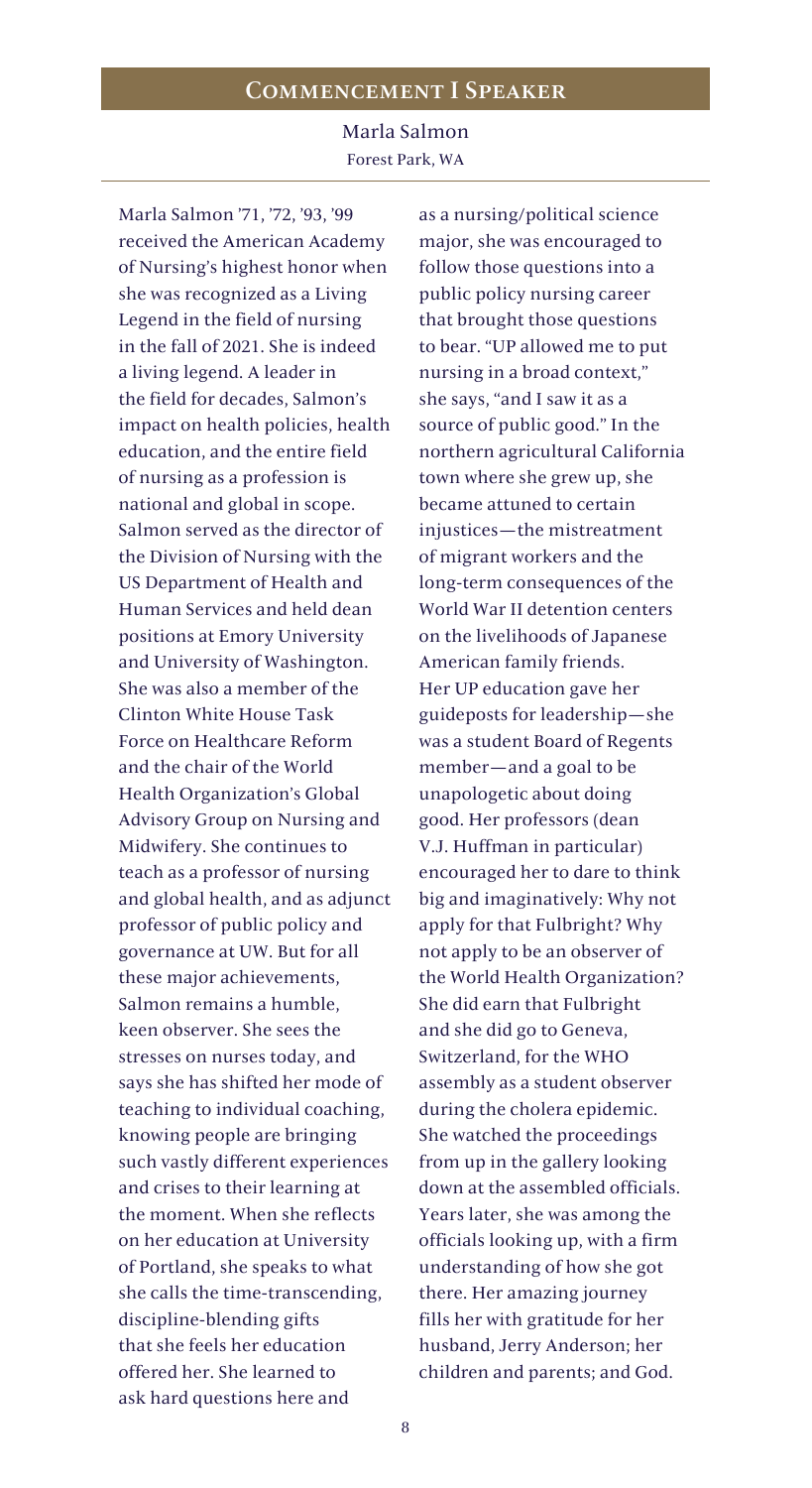## Commencement I Speaker

**Marla Salmon**
Forest Park, WA

Marla Salmon '71, '72, '93, '99 received the American Academy of Nursing's highest honor when she was recognized as a Living Legend in the field of nursing in the fall of 2021. She is indeed a living legend. A leader in the field for decades, Salmon's impact on health policies, health education, and the entire field of nursing as a profession is national and global in scope. Salmon served as the director of the Division of Nursing with the US Department of Health and Human Services and held dean positions at Emory University and University of Washington. She was also a member of the Clinton White House Task Force on Healthcare Reform and the chair of the World Health Organization's Global Advisory Group on Nursing and Midwifery. She continues to teach as a professor of nursing and global health, and as adjunct professor of public policy and governance at UW. But for all these major achievements, Salmon remains a humble, keen observer. She sees the stresses on nurses today, and says she has shifted her mode of teaching to individual coaching, knowing people are bringing such vastly different experiences and crises to their learning at the moment. When she reflects on her education at University of Portland, she speaks to what she calls the time-transcending, discipline-blending gifts that she feels her education offered her. She learned to ask hard questions here and as a nursing/political science major, she was encouraged to follow those questions into a public policy nursing career that brought those questions to bear. "UP allowed me to put nursing in a broad context," she says, "and I saw it as a source of public good." In the northern agricultural California town where she grew up, she became attuned to certain injustices—the mistreatment of migrant workers and the long-term consequences of the World War II detention centers on the livelihoods of Japanese American family friends. Her UP education gave her guideposts for leadership—she was a student Board of Regents member—and a goal to be unapologetic about doing good. Her professors (dean V.J. Huffman in particular) encouraged her to dare to think big and imaginatively: Why not apply for that Fulbright? Why not apply to be an observer of the World Health Organization? She did earn that Fulbright and she did go to Geneva, Switzerland, for the WHO assembly as a student observer during the cholera epidemic. She watched the proceedings from up in the gallery looking down at the assembled officials. Years later, she was among the officials looking up, with a firm understanding of how she got there. Her amazing journey fills her with gratitude for her husband, Jerry Anderson; her children and parents; and God.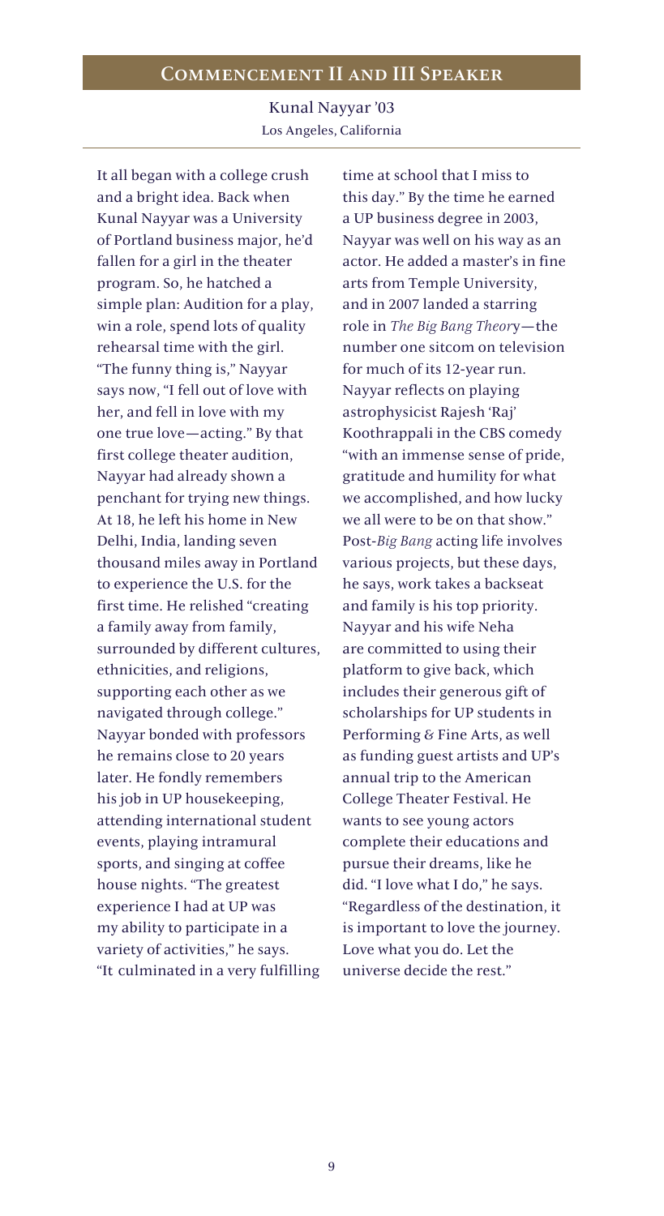## Commencement II and III Speaker

Kunal Nayyar '03
Los Angeles, California

It all began with a college crush and a bright idea. Back when Kunal Nayyar was a University of Portland business major, he'd fallen for a girl in the theater program. So, he hatched a simple plan: Audition for a play, win a role, spend lots of quality rehearsal time with the girl. "The funny thing is," Nayyar says now, "I fell out of love with her, and fell in love with my one true love—acting." By that first college theater audition, Nayyar had already shown a penchant for trying new things. At 18, he left his home in New Delhi, India, landing seven thousand miles away in Portland to experience the U.S. for the first time. He relished "creating a family away from family, surrounded by different cultures, ethnicities, and religions, supporting each other as we navigated through college." Nayyar bonded with professors he remains close to 20 years later. He fondly remembers his job in UP housekeeping, attending international student events, playing intramural sports, and singing at coffee house nights. "The greatest experience I had at UP was my ability to participate in a variety of activities," he says. "It culminated in a very fulfilling time at school that I miss to this day." By the time he earned a UP business degree in 2003, Nayyar was well on his way as an actor. He added a master's in fine arts from Temple University, and in 2007 landed a starring role in *The Big Bang Theory*—the number one sitcom on television for much of its 12-year run. Nayyar reflects on playing astrophysicist Rajesh 'Raj' Koothrappali in the CBS comedy "with an immense sense of pride, gratitude and humility for what we accomplished, and how lucky we all were to be on that show." Post-*Big Bang* acting life involves various projects, but these days, he says, work takes a backseat and family is his top priority. Nayyar and his wife Neha are committed to using their platform to give back, which includes their generous gift of scholarships for UP students in Performing & Fine Arts, as well as funding guest artists and UP's annual trip to the American College Theater Festival. He wants to see young actors complete their educations and pursue their dreams, like he did. "I love what I do," he says. "Regardless of the destination, it is important to love the journey. Love what you do. Let the universe decide the rest."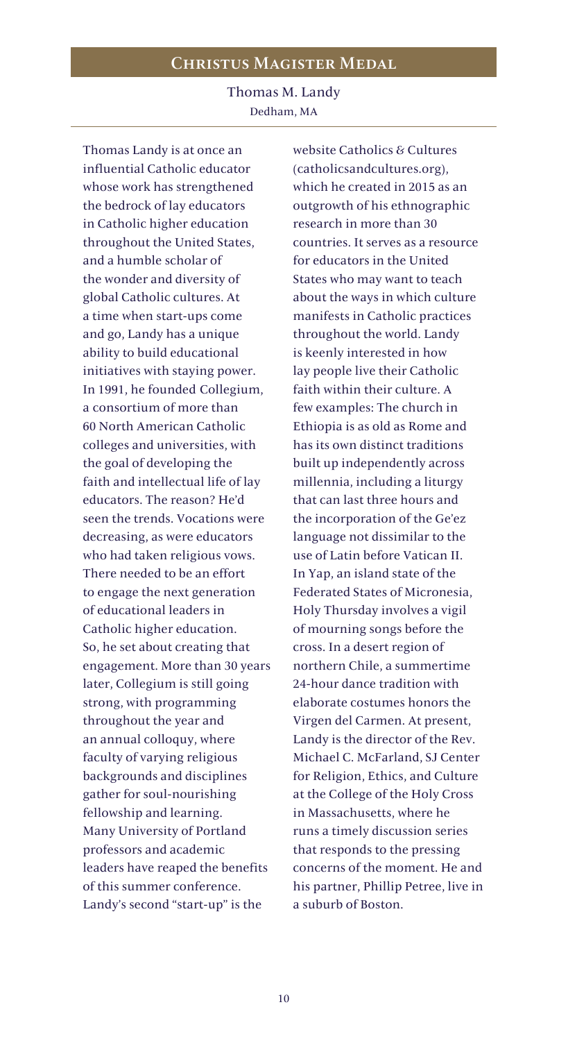## Christus Magister Medal

**Thomas M. Landy**
Dedham, MA

Thomas Landy is at once an influential Catholic educator whose work has strengthened the bedrock of lay educators in Catholic higher education throughout the United States, and a humble scholar of the wonder and diversity of global Catholic cultures. At a time when start-ups come and go, Landy has a unique ability to build educational initiatives with staying power. In 1991, he founded Collegium, a consortium of more than 60 North American Catholic colleges and universities, with the goal of developing the faith and intellectual life of lay educators. The reason? He'd seen the trends. Vocations were decreasing, as were educators who had taken religious vows. There needed to be an effort to engage the next generation of educational leaders in Catholic higher education. So, he set about creating that engagement. More than 30 years later, Collegium is still going strong, with programming throughout the year and an annual colloquy, where faculty of varying religious backgrounds and disciplines gather for soul-nourishing fellowship and learning. Many University of Portland professors and academic leaders have reaped the benefits of this summer conference. Landy's second "start-up" is the website Catholics & Cultures (catholicsandcultures.org), which he created in 2015 as an outgrowth of his ethnographic research in more than 30 countries. It serves as a resource for educators in the United States who may want to teach about the ways in which culture manifests in Catholic practices throughout the world. Landy is keenly interested in how lay people live their Catholic faith within their culture. A few examples: The church in Ethiopia is as old as Rome and has its own distinct traditions built up independently across millennia, including a liturgy that can last three hours and the incorporation of the Ge'ez language not dissimilar to the use of Latin before Vatican II. In Yap, an island state of the Federated States of Micronesia, Holy Thursday involves a vigil of mourning songs before the cross. In a desert region of northern Chile, a summertime 24-hour dance tradition with elaborate costumes honors the Virgen del Carmen. At present, Landy is the director of the Rev. Michael C. McFarland, SJ Center for Religion, Ethics, and Culture at the College of the Holy Cross in Massachusetts, where he runs a timely discussion series that responds to the pressing concerns of the moment. He and his partner, Phillip Petree, live in a suburb of Boston.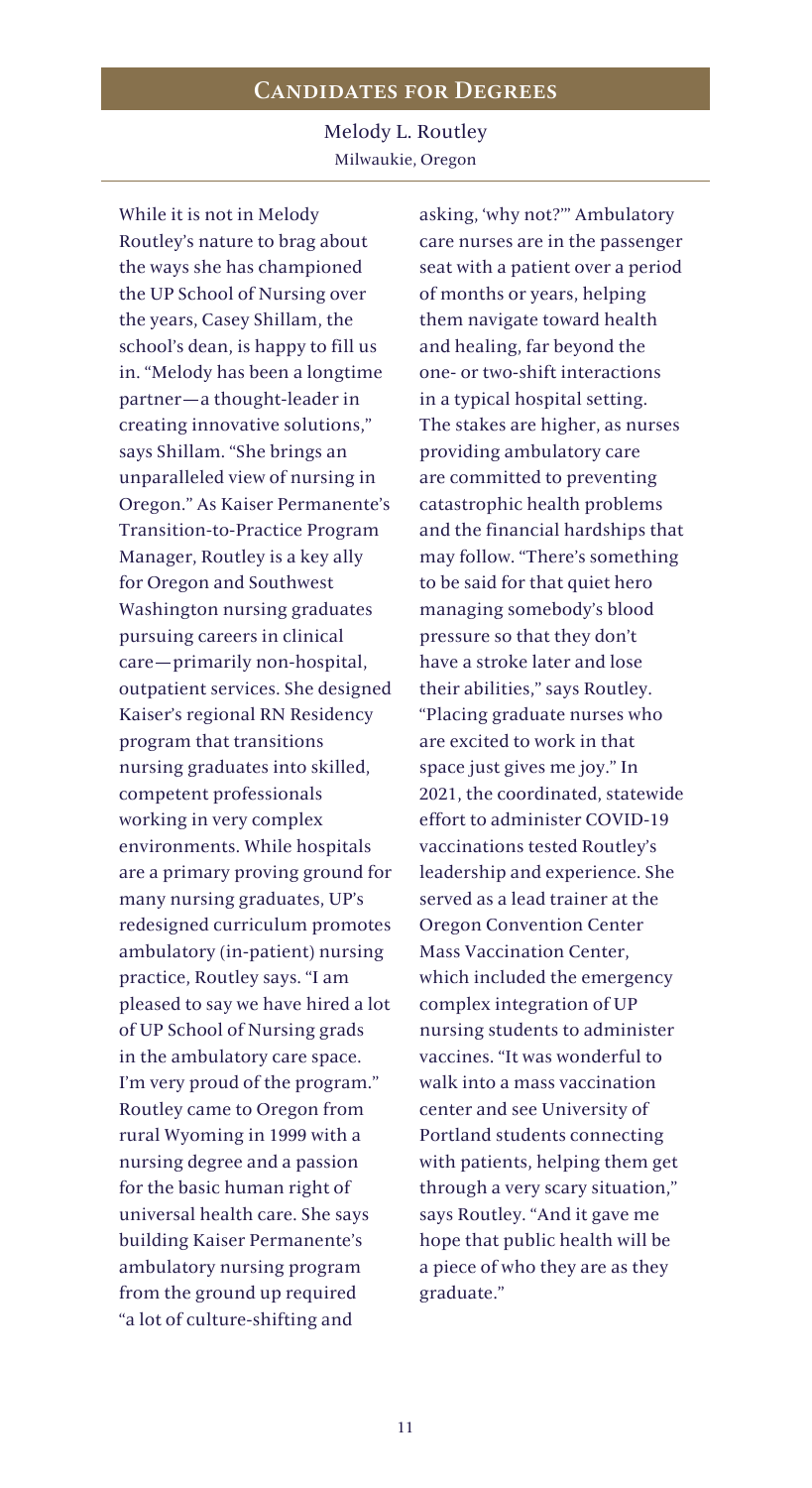## Candidates for Degrees

**Melody L. Routley**
Milwaukie, Oregon

While it is not in Melody Routley's nature to brag about the ways she has championed the UP School of Nursing over the years, Casey Shillam, the school's dean, is happy to fill us in. "Melody has been a longtime partner—a thought-leader in creating innovative solutions," says Shillam. "She brings an unparalleled view of nursing in Oregon." As Kaiser Permanente's Transition-to-Practice Program Manager, Routley is a key ally for Oregon and Southwest Washington nursing graduates pursuing careers in clinical care—primarily non-hospital, outpatient services. She designed Kaiser's regional RN Residency program that transitions nursing graduates into skilled, competent professionals working in very complex environments. While hospitals are a primary proving ground for many nursing graduates, UP's redesigned curriculum promotes ambulatory (in-patient) nursing practice, Routley says. "I am pleased to say we have hired a lot of UP School of Nursing grads in the ambulatory care space. I'm very proud of the program." Routley came to Oregon from rural Wyoming in 1999 with a nursing degree and a passion for the basic human right of universal health care. She says building Kaiser Permanente's ambulatory nursing program from the ground up required "a lot of culture-shifting and asking, 'why not?'" Ambulatory care nurses are in the passenger seat with a patient over a period of months or years, helping them navigate toward health and healing, far beyond the one- or two-shift interactions in a typical hospital setting. The stakes are higher, as nurses providing ambulatory care are committed to preventing catastrophic health problems and the financial hardships that may follow. "There's something to be said for that quiet hero managing somebody's blood pressure so that they don't have a stroke later and lose their abilities," says Routley. "Placing graduate nurses who are excited to work in that space just gives me joy." In 2021, the coordinated, statewide effort to administer COVID-19 vaccinations tested Routley's leadership and experience. She served as a lead trainer at the Oregon Convention Center Mass Vaccination Center, which included the emergency complex integration of UP nursing students to administer vaccines. "It was wonderful to walk into a mass vaccination center and see University of Portland students connecting with patients, helping them get through a very scary situation," says Routley. "And it gave me hope that public health will be a piece of who they are as they graduate."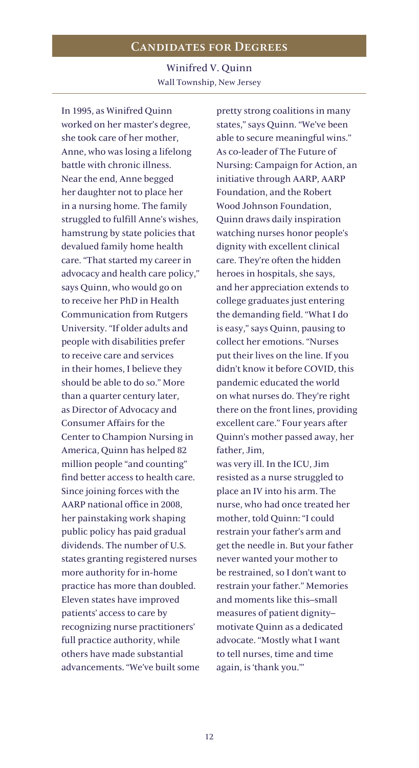## Candidates for Degrees

### Winifred V. Quinn

Wall Township, New Jersey

In 1995, as Winifred Quinn worked on her master's degree, she took care of her mother, Anne, who was losing a lifelong battle with chronic illness. Near the end, Anne begged her daughter not to place her in a nursing home. The family struggled to fulfill Anne's wishes, hamstrung by state policies that devalued family home health care. "That started my career in advocacy and health care policy," says Quinn, who would go on to receive her PhD in Health Communication from Rutgers University. "If older adults and people with disabilities prefer to receive care and services in their homes, I believe they should be able to do so." More than a quarter century later, as Director of Advocacy and Consumer Affairs for the Center to Champion Nursing in America, Quinn has helped 82 million people "and counting" find better access to health care. Since joining forces with the AARP national office in 2008, her painstaking work shaping public policy has paid gradual dividends. The number of U.S. states granting registered nurses more authority for in-home practice has more than doubled. Eleven states have improved patients' access to care by recognizing nurse practitioners' full practice authority, while others have made substantial advancements. "We've built some pretty strong coalitions in many states," says Quinn. "We've been able to secure meaningful wins." As co-leader of The Future of Nursing: Campaign for Action, an initiative through AARP, AARP Foundation, and the Robert Wood Johnson Foundation, Quinn draws daily inspiration watching nurses honor people's dignity with excellent clinical care. They're often the hidden heroes in hospitals, she says, and her appreciation extends to college graduates just entering the demanding field. "What I do is easy," says Quinn, pausing to collect her emotions. "Nurses put their lives on the line. If you didn't know it before COVID, this pandemic educated the world on what nurses do. They're right there on the front lines, providing excellent care." Four years after Quinn's mother passed away, her father, Jim, was very ill. In the ICU, Jim resisted as a nurse struggled to place an IV into his arm. The nurse, who had once treated her mother, told Quinn: "I could restrain your father's arm and get the needle in. But your father never wanted your mother to be restrained, so I don't want to restrain your father." Memories and moments like this–small measures of patient dignity–motivate Quinn as a dedicated advocate. "Mostly what I want to tell nurses, time and time again, is 'thank you.'"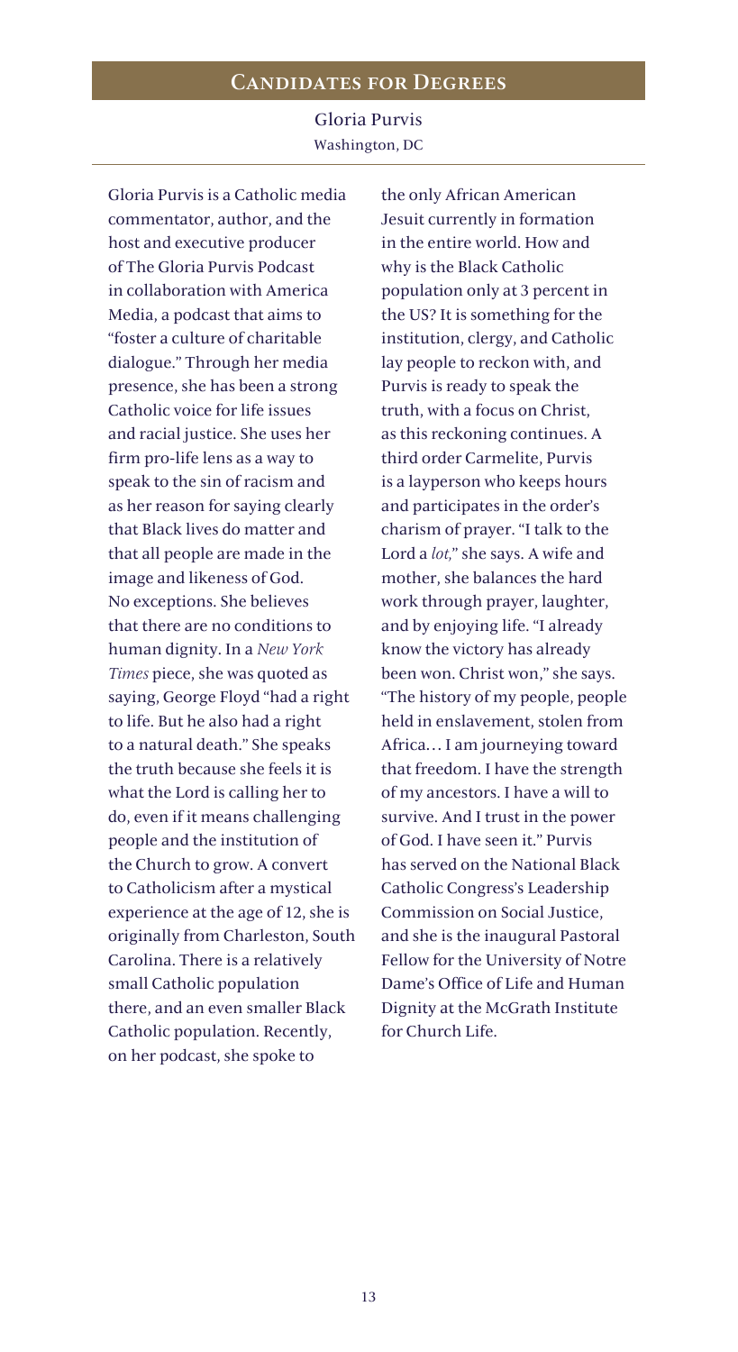## Candidates for Degrees

Gloria Purvis
Washington, DC

Gloria Purvis is a Catholic media commentator, author, and the host and executive producer of The Gloria Purvis Podcast in collaboration with America Media, a podcast that aims to "foster a culture of charitable dialogue." Through her media presence, she has been a strong Catholic voice for life issues and racial justice. She uses her firm pro-life lens as a way to speak to the sin of racism and as her reason for saying clearly that Black lives do matter and that all people are made in the image and likeness of God. No exceptions. She believes that there are no conditions to human dignity. In a *New York Times* piece, she was quoted as saying, George Floyd "had a right to life. But he also had a right to a natural death." She speaks the truth because she feels it is what the Lord is calling her to do, even if it means challenging people and the institution of the Church to grow. A convert to Catholicism after a mystical experience at the age of 12, she is originally from Charleston, South Carolina. There is a relatively small Catholic population there, and an even smaller Black Catholic population. Recently, on her podcast, she spoke to the only African American Jesuit currently in formation in the entire world. How and why is the Black Catholic population only at 3 percent in the US? It is something for the institution, clergy, and Catholic lay people to reckon with, and Purvis is ready to speak the truth, with a focus on Christ, as this reckoning continues. A third order Carmelite, Purvis is a layperson who keeps hours and participates in the order's charism of prayer. "I talk to the Lord a *lot,*" she says. A wife and mother, she balances the hard work through prayer, laughter, and by enjoying life. "I already know the victory has already been won. Christ won," she says. "The history of my people, people held in enslavement, stolen from Africa… I am journeying toward that freedom. I have the strength of my ancestors. I have a will to survive. And I trust in the power of God. I have seen it." Purvis has served on the National Black Catholic Congress's Leadership Commission on Social Justice, and she is the inaugural Pastoral Fellow for the University of Notre Dame's Office of Life and Human Dignity at the McGrath Institute for Church Life.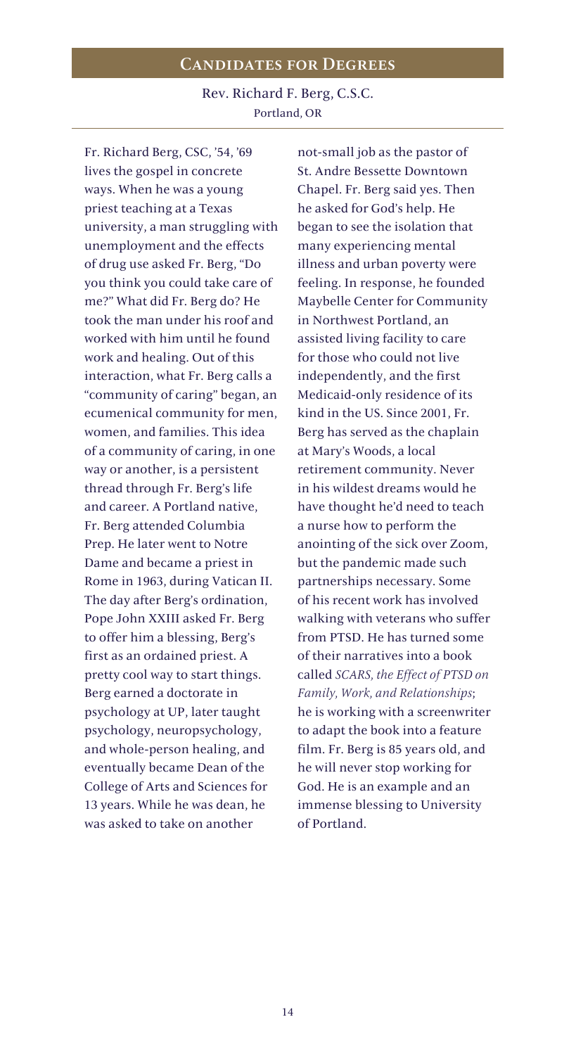## Candidates for Degrees

### Rev. Richard F. Berg, C.S.C.

Portland, OR

Fr. Richard Berg, CSC, '54, '69 lives the gospel in concrete ways. When he was a young priest teaching at a Texas university, a man struggling with unemployment and the effects of drug use asked Fr. Berg, "Do you think you could take care of me?" What did Fr. Berg do? He took the man under his roof and worked with him until he found work and healing. Out of this interaction, what Fr. Berg calls a "community of caring" began, an ecumenical community for men, women, and families. This idea of a community of caring, in one way or another, is a persistent thread through Fr. Berg's life and career. A Portland native, Fr. Berg attended Columbia Prep. He later went to Notre Dame and became a priest in Rome in 1963, during Vatican II. The day after Berg's ordination, Pope John XXIII asked Fr. Berg to offer him a blessing, Berg's first as an ordained priest. A pretty cool way to start things. Berg earned a doctorate in psychology at UP, later taught psychology, neuropsychology, and whole-person healing, and eventually became Dean of the College of Arts and Sciences for 13 years. While he was dean, he was asked to take on another not-small job as the pastor of St. Andre Bessette Downtown Chapel. Fr. Berg said yes. Then he asked for God's help. He began to see the isolation that many experiencing mental illness and urban poverty were feeling. In response, he founded Maybelle Center for Community in Northwest Portland, an assisted living facility to care for those who could not live independently, and the first Medicaid-only residence of its kind in the US. Since 2001, Fr. Berg has served as the chaplain at Mary's Woods, a local retirement community. Never in his wildest dreams would he have thought he'd need to teach a nurse how to perform the anointing of the sick over Zoom, but the pandemic made such partnerships necessary. Some of his recent work has involved walking with veterans who suffer from PTSD. He has turned some of their narratives into a book called *SCARS, the Effect of PTSD on Family, Work, and Relationships*; he is working with a screenwriter to adapt the book into a feature film. Fr. Berg is 85 years old, and he will never stop working for God. He is an example and an immense blessing to University of Portland.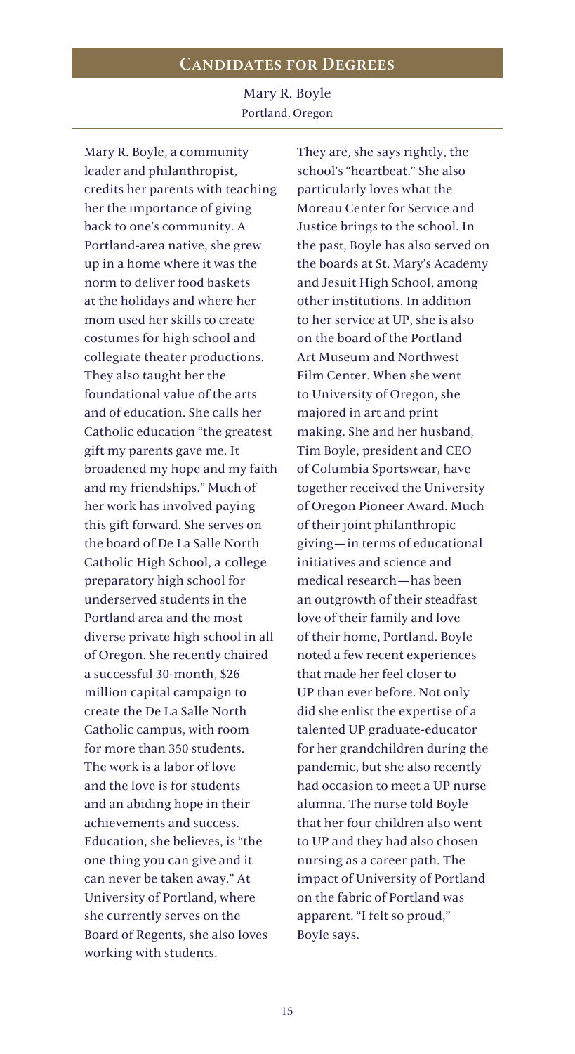## Candidates for Degrees

### Mary R. Boyle

Portland, Oregon

Mary R. Boyle, a community leader and philanthropist, credits her parents with teaching her the importance of giving back to one's community. A Portland-area native, she grew up in a home where it was the norm to deliver food baskets at the holidays and where her mom used her skills to create costumes for high school and collegiate theater productions. They also taught her the foundational value of the arts and of education. She calls her Catholic education "the greatest gift my parents gave me. It broadened my hope and my faith and my friendships." Much of her work has involved paying this gift forward. She serves on the board of De La Salle North Catholic High School, a college preparatory high school for underserved students in the Portland area and the most diverse private high school in all of Oregon. She recently chaired a successful 30-month, $26 million capital campaign to create the De La Salle North Catholic campus, with room for more than 350 students. The work is a labor of love and the love is for students and an abiding hope in their achievements and success. Education, she believes, is "the one thing you can give and it can never be taken away." At University of Portland, where she currently serves on the Board of Regents, she also loves working with students. They are, she says rightly, the school's "heartbeat." She also particularly loves what the Moreau Center for Service and Justice brings to the school. In the past, Boyle has also served on the boards at St. Mary's Academy and Jesuit High School, among other institutions. In addition to her service at UP, she is also on the board of the Portland Art Museum and Northwest Film Center. When she went to University of Oregon, she majored in art and print making. She and her husband, Tim Boyle, president and CEO of Columbia Sportswear, have together received the University of Oregon Pioneer Award. Much of their joint philanthropic giving—in terms of educational initiatives and science and medical research—has been an outgrowth of their steadfast love of their family and love of their home, Portland. Boyle noted a few recent experiences that made her feel closer to UP than ever before. Not only did she enlist the expertise of a talented UP graduate-educator for her grandchildren during the pandemic, but she also recently had occasion to meet a UP nurse alumna. The nurse told Boyle that her four children also went to UP and they had also chosen nursing as a career path. The impact of University of Portland on the fabric of Portland was apparent. "I felt so proud," Boyle says.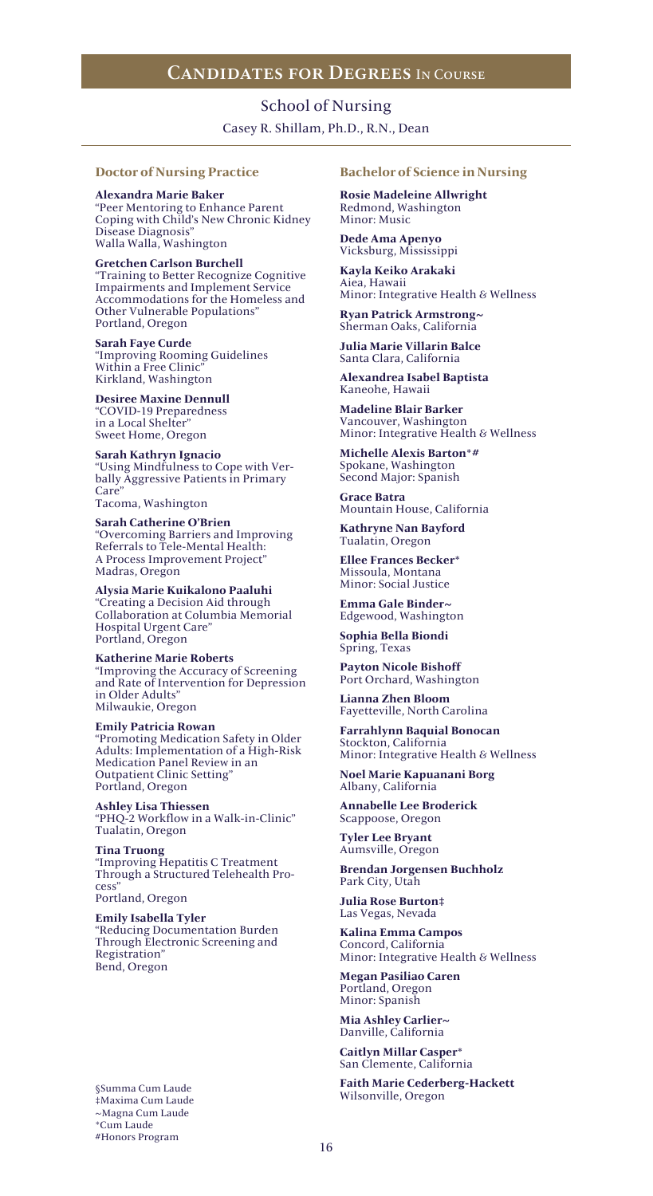# Candidates for Degrees In Course

## School of Nursing

Casey R. Shillam, Ph.D., R.N., Dean

### Doctor of Nursing Practice

**Alexandra Marie Baker**
"Peer Mentoring to Enhance Parent Coping with Child's New Chronic Kidney Disease Diagnosis"
Walla Walla, Washington

**Gretchen Carlson Burchell**
"Training to Better Recognize Cognitive Impairments and Implement Service Accommodations for the Homeless and Other Vulnerable Populations"
Portland, Oregon

**Sarah Faye Curde**
"Improving Rooming Guidelines Within a Free Clinic"
Kirkland, Washington

**Desiree Maxine Dennull**
"COVID-19 Preparedness in a Local Shelter"
Sweet Home, Oregon

**Sarah Kathryn Ignacio**
"Using Mindfulness to Cope with Verbally Aggressive Patients in Primary Care"
Tacoma, Washington

**Sarah Catherine O'Brien**
"Overcoming Barriers and Improving Referrals to Tele-Mental Health: A Process Improvement Project"
Madras, Oregon

**Alysia Marie Kuikalono Paaluhi**
"Creating a Decision Aid through Collaboration at Columbia Memorial Hospital Urgent Care"
Portland, Oregon

**Katherine Marie Roberts**
"Improving the Accuracy of Screening and Rate of Intervention for Depression in Older Adults"
Milwaukie, Oregon

**Emily Patricia Rowan**
"Promoting Medication Safety in Older Adults: Implementation of a High-Risk Medication Panel Review in an Outpatient Clinic Setting"
Portland, Oregon

**Ashley Lisa Thiessen**
"PHQ-2 Workflow in a Walk-in-Clinic"
Tualatin, Oregon

**Tina Truong**
"Improving Hepatitis C Treatment Through a Structured Telehealth Process"
Portland, Oregon

**Emily Isabella Tyler**
"Reducing Documentation Burden Through Electronic Screening and Registration"
Bend, Oregon

### Bachelor of Science in Nursing

**Rosie Madeleine Allwright**
Redmond, Washington
Minor: Music

**Dede Ama Apenyo**
Vicksburg, Mississippi

**Kayla Keiko Arakaki**
Aiea, Hawaii
Minor: Integrative Health & Wellness

**Ryan Patrick Armstrong~**
Sherman Oaks, California

**Julia Marie Villarin Balce**
Santa Clara, California

**Alexandrea Isabel Baptista**
Kaneohe, Hawaii

**Madeline Blair Barker**
Vancouver, Washington
Minor: Integrative Health & Wellness

**Michelle Alexis Barton*#**
Spokane, Washington
Second Major: Spanish

**Grace Batra**
Mountain House, California

**Kathryne Nan Bayford**
Tualatin, Oregon

**Ellee Frances Becker***
Missoula, Montana
Minor: Social Justice

**Emma Gale Binder~**
Edgewood, Washington

**Sophia Bella Biondi**
Spring, Texas

**Payton Nicole Bishoff**
Port Orchard, Washington

**Lianna Zhen Bloom**
Fayetteville, North Carolina

**Farrahlynn Baquial Bonocan**
Stockton, California
Minor: Integrative Health & Wellness

**Noel Marie Kapuanani Borg**
Albany, California

**Annabelle Lee Broderick**
Scappoose, Oregon

**Tyler Lee Bryant**
Aumsville, Oregon

**Brendan Jorgensen Buchholz**
Park City, Utah

**Julia Rose Burton‡**
Las Vegas, Nevada

**Kalina Emma Campos**
Concord, California
Minor: Integrative Health & Wellness

**Megan Pasiliao Caren**
Portland, Oregon
Minor: Spanish

**Mia Ashley Carlier~**
Danville, California

**Caitlyn Millar Casper***
San Clemente, California

**Faith Marie Cederberg-Hackett**
Wilsonville, Oregon

§Summa Cum Laude
‡Maxima Cum Laude
~Magna Cum Laude
*Cum Laude
#Honors Program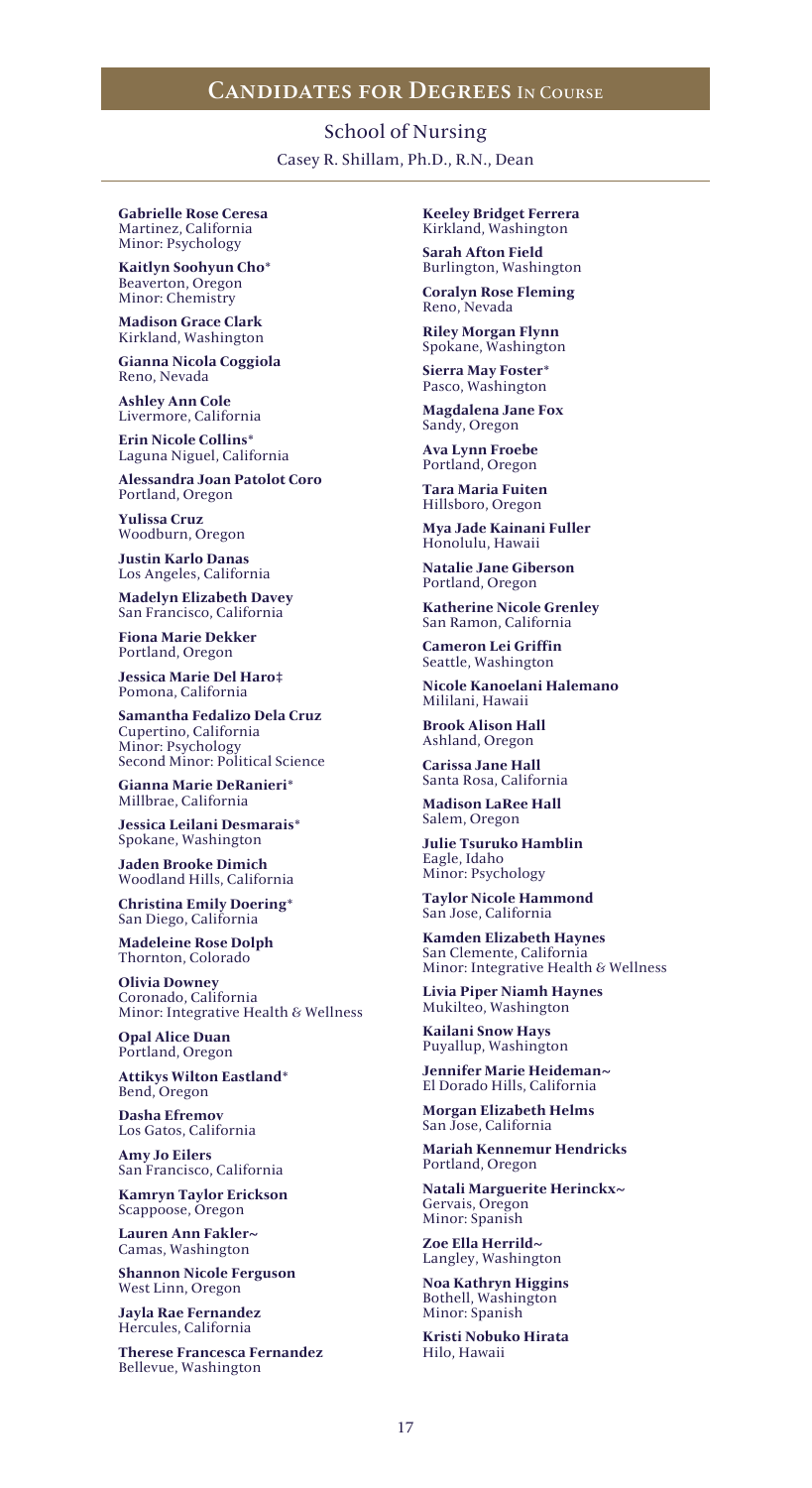## Candidates for Degrees In Course

### School of Nursing

Casey R. Shillam, Ph.D., R.N., Dean

**Gabrielle Rose Ceresa**
Martinez, California
Minor: Psychology

**Kaitlyn Soohyun Cho***
Beaverton, Oregon
Minor: Chemistry

**Madison Grace Clark**
Kirkland, Washington

**Gianna Nicola Coggiola**
Reno, Nevada

**Ashley Ann Cole**
Livermore, California

**Erin Nicole Collins***
Laguna Niguel, California

**Alessandra Joan Patolot Coro**
Portland, Oregon

**Yulissa Cruz**
Woodburn, Oregon

**Justin Karlo Danas**
Los Angeles, California

**Madelyn Elizabeth Davey**
San Francisco, California

**Fiona Marie Dekker**
Portland, Oregon

**Jessica Marie Del Haro‡**
Pomona, California

**Samantha Fedalizo Dela Cruz**
Cupertino, California
Minor: Psychology
Second Minor: Political Science

**Gianna Marie DeRanieri***
Millbrae, California

**Jessica Leilani Desmarais***
Spokane, Washington

**Jaden Brooke Dimich**
Woodland Hills, California

**Christina Emily Doering***
San Diego, California

**Madeleine Rose Dolph**
Thornton, Colorado

**Olivia Downey**
Coronado, California
Minor: Integrative Health & Wellness

**Opal Alice Duan**
Portland, Oregon

**Attikys Wilton Eastland***
Bend, Oregon

**Dasha Efremov**
Los Gatos, California

**Amy Jo Eilers**
San Francisco, California

**Kamryn Taylor Erickson**
Scappoose, Oregon

**Lauren Ann Fakler~**
Camas, Washington

**Shannon Nicole Ferguson**
West Linn, Oregon

**Jayla Rae Fernandez**
Hercules, California

**Therese Francesca Fernandez**
Bellevue, Washington

**Keeley Bridget Ferrera**
Kirkland, Washington

**Sarah Afton Field**
Burlington, Washington

**Coralyn Rose Fleming**
Reno, Nevada

**Riley Morgan Flynn**
Spokane, Washington

**Sierra May Foster***
Pasco, Washington

**Magdalena Jane Fox**
Sandy, Oregon

**Ava Lynn Froebe**
Portland, Oregon

**Tara Maria Fuiten**
Hillsboro, Oregon

**Mya Jade Kainani Fuller**
Honolulu, Hawaii

**Natalie Jane Giberson**
Portland, Oregon

**Katherine Nicole Grenley**
San Ramon, California

**Cameron Lei Griffin**
Seattle, Washington

**Nicole Kanoelani Halemano**
Mililani, Hawaii

**Brook Alison Hall**
Ashland, Oregon

**Carissa Jane Hall**
Santa Rosa, California

**Madison LaRee Hall**
Salem, Oregon

**Julie Tsuruko Hamblin**
Eagle, Idaho
Minor: Psychology

**Taylor Nicole Hammond**
San Jose, California

**Kamden Elizabeth Haynes**
San Clemente, California
Minor: Integrative Health & Wellness

**Livia Piper Niamh Haynes**
Mukilteo, Washington

**Kailani Snow Hays**
Puyallup, Washington

**Jennifer Marie Heideman~**
El Dorado Hills, California

**Morgan Elizabeth Helms**
San Jose, California

**Mariah Kennemur Hendricks**
Portland, Oregon

**Natali Marguerite Herinckx~**
Gervais, Oregon
Minor: Spanish

**Zoe Ella Herrild~**
Langley, Washington

**Noa Kathryn Higgins**
Bothell, Washington
Minor: Spanish

**Kristi Nobuko Hirata**
Hilo, Hawaii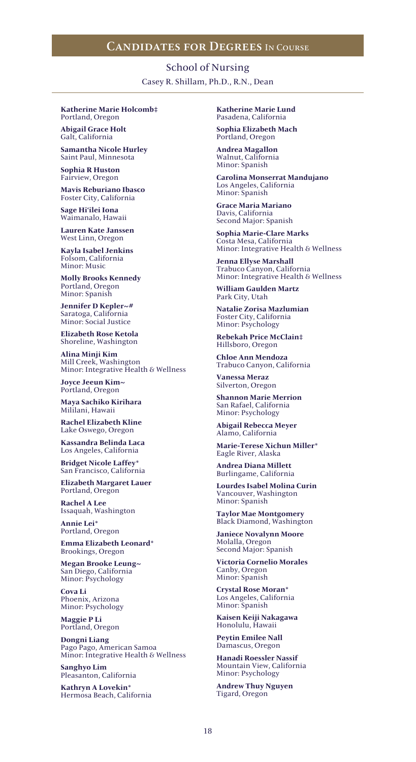## Candidates for Degrees In Course

### School of Nursing

Casey R. Shillam, Ph.D., R.N., Dean

**Katherine Marie Holcomb‡**
Portland, Oregon

**Abigail Grace Holt**
Galt, California

**Samantha Nicole Hurley**
Saint Paul, Minnesota

**Sophia R Huston**
Fairview, Oregon

**Mavis Reburiano Ibasco**
Foster City, California

**Sage Hi'ilei Iona**
Waimanalo, Hawaii

**Lauren Kate Janssen**
West Linn, Oregon

**Kayla Isabel Jenkins**
Folsom, California
Minor: Music

**Molly Brooks Kennedy**
Portland, Oregon
Minor: Spanish

**Jennifer D Kepler~#**
Saratoga, California
Minor: Social Justice

**Elizabeth Rose Ketola**
Shoreline, Washington

**Alina Minji Kim**
Mill Creek, Washington
Minor: Integrative Health & Wellness

**Joyce Jeeun Kim~**
Portland, Oregon

**Maya Sachiko Kirihara**
Mililani, Hawaii

**Rachel Elizabeth Kline**
Lake Oswego, Oregon

**Kassandra Belinda Laca**
Los Angeles, California

**Bridget Nicole Laffey***
San Francisco, California

**Elizabeth Margaret Lauer**
Portland, Oregon

**Rachel A Lee**
Issaquah, Washington

**Annie Lei***
Portland, Oregon

**Emma Elizabeth Leonard***
Brookings, Oregon

**Megan Brooke Leung~**
San Diego, California
Minor: Psychology

**Cova Li**
Phoenix, Arizona
Minor: Psychology

**Maggie P Li**
Portland, Oregon

**Dongni Liang**
Pago Pago, American Samoa
Minor: Integrative Health & Wellness

**Sanghyo Lim**
Pleasanton, California

**Kathryn A Lovekin***
Hermosa Beach, California

**Katherine Marie Lund**
Pasadena, California

**Sophia Elizabeth Mach**
Portland, Oregon

**Andrea Magallon**
Walnut, California
Minor: Spanish

**Carolina Monserrat Mandujano**
Los Angeles, California
Minor: Spanish

**Grace Maria Mariano**
Davis, California
Second Major: Spanish

**Sophia Marie-Clare Marks**
Costa Mesa, California
Minor: Integrative Health & Wellness

**Jenna Ellyse Marshall**
Trabuco Canyon, California
Minor: Integrative Health & Wellness

**William Gaulden Martz**
Park City, Utah

**Natalie Zorisa Mazlumian**
Foster City, California
Minor: Psychology

**Rebekah Price McClain‡**
Hillsboro, Oregon

**Chloe Ann Mendoza**
Trabuco Canyon, California

**Vanessa Meraz**
Silverton, Oregon

**Shannon Marie Merrion**
San Rafael, California
Minor: Psychology

**Abigail Rebecca Meyer**
Alamo, California

**Marie-Terese Xichun Miller***
Eagle River, Alaska

**Andrea Diana Millett**
Burlingame, California

**Lourdes Isabel Molina Curin**
Vancouver, Washington
Minor: Spanish

**Taylor Mae Montgomery**
Black Diamond, Washington

**Janiece Novalynn Moore**
Molalla, Oregon
Second Major: Spanish

**Victoria Cornelio Morales**
Canby, Oregon
Minor: Spanish

**Crystal Rose Moran***
Los Angeles, California
Minor: Spanish

**Kaisen Keiji Nakagawa**
Honolulu, Hawaii

**Peytin Emilee Nall**
Damascus, Oregon

**Hanadi Roessler Nassif**
Mountain View, California
Minor: Psychology

**Andrew Thuy Nguyen**
Tigard, Oregon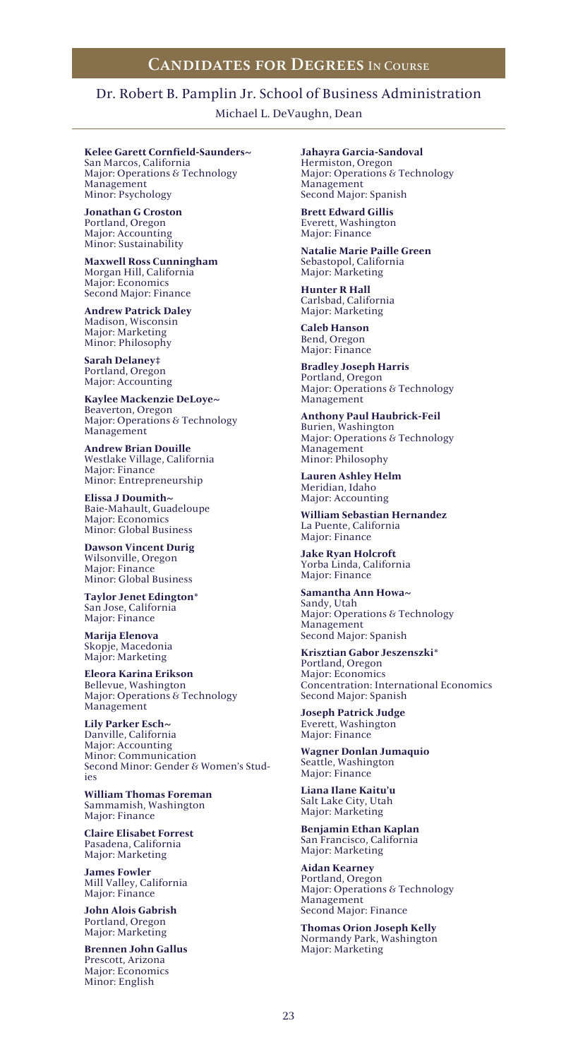## Candidates for Degrees In Course

### Dr. Robert B. Pamplin Jr. School of Business Administration

Michael L. DeVaughn, Dean

**Kelee Garett Cornfield-Saunders~**
San Marcos, California
Major: Operations & Technology Management
Minor: Psychology

**Jonathan G Croston**
Portland, Oregon
Major: Accounting
Minor: Sustainability

**Maxwell Ross Cunningham**
Morgan Hill, California
Major: Economics
Second Major: Finance

**Andrew Patrick Daley**
Madison, Wisconsin
Major: Marketing
Minor: Philosophy

**Sarah Delaney‡**
Portland, Oregon
Major: Accounting

**Kaylee Mackenzie DeLoye~**
Beaverton, Oregon
Major: Operations & Technology Management

**Andrew Brian Douille**
Westlake Village, California
Major: Finance
Minor: Entrepreneurship

**Elissa J Doumith~**
Baie-Mahault, Guadeloupe
Major: Economics
Minor: Global Business

**Dawson Vincent Durig**
Wilsonville, Oregon
Major: Finance
Minor: Global Business

**Taylor Jenet Edington***
San Jose, California
Major: Finance

**Marija Elenova**
Skopje, Macedonia
Major: Marketing

**Eleora Karina Erikson**
Bellevue, Washington
Major: Operations & Technology Management

**Lily Parker Esch~**
Danville, California
Major: Accounting
Minor: Communication
Second Minor: Gender & Women's Studies

**William Thomas Foreman**
Sammamish, Washington
Major: Finance

**Claire Elisabet Forrest**
Pasadena, California
Major: Marketing

**James Fowler**
Mill Valley, California
Major: Finance

**John Alois Gabrish**
Portland, Oregon
Major: Marketing

**Brennen John Gallus**
Prescott, Arizona
Major: Economics
Minor: English

**Jahayra Garcia-Sandoval**
Hermiston, Oregon
Major: Operations & Technology Management
Second Major: Spanish

**Brett Edward Gillis**
Everett, Washington
Major: Finance

**Natalie Marie Paille Green**
Sebastopol, California
Major: Marketing

**Hunter R Hall**
Carlsbad, California
Major: Marketing

**Caleb Hanson**
Bend, Oregon
Major: Finance

**Bradley Joseph Harris**
Portland, Oregon
Major: Operations & Technology Management

**Anthony Paul Haubrick-Feil**
Burien, Washington
Major: Operations & Technology Management
Minor: Philosophy

**Lauren Ashley Helm**
Meridian, Idaho
Major: Accounting

**William Sebastian Hernandez**
La Puente, California
Major: Finance

**Jake Ryan Holcroft**
Yorba Linda, California
Major: Finance

**Samantha Ann Howa~**
Sandy, Utah
Major: Operations & Technology Management
Second Major: Spanish

**Krisztian Gabor Jeszenszki***
Portland, Oregon
Major: Economics
Concentration: International Economics
Second Major: Spanish

**Joseph Patrick Judge**
Everett, Washington
Major: Finance

**Wagner Donlan Jumaquio**
Seattle, Washington
Major: Finance

**Liana Ilane Kaitu'u**
Salt Lake City, Utah
Major: Marketing

**Benjamin Ethan Kaplan**
San Francisco, California
Major: Marketing

**Aidan Kearney**
Portland, Oregon
Major: Operations & Technology Management
Second Major: Finance

**Thomas Orion Joseph Kelly**
Normandy Park, Washington
Major: Marketing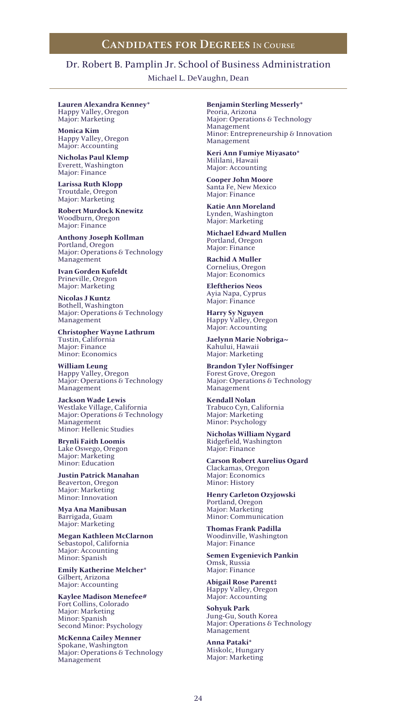## Candidates for Degrees In Course

### Dr. Robert B. Pamplin Jr. School of Business Administration

Michael L. DeVaughn, Dean

**Lauren Alexandra Kenney***
Happy Valley, Oregon
Major: Marketing

**Monica Kim**
Happy Valley, Oregon
Major: Accounting

**Nicholas Paul Klemp**
Everett, Washington
Major: Finance

**Larissa Ruth Klopp**
Troutdale, Oregon
Major: Marketing

**Robert Murdock Knewitz**
Woodburn, Oregon
Major: Finance

**Anthony Joseph Kollman**
Portland, Oregon
Major: Operations & Technology Management

**Ivan Gorden Kufeldt**
Prineville, Oregon
Major: Marketing

**Nicolas J Kuntz**
Bothell, Washington
Major: Operations & Technology Management

**Christopher Wayne Lathrum**
Tustin, California
Major: Finance
Minor: Economics

**William Leung**
Happy Valley, Oregon
Major: Operations & Technology Management

**Jackson Wade Lewis**
Westlake Village, California
Major: Operations & Technology Management
Minor: Hellenic Studies

**Brynli Faith Loomis**
Lake Oswego, Oregon
Major: Marketing
Minor: Education

**Justin Patrick Manahan**
Beaverton, Oregon
Major: Marketing
Minor: Innovation

**Mya Ana Manibusan**
Barrigada, Guam
Major: Marketing

**Megan Kathleen McClarnon**
Sebastopol, California
Major: Accounting
Minor: Spanish

**Emily Katherine Melcher***
Gilbert, Arizona
Major: Accounting

**Kaylee Madison Menefee#**
Fort Collins, Colorado
Major: Marketing
Minor: Spanish
Second Minor: Psychology

**McKenna Cailey Menner**
Spokane, Washington
Major: Operations & Technology Management

**Benjamin Sterling Messerly***
Peoria, Arizona
Major: Operations & Technology Management
Minor: Entrepreneurship & Innovation Management

**Keri Ann Fumiye Miyasato***
Mililani, Hawaii
Major: Accounting

**Cooper John Moore**
Santa Fe, New Mexico
Major: Finance

**Katie Ann Moreland**
Lynden, Washington
Major: Marketing

**Michael Edward Mullen**
Portland, Oregon
Major: Finance

**Rachid A Muller**
Cornelius, Oregon
Major: Economics

**Eleftherios Neos**
Ayia Napa, Cyprus
Major: Finance

**Harry Sy Nguyen**
Happy Valley, Oregon
Major: Accounting

**Jaelynn Marie Nobriga~**
Kahului, Hawaii
Major: Marketing

**Brandon Tyler Noffsinger**
Forest Grove, Oregon
Major: Operations & Technology Management

**Kendall Nolan**
Trabuco Cyn, California
Major: Marketing
Minor: Psychology

**Nicholas William Nygard**
Ridgefield, Washington
Major: Finance

**Carson Robert Aurelius Ogard**
Clackamas, Oregon
Major: Economics
Minor: History

**Henry Carleton Ozyjowski**
Portland, Oregon
Major: Marketing
Minor: Communication

**Thomas Frank Padilla**
Woodinville, Washington
Major: Finance

**Semen Evgenievich Pankin**
Omsk, Russia
Major: Finance

**Abigail Rose Parent‡**
Happy Valley, Oregon
Major: Accounting

**Sohyuk Park**
Jung-Gu, South Korea
Major: Operations & Technology Management

**Anna Pataki***
Miskolc, Hungary
Major: Marketing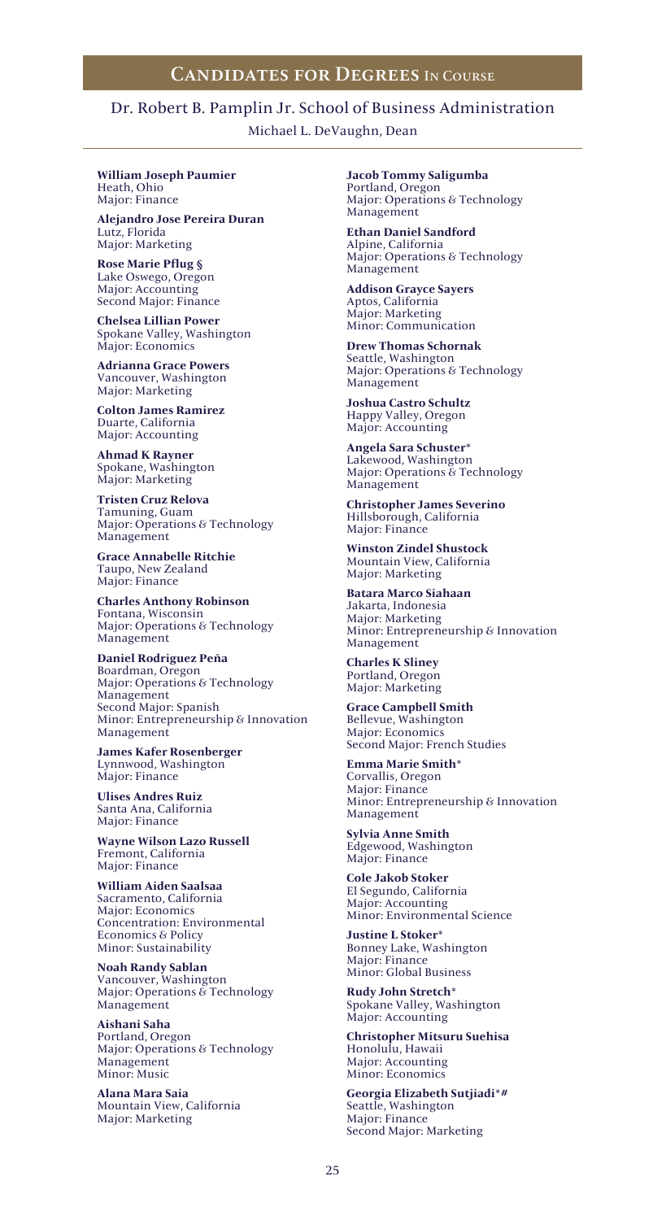## Candidates for Degrees In Course

### Dr. Robert B. Pamplin Jr. School of Business Administration

Michael L. DeVaughn, Dean

**William Joseph Paumier**
Heath, Ohio
Major: Finance

**Alejandro Jose Pereira Duran**
Lutz, Florida
Major: Marketing

**Rose Marie Pflug §**
Lake Oswego, Oregon
Major: Accounting
Second Major: Finance

**Chelsea Lillian Power**
Spokane Valley, Washington
Major: Economics

**Adrianna Grace Powers**
Vancouver, Washington
Major: Marketing

**Colton James Ramirez**
Duarte, California
Major: Accounting

**Ahmad K Rayner**
Spokane, Washington
Major: Marketing

**Tristen Cruz Relova**
Tamuning, Guam
Major: Operations & Technology Management

**Grace Annabelle Ritchie**
Taupo, New Zealand
Major: Finance

**Charles Anthony Robinson**
Fontana, Wisconsin
Major: Operations & Technology Management

**Daniel Rodriguez Peña**
Boardman, Oregon
Major: Operations & Technology Management
Second Major: Spanish
Minor: Entrepreneurship & Innovation Management

**James Kafer Rosenberger**
Lynnwood, Washington
Major: Finance

**Ulises Andres Ruiz**
Santa Ana, California
Major: Finance

**Wayne Wilson Lazo Russell**
Fremont, California
Major: Finance

**William Aiden Saalsaa**
Sacramento, California
Major: Economics
Concentration: Environmental Economics & Policy
Minor: Sustainability

**Noah Randy Sablan**
Vancouver, Washington
Major: Operations & Technology Management

**Aishani Saha**
Portland, Oregon
Major: Operations & Technology Management
Minor: Music

**Alana Mara Saia**
Mountain View, California
Major: Marketing

**Jacob Tommy Saligumba**
Portland, Oregon
Major: Operations & Technology Management

**Ethan Daniel Sandford**
Alpine, California
Major: Operations & Technology Management

**Addison Grayce Sayers**
Aptos, California
Major: Marketing
Minor: Communication

**Drew Thomas Schornak**
Seattle, Washington
Major: Operations & Technology Management

**Joshua Castro Schultz**
Happy Valley, Oregon
Major: Accounting

**Angela Sara Schuster***
Lakewood, Washington
Major: Operations & Technology Management

**Christopher James Severino**
Hillsborough, California
Major: Finance

**Winston Zindel Shustock**
Mountain View, California
Major: Marketing

**Batara Marco Siahaan**
Jakarta, Indonesia
Major: Marketing
Minor: Entrepreneurship & Innovation Management

**Charles K Sliney**
Portland, Oregon
Major: Marketing

**Grace Campbell Smith**
Bellevue, Washington
Major: Economics
Second Major: French Studies

**Emma Marie Smith***
Corvallis, Oregon
Major: Finance
Minor: Entrepreneurship & Innovation Management

**Sylvia Anne Smith**
Edgewood, Washington
Major: Finance

**Cole Jakob Stoker**
El Segundo, California
Major: Accounting
Minor: Environmental Science

**Justine L Stoker***
Bonney Lake, Washington
Major: Finance
Minor: Global Business

**Rudy John Stretch***
Spokane Valley, Washington
Major: Accounting

**Christopher Mitsuru Suehisa**
Honolulu, Hawaii
Major: Accounting
Minor: Economics

**Georgia Elizabeth Sutjiadi*#**
Seattle, Washington
Major: Finance
Second Major: Marketing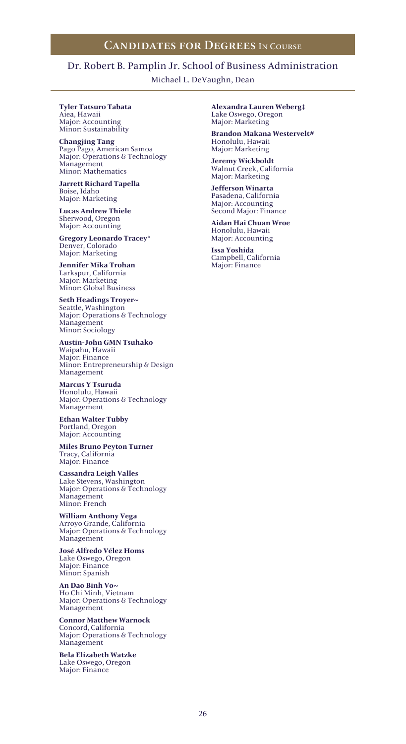## Candidates for Degrees In Course

### Dr. Robert B. Pamplin Jr. School of Business Administration

Michael L. DeVaughn, Dean

**Tyler Tatsuro Tabata**
Aiea, Hawaii
Major: Accounting
Minor: Sustainability

**Changjing Tang**
Pago Pago, American Samoa
Major: Operations & Technology Management
Minor: Mathematics

**Jarrett Richard Tapella**
Boise, Idaho
Major: Marketing

**Lucas Andrew Thiele**
Sherwood, Oregon
Major: Accounting

**Gregory Leonardo Tracey***
Denver, Colorado
Major: Marketing

**Jennifer Mika Trohan**
Larkspur, California
Major: Marketing
Minor: Global Business

**Seth Headings Troyer~**
Seattle, Washington
Major: Operations & Technology Management
Minor: Sociology

**Austin-John GMN Tsuhako**
Waipahu, Hawaii
Major: Finance
Minor: Entrepreneurship & Design Management

**Marcus Y Tsuruda**
Honolulu, Hawaii
Major: Operations & Technology Management

**Ethan Walter Tubby**
Portland, Oregon
Major: Accounting

**Miles Bruno Peyton Turner**
Tracy, California
Major: Finance

**Cassandra Leigh Valles**
Lake Stevens, Washington
Major: Operations & Technology Management
Minor: French

**William Anthony Vega**
Arroyo Grande, California
Major: Operations & Technology Management

**José Alfredo Vélez Homs**
Lake Oswego, Oregon
Major: Finance
Minor: Spanish

**An Dao Binh Vo~**
Ho Chi Minh, Vietnam
Major: Operations & Technology Management

**Connor Matthew Warnock**
Concord, California
Major: Operations & Technology Management

**Bela Elizabeth Watzke**
Lake Oswego, Oregon
Major: Finance

**Alexandra Lauren Weberg‡**
Lake Oswego, Oregon
Major: Marketing

**Brandon Makana Westervelt#**
Honolulu, Hawaii
Major: Marketing

**Jeremy Wickboldt**
Walnut Creek, California
Major: Marketing

**Jefferson Winarta**
Pasadena, California
Major: Accounting
Second Major: Finance

**Aidan Hai Chuan Wroe**
Honolulu, Hawaii
Major: Accounting

**Issa Yoshida**
Campbell, California
Major: Finance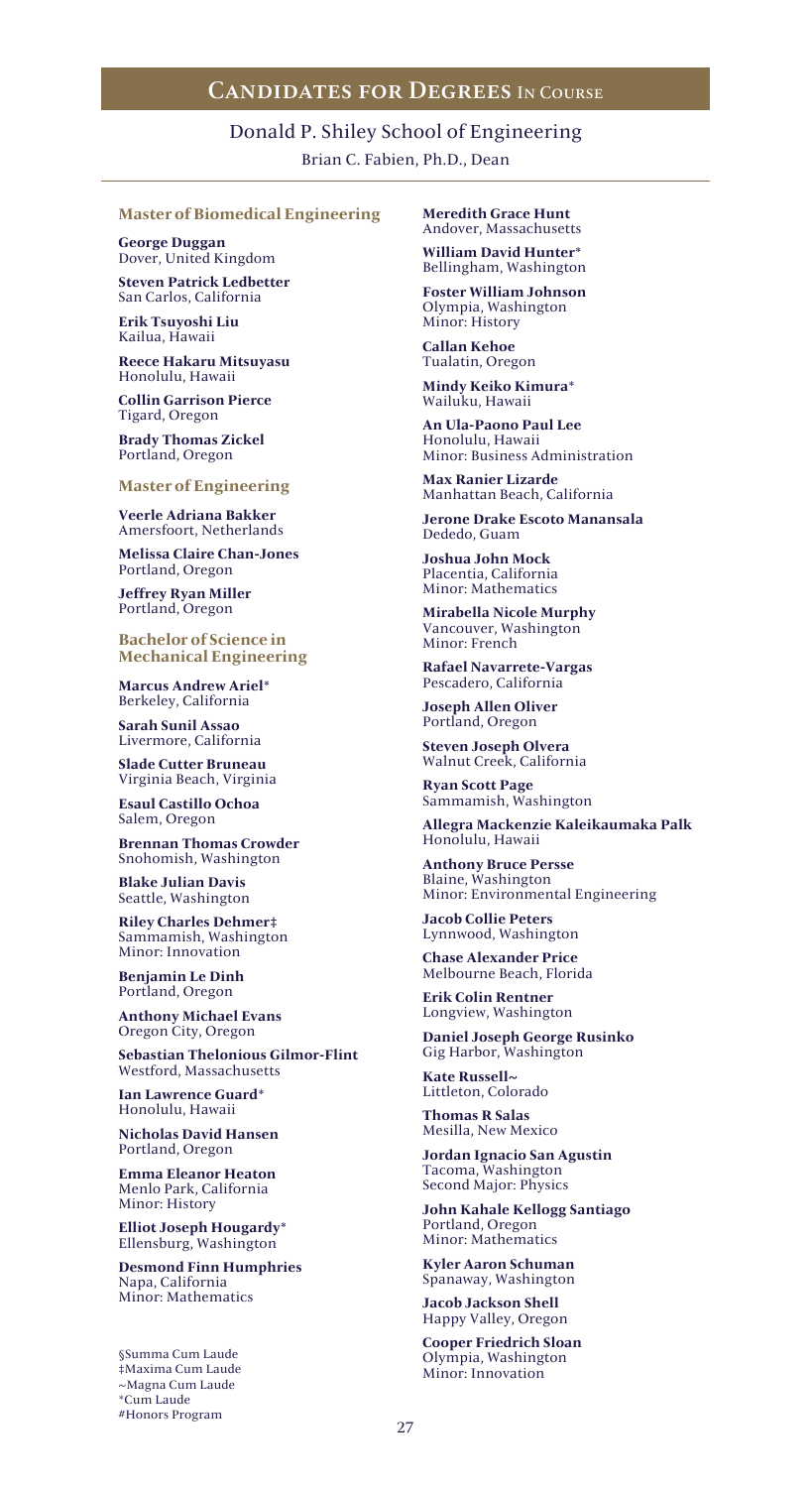## Candidates for Degrees In Course

### Donald P. Shiley School of Engineering

Brian C. Fabien, Ph.D., Dean

#### Master of Biomedical Engineering

**George Duggan**
Dover, United Kingdom

**Steven Patrick Ledbetter**
San Carlos, California

**Erik Tsuyoshi Liu**
Kailua, Hawaii

**Reece Hakaru Mitsuyasu**
Honolulu, Hawaii

**Collin Garrison Pierce**
Tigard, Oregon

**Brady Thomas Zickel**
Portland, Oregon

#### Master of Engineering

**Veerle Adriana Bakker**
Amersfoort, Netherlands

**Melissa Claire Chan-Jones**
Portland, Oregon

**Jeffrey Ryan Miller**
Portland, Oregon

#### Bachelor of Science in Mechanical Engineering

**Marcus Andrew Ariel***
Berkeley, California

**Sarah Sunil Assao**
Livermore, California

**Slade Cutter Bruneau**
Virginia Beach, Virginia

**Esaul Castillo Ochoa**
Salem, Oregon

**Brennan Thomas Crowder**
Snohomish, Washington

**Blake Julian Davis**
Seattle, Washington

**Riley Charles Dehmer‡**
Sammamish, Washington
Minor: Innovation

**Benjamin Le Dinh**
Portland, Oregon

**Anthony Michael Evans**
Oregon City, Oregon

**Sebastian Thelonious Gilmor-Flint**
Westford, Massachusetts

**Ian Lawrence Guard***
Honolulu, Hawaii

**Nicholas David Hansen**
Portland, Oregon

**Emma Eleanor Heaton**
Menlo Park, California
Minor: History

**Elliot Joseph Hougardy***
Ellensburg, Washington

**Desmond Finn Humphries**
Napa, California
Minor: Mathematics

**Meredith Grace Hunt**
Andover, Massachusetts

**William David Hunter***
Bellingham, Washington

**Foster William Johnson**
Olympia, Washington
Minor: History

**Callan Kehoe**
Tualatin, Oregon

**Mindy Keiko Kimura***
Wailuku, Hawaii

**An Ula-Paono Paul Lee**
Honolulu, Hawaii
Minor: Business Administration

**Max Ranier Lizarde**
Manhattan Beach, California

**Jerone Drake Escoto Manansala**
Dededo, Guam

**Joshua John Mock**
Placentia, California
Minor: Mathematics

**Mirabella Nicole Murphy**
Vancouver, Washington
Minor: French

**Rafael Navarrete-Vargas**
Pescadero, California

**Joseph Allen Oliver**
Portland, Oregon

**Steven Joseph Olvera**
Walnut Creek, California

**Ryan Scott Page**
Sammamish, Washington

**Allegra Mackenzie Kaleikaumaka Palk**
Honolulu, Hawaii

**Anthony Bruce Persse**
Blaine, Washington
Minor: Environmental Engineering

**Jacob Collie Peters**
Lynnwood, Washington

**Chase Alexander Price**
Melbourne Beach, Florida

**Erik Colin Rentner**
Longview, Washington

**Daniel Joseph George Rusinko**
Gig Harbor, Washington

**Kate Russell~**
Littleton, Colorado

**Thomas R Salas**
Mesilla, New Mexico

**Jordan Ignacio San Agustin**
Tacoma, Washington
Second Major: Physics

**John Kahale Kellogg Santiago**
Portland, Oregon
Minor: Mathematics

**Kyler Aaron Schuman**
Spanaway, Washington

**Jacob Jackson Shell**
Happy Valley, Oregon

**Cooper Friedrich Sloan**
Olympia, Washington
Minor: Innovation

§Summa Cum Laude
‡Maxima Cum Laude
~Magna Cum Laude
*Cum Laude
#Honors Program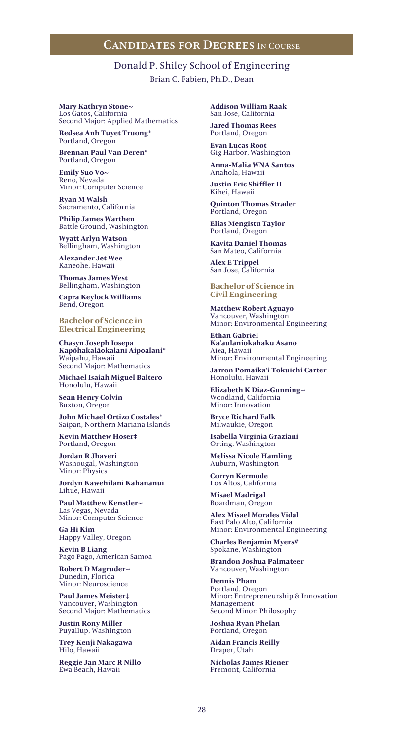## Candidates for Degrees In Course

### Donald P. Shiley School of Engineering

Brian C. Fabien, Ph.D., Dean

**Mary Kathryn Stone~**
Los Gatos, California
Second Major: Applied Mathematics

**Redsea Anh Tuyet Truong***
Portland, Oregon

**Brennan Paul Van Deren***
Portland, Oregon

**Emily Suo Vo~**
Reno, Nevada
Minor: Computer Science

**Ryan M Walsh**
Sacramento, California

**Philip James Warthen**
Battle Ground, Washington

**Wyatt Arlyn Watson**
Bellingham, Washington

**Alexander Jet Wee**
Kaneohe, Hawaii

**Thomas James West**
Bellingham, Washington

**Capra Keylock Williams**
Bend, Oregon

#### Bachelor of Science in Electrical Engineering

**Chasyn Joseph Iosepa Kapōhakalāokalani Aipoalani***
Waipahu, Hawaii
Second Major: Mathematics

**Michael Isaiah Miguel Baltero**
Honolulu, Hawaii

**Sean Henry Colvin**
Buxton, Oregon

**John Michael Ortizo Costales***
Saipan, Northern Mariana Islands

**Kevin Matthew Hoser‡**
Portland, Oregon

**Jordan R Jhaveri**
Washougal, Washington
Minor: Physics

**Jordyn Kawehilani Kahananui**
Lihue, Hawaii

**Paul Matthew Kenstler~**
Las Vegas, Nevada
Minor: Computer Science

**Ga Hi Kim**
Happy Valley, Oregon

**Kevin B Liang**
Pago Pago, American Samoa

**Robert D Magruder~**
Dunedin, Florida
Minor: Neuroscience

**Paul James Meister‡**
Vancouver, Washington
Second Major: Mathematics

**Justin Rony Miller**
Puyallup, Washington

**Trey Kenji Nakagawa**
Hilo, Hawaii

**Reggie Jan Marc R Nillo**
Ewa Beach, Hawaii

**Addison William Raak**
San Jose, California

**Jared Thomas Rees**
Portland, Oregon

**Evan Lucas Root**
Gig Harbor, Washington

**Anna-Malia WNA Santos**
Anahola, Hawaii

**Justin Eric Shiffler II**
Kihei, Hawaii

**Quinton Thomas Strader**
Portland, Oregon

**Elias Mengistu Taylor**
Portland, Oregon

**Kavita Daniel Thomas**
San Mateo, California

**Alex E Trippel**
San Jose, California

#### Bachelor of Science in Civil Engineering

**Matthew Robert Aguayo**
Vancouver, Washington
Minor: Environmental Engineering

**Ethan Gabriel Ka'aulaniokahaku Asano**
Aiea, Hawaii
Minor: Environmental Engineering

**Jarron Pomaika'i Tokuichi Carter**
Honolulu, Hawaii

**Elizabeth K Diaz-Gunning~**
Woodland, California
Minor: Innovation

**Bryce Richard Falk**
Milwaukie, Oregon

**Isabella Virginia Graziani**
Orting, Washington

**Melissa Nicole Hamling**
Auburn, Washington

**Corryn Kermode**
Los Altos, California

**Misael Madrigal**
Boardman, Oregon

**Alex Misael Morales Vidal**
East Palo Alto, California
Minor: Environmental Engineering

**Charles Benjamin Myers#**
Spokane, Washington

**Brandon Joshua Palmateer**
Vancouver, Washington

**Dennis Pham**
Portland, Oregon
Minor: Entrepreneurship & Innovation Management
Second Minor: Philosophy

**Joshua Ryan Phelan**
Portland, Oregon

**Aidan Francis Reilly**
Draper, Utah

**Nicholas James Riener**
Fremont, California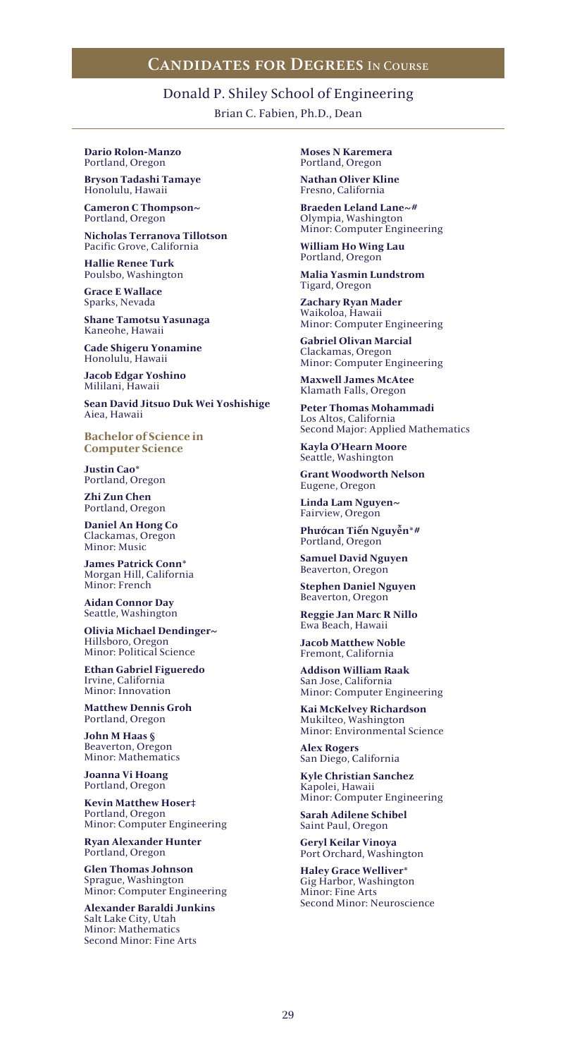## Candidates for Degrees In Course

### Donald P. Shiley School of Engineering

Brian C. Fabien, Ph.D., Dean

**Dario Rolon-Manzo**
Portland, Oregon

**Bryson Tadashi Tamaye**
Honolulu, Hawaii

**Cameron C Thompson~**
Portland, Oregon

**Nicholas Terranova Tillotson**
Pacific Grove, California

**Hallie Renee Turk**
Poulsbo, Washington

**Grace E Wallace**
Sparks, Nevada

**Shane Tamotsu Yasunaga**
Kaneohe, Hawaii

**Cade Shigeru Yonamine**
Honolulu, Hawaii

**Jacob Edgar Yoshino**
Mililani, Hawaii

**Sean David Jitsuo Duk Wei Yoshishige**
Aiea, Hawaii

### Bachelor of Science in Computer Science

**Justin Cao***
Portland, Oregon

**Zhi Zun Chen**
Portland, Oregon

**Daniel An Hong Co**
Clackamas, Oregon
Minor: Music

**James Patrick Conn***
Morgan Hill, California
Minor: French

**Aidan Connor Day**
Seattle, Washington

**Olivia Michael Dendinger~**
Hillsboro, Oregon
Minor: Political Science

**Ethan Gabriel Figueredo**
Irvine, California
Minor: Innovation

**Matthew Dennis Groh**
Portland, Oregon

**John M Haas §**
Beaverton, Oregon
Minor: Mathematics

**Joanna Vi Hoang**
Portland, Oregon

**Kevin Matthew Hoser‡**
Portland, Oregon
Minor: Computer Engineering

**Ryan Alexander Hunter**
Portland, Oregon

**Glen Thomas Johnson**
Sprague, Washington
Minor: Computer Engineering

**Alexander Baraldi Junkins**
Salt Lake City, Utah
Minor: Mathematics
Second Minor: Fine Arts

**Moses N Karemera**
Portland, Oregon

**Nathan Oliver Kline**
Fresno, California

**Braeden Leland Lane~#**
Olympia, Washington
Minor: Computer Engineering

**William Ho Wing Lau**
Portland, Oregon

**Malia Yasmin Lundstrom**
Tigard, Oregon

**Zachary Ryan Mader**
Waikoloa, Hawaii
Minor: Computer Engineering

**Gabriel Olivan Marcial**
Clackamas, Oregon
Minor: Computer Engineering

**Maxwell James McAtee**
Klamath Falls, Oregon

**Peter Thomas Mohammadi**
Los Altos, California
Second Major: Applied Mathematics

**Kayla O'Hearn Moore**
Seattle, Washington

**Grant Woodworth Nelson**
Eugene, Oregon

**Linda Lam Nguyen~**
Fairview, Oregon

**Phướcan Tiến Nguyễn*#**
Portland, Oregon

**Samuel David Nguyen**
Beaverton, Oregon

**Stephen Daniel Nguyen**
Beaverton, Oregon

**Reggie Jan Marc R Nillo**
Ewa Beach, Hawaii

**Jacob Matthew Noble**
Fremont, California

**Addison William Raak**
San Jose, California
Minor: Computer Engineering

**Kai McKelvey Richardson**
Mukilteo, Washington
Minor: Environmental Science

**Alex Rogers**
San Diego, California

**Kyle Christian Sanchez**
Kapolei, Hawaii
Minor: Computer Engineering

**Sarah Adilene Schibel**
Saint Paul, Oregon

**Geryl Keilar Vinoya**
Port Orchard, Washington

**Haley Grace Welliver***
Gig Harbor, Washington
Minor: Fine Arts
Second Minor: Neuroscience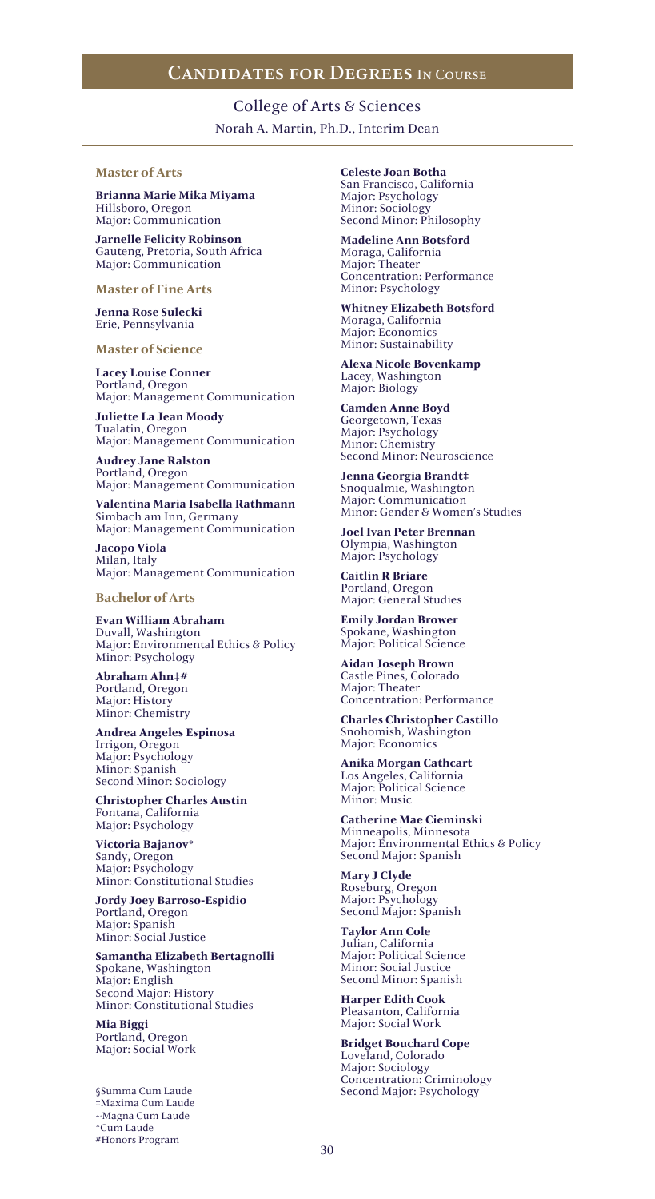# Candidates for Degrees In Course

## College of Arts & Sciences

Norah A. Martin, Ph.D., Interim Dean

### Master of Arts

**Brianna Marie Mika Miyama**
Hillsboro, Oregon
Major: Communication

**Jarnelle Felicity Robinson**
Gauteng, Pretoria, South Africa
Major: Communication

### Master of Fine Arts

**Jenna Rose Sulecki**
Erie, Pennsylvania

### Master of Science

**Lacey Louise Conner**
Portland, Oregon
Major: Management Communication

**Juliette La Jean Moody**
Tualatin, Oregon
Major: Management Communication

**Audrey Jane Ralston**
Portland, Oregon
Major: Management Communication

**Valentina Maria Isabella Rathmann**
Simbach am Inn, Germany
Major: Management Communication

**Jacopo Viola**
Milan, Italy
Major: Management Communication

### Bachelor of Arts

**Evan William Abraham**
Duvall, Washington
Major: Environmental Ethics & Policy
Minor: Psychology

**Abraham Ahn‡#**
Portland, Oregon
Major: History
Minor: Chemistry

**Andrea Angeles Espinosa**
Irrigon, Oregon
Major: Psychology
Minor: Spanish
Second Minor: Sociology

**Christopher Charles Austin**
Fontana, California
Major: Psychology

**Victoria Bajanov***
Sandy, Oregon
Major: Psychology
Minor: Constitutional Studies

**Jordy Joey Barroso-Espidio**
Portland, Oregon
Major: Spanish
Minor: Social Justice

**Samantha Elizabeth Bertagnolli**
Spokane, Washington
Major: English
Second Major: History
Minor: Constitutional Studies

**Mia Biggi**
Portland, Oregon
Major: Social Work

**Celeste Joan Botha**
San Francisco, California
Major: Psychology
Minor: Sociology
Second Minor: Philosophy

**Madeline Ann Botsford**
Moraga, California
Major: Theater
Concentration: Performance
Minor: Psychology

**Whitney Elizabeth Botsford**
Moraga, California
Major: Economics
Minor: Sustainability

**Alexa Nicole Bovenkamp**
Lacey, Washington
Major: Biology

**Camden Anne Boyd**
Georgetown, Texas
Major: Psychology
Minor: Chemistry
Second Minor: Neuroscience

**Jenna Georgia Brandt‡**
Snoqualmie, Washington
Major: Communication
Minor: Gender & Women's Studies

**Joel Ivan Peter Brennan**
Olympia, Washington
Major: Psychology

**Caitlin R Briare**
Portland, Oregon
Major: General Studies

**Emily Jordan Brower**
Spokane, Washington
Major: Political Science

**Aidan Joseph Brown**
Castle Pines, Colorado
Major: Theater
Concentration: Performance

**Charles Christopher Castillo**
Snohomish, Washington
Major: Economics

**Anika Morgan Cathcart**
Los Angeles, California
Major: Political Science
Minor: Music

**Catherine Mae Cieminski**
Minneapolis, Minnesota
Major: Environmental Ethics & Policy
Second Major: Spanish

**Mary J Clyde**
Roseburg, Oregon
Major: Psychology
Second Major: Spanish

**Taylor Ann Cole**
Julian, California
Major: Political Science
Minor: Social Justice
Second Minor: Spanish

**Harper Edith Cook**
Pleasanton, California
Major: Social Work

**Bridget Bouchard Cope**
Loveland, Colorado
Major: Sociology
Concentration: Criminology
Second Major: Psychology

§Summa Cum Laude
‡Maxima Cum Laude
~Magna Cum Laude
*Cum Laude
#Honors Program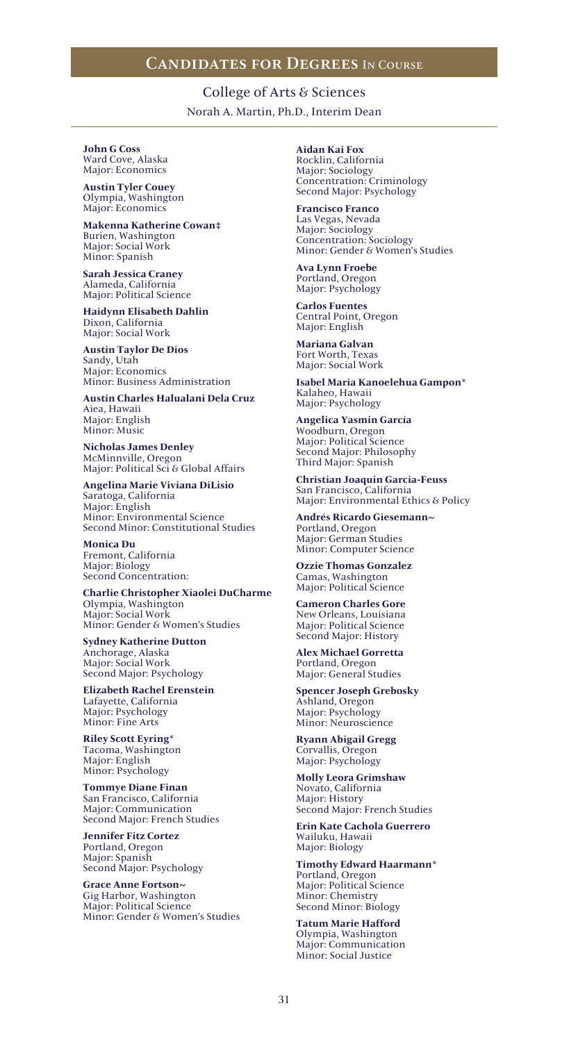## Candidates for Degrees In Course

### College of Arts & Sciences

Norah A. Martin, Ph.D., Interim Dean

**John G Coss**
Ward Cove, Alaska
Major: Economics

**Austin Tyler Couey**
Olympia, Washington
Major: Economics

**Makenna Katherine Cowan‡**
Burien, Washington
Major: Social Work
Minor: Spanish

**Sarah Jessica Craney**
Alameda, California
Major: Political Science

**Haidynn Elisabeth Dahlin**
Dixon, California
Major: Social Work

**Austin Taylor De Dios**
Sandy, Utah
Major: Economics
Minor: Business Administration

**Austin Charles Halualani Dela Cruz**
Aiea, Hawaii
Major: English
Minor: Music

**Nicholas James Denley**
McMinnville, Oregon
Major: Political Sci & Global Affairs

**Angelina Marie Viviana DiLisio**
Saratoga, California
Major: English
Minor: Environmental Science
Second Minor: Constitutional Studies

**Monica Du**
Fremont, California
Major: Biology
Second Concentration:

**Charlie Christopher Xiaolei DuCharme**
Olympia, Washington
Major: Social Work
Minor: Gender & Women's Studies

**Sydney Katherine Dutton**
Anchorage, Alaska
Major: Social Work
Second Major: Psychology

**Elizabeth Rachel Erenstein**
Lafayette, California
Major: Psychology
Minor: Fine Arts

**Riley Scott Eyring***
Tacoma, Washington
Major: English
Minor: Psychology

**Tommye Diane Finan**
San Francisco, California
Major: Communication
Second Major: French Studies

**Jennifer Fitz Cortez**
Portland, Oregon
Major: Spanish
Second Major: Psychology

**Grace Anne Fortson~**
Gig Harbor, Washington
Major: Political Science
Minor: Gender & Women's Studies

**Aidan Kai Fox**
Rocklin, California
Major: Sociology
Concentration: Criminology
Second Major: Psychology

**Francisco Franco**
Las Vegas, Nevada
Major: Sociology
Concentration: Sociology
Minor: Gender & Women's Studies

**Ava Lynn Froebe**
Portland, Oregon
Major: Psychology

**Carlos Fuentes**
Central Point, Oregon
Major: English

**Mariana Galvan**
Fort Worth, Texas
Major: Social Work

**Isabel Maria Kanoelehua Gampon***
Kalaheo, Hawaii
Major: Psychology

**Angelica Yasmin García**
Woodburn, Oregon
Major: Political Science
Second Major: Philosophy
Third Major: Spanish

**Christian Joaquin Garcia-Feuss**
San Francisco, California
Major: Environmental Ethics & Policy

**Andrés Ricardo Giesemann~**
Portland, Oregon
Major: German Studies
Minor: Computer Science

**Ozzie Thomas Gonzalez**
Camas, Washington
Major: Political Science

**Cameron Charles Gore**
New Orleans, Louisiana
Major: Political Science
Second Major: History

**Alex Michael Gorretta**
Portland, Oregon
Major: General Studies

**Spencer Joseph Grebosky**
Ashland, Oregon
Major: Psychology
Minor: Neuroscience

**Ryann Abigail Gregg**
Corvallis, Oregon
Major: Psychology

**Molly Leora Grimshaw**
Novato, California
Major: History
Second Major: French Studies

**Erin Kate Cachola Guerrero**
Wailuku, Hawaii
Major: Biology

**Timothy Edward Haarmann***
Portland, Oregon
Major: Political Science
Minor: Chemistry
Second Minor: Biology

**Tatum Marie Hafford**
Olympia, Washington
Major: Communication
Minor: Social Justice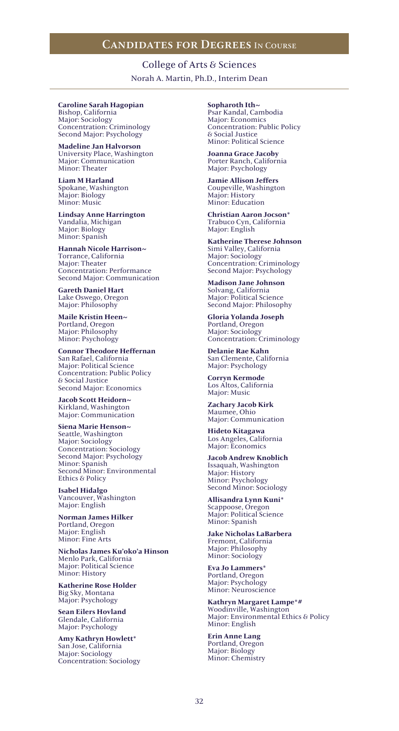## Candidates for Degrees In Course

### College of Arts & Sciences

Norah A. Martin, Ph.D., Interim Dean

**Caroline Sarah Hagopian**
Bishop, California
Major: Sociology
Concentration: Criminology
Second Major: Psychology

**Madeline Jan Halvorson**
University Place, Washington
Major: Communication
Minor: Theater

**Liam M Harland**
Spokane, Washington
Major: Biology
Minor: Music

**Lindsay Anne Harrington**
Vandalia, Michigan
Major: Biology
Minor: Spanish

**Hannah Nicole Harrison~**
Torrance, California
Major: Theater
Concentration: Performance
Second Major: Communication

**Gareth Daniel Hart**
Lake Oswego, Oregon
Major: Philosophy

**Maile Kristin Heen~**
Portland, Oregon
Major: Philosophy
Minor: Psychology

**Connor Theodore Heffernan**
San Rafael, California
Major: Political Science
Concentration: Public Policy & Social Justice
Second Major: Economics

**Jacob Scott Heidorn~**
Kirkland, Washington
Major: Communication

**Siena Marie Henson~**
Seattle, Washington
Major: Sociology
Concentration: Sociology
Second Major: Psychology
Minor: Spanish
Second Minor: Environmental Ethics & Policy

**Isabel Hidalgo**
Vancouver, Washington
Major: English

**Norman James Hilker**
Portland, Oregon
Major: English
Minor: Fine Arts

**Nicholas James Ku'oko'a Hinson**
Menlo Park, California
Major: Political Science
Minor: History

**Katherine Rose Holder**
Big Sky, Montana
Major: Psychology

**Sean Eilers Hovland**
Glendale, California
Major: Psychology

**Amy Kathryn Howlett***
San Jose, California
Major: Sociology
Concentration: Sociology

**Sopharoth Ith~**
Psar Kandal, Cambodia
Major: Economics
Concentration: Public Policy & Social Justice
Minor: Political Science

**Joanna Grace Jacoby**
Porter Ranch, California
Major: Psychology

**Jamie Allison Jeffers**
Coupeville, Washington
Major: History
Minor: Education

**Christian Aaron Jocson***
Trabuco Cyn, California
Major: English

**Katherine Therese Johnson**
Simi Valley, California
Major: Sociology
Concentration: Criminology
Second Major: Psychology

**Madison Jane Johnson**
Solvang, California
Major: Political Science
Second Major: Philosophy

**Gloria Yolanda Joseph**
Portland, Oregon
Major: Sociology
Concentration: Criminology

**Delanie Rae Kahn**
San Clemente, California
Major: Psychology

**Corryn Kermode**
Los Altos, California
Major: Music

**Zachary Jacob Kirk**
Maumee, Ohio
Major: Communication

**Hideto Kitagawa**
Los Angeles, California
Major: Economics

**Jacob Andrew Knoblich**
Issaquah, Washington
Major: History
Minor: Psychology
Second Minor: Sociology

**Allisandra Lynn Kuni***
Scappoose, Oregon
Major: Political Science
Minor: Spanish

**Jake Nicholas LaBarbera**
Fremont, California
Major: Philosophy
Minor: Sociology

**Eva Jo Lammers***
Portland, Oregon
Major: Psychology
Minor: Neuroscience

**Kathryn Margaret Lampe*#**
Woodinville, Washington
Major: Environmental Ethics & Policy
Minor: English

**Erin Anne Lang**
Portland, Oregon
Major: Biology
Minor: Chemistry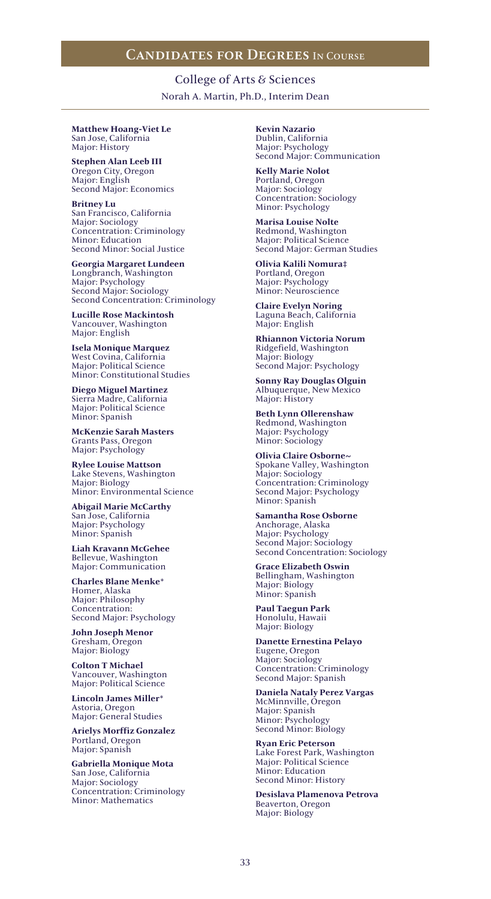## Candidates for Degrees In Course

### College of Arts & Sciences

Norah A. Martin, Ph.D., Interim Dean

**Matthew Hoang-Viet Le**
San Jose, California
Major: History

**Stephen Alan Leeb III**
Oregon City, Oregon
Major: English
Second Major: Economics

**Britney Lu**
San Francisco, California
Major: Sociology
Concentration: Criminology
Minor: Education
Second Minor: Social Justice

**Georgia Margaret Lundeen**
Longbranch, Washington
Major: Psychology
Second Major: Sociology
Second Concentration: Criminology

**Lucille Rose Mackintosh**
Vancouver, Washington
Major: English

**Isela Monique Marquez**
West Covina, California
Major: Political Science
Minor: Constitutional Studies

**Diego Miguel Martinez**
Sierra Madre, California
Major: Political Science
Minor: Spanish

**McKenzie Sarah Masters**
Grants Pass, Oregon
Major: Psychology

**Rylee Louise Mattson**
Lake Stevens, Washington
Major: Biology
Minor: Environmental Science

**Abigail Marie McCarthy**
San Jose, California
Major: Psychology
Minor: Spanish

**Liah Kravann McGehee**
Bellevue, Washington
Major: Communication

**Charles Blane Menke***
Homer, Alaska
Major: Philosophy
Concentration:
Second Major: Psychology

**John Joseph Menor**
Gresham, Oregon
Major: Biology

**Colton T Michael**
Vancouver, Washington
Major: Political Science

**Lincoln James Miller***
Astoria, Oregon
Major: General Studies

**Arielys Morffiz Gonzalez**
Portland, Oregon
Major: Spanish

**Gabriella Monique Mota**
San Jose, California
Major: Sociology
Concentration: Criminology
Minor: Mathematics

**Kevin Nazario**
Dublin, California
Major: Psychology
Second Major: Communication

**Kelly Marie Nolot**
Portland, Oregon
Major: Sociology
Concentration: Sociology
Minor: Psychology

**Marisa Louise Nolte**
Redmond, Washington
Major: Political Science
Second Major: German Studies

**Olivia Kalili Nomura‡**
Portland, Oregon
Major: Psychology
Minor: Neuroscience

**Claire Evelyn Noring**
Laguna Beach, California
Major: English

**Rhiannon Victoria Norum**
Ridgefield, Washington
Major: Biology
Second Major: Psychology

**Sonny Ray Douglas Olguin**
Albuquerque, New Mexico
Major: History

**Beth Lynn Ollerenshaw**
Redmond, Washington
Major: Psychology
Minor: Sociology

**Olivia Claire Osborne~**
Spokane Valley, Washington
Major: Sociology
Concentration: Criminology
Second Major: Psychology
Minor: Spanish

**Samantha Rose Osborne**
Anchorage, Alaska
Major: Psychology
Second Major: Sociology
Second Concentration: Sociology

**Grace Elizabeth Oswin**
Bellingham, Washington
Major: Biology
Minor: Spanish

**Paul Taegun Park**
Honolulu, Hawaii
Major: Biology

**Danette Ernestina Pelayo**
Eugene, Oregon
Major: Sociology
Concentration: Criminology
Second Major: Spanish

**Daniela Nataly Perez Vargas**
McMinnville, Oregon
Major: Spanish
Minor: Psychology
Second Minor: Biology

**Ryan Eric Peterson**
Lake Forest Park, Washington
Major: Political Science
Minor: Education
Second Minor: History

**Desislava Plamenova Petrova**
Beaverton, Oregon
Major: Biology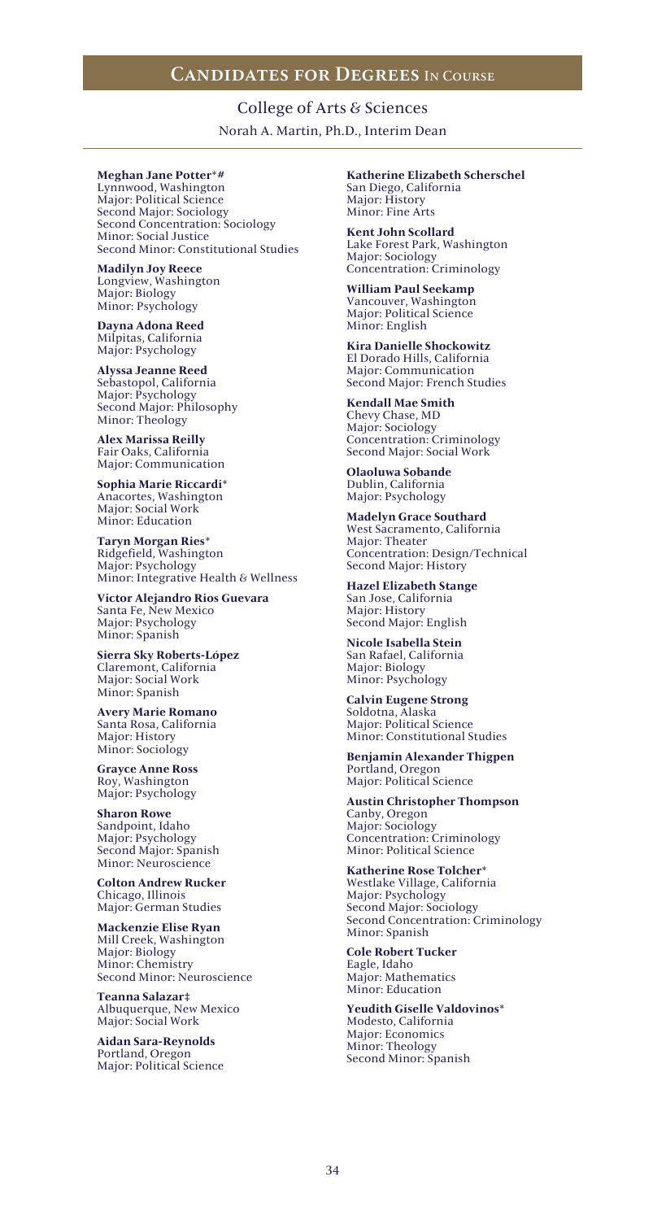## Candidates for Degrees In Course

### College of Arts & Sciences

Norah A. Martin, Ph.D., Interim Dean

**Meghan Jane Potter*#**
Lynnwood, Washington
Major: Political Science
Second Major: Sociology
Second Concentration: Sociology
Minor: Social Justice
Second Minor: Constitutional Studies

**Madilyn Joy Reece**
Longview, Washington
Major: Biology
Minor: Psychology

**Dayna Adona Reed**
Milpitas, California
Major: Psychology

**Alyssa Jeanne Reed**
Sebastopol, California
Major: Psychology
Second Major: Philosophy
Minor: Theology

**Alex Marissa Reilly**
Fair Oaks, California
Major: Communication

**Sophia Marie Riccardi***
Anacortes, Washington
Major: Social Work
Minor: Education

**Taryn Morgan Ries***
Ridgefield, Washington
Major: Psychology
Minor: Integrative Health & Wellness

**Victor Alejandro Rios Guevara**
Santa Fe, New Mexico
Major: Psychology
Minor: Spanish

**Sierra Sky Roberts-López**
Claremont, California
Major: Social Work
Minor: Spanish

**Avery Marie Romano**
Santa Rosa, California
Major: History
Minor: Sociology

**Grayce Anne Ross**
Roy, Washington
Major: Psychology

**Sharon Rowe**
Sandpoint, Idaho
Major: Psychology
Second Major: Spanish
Minor: Neuroscience

**Colton Andrew Rucker**
Chicago, Illinois
Major: German Studies

**Mackenzie Elise Ryan**
Mill Creek, Washington
Major: Biology
Minor: Chemistry
Second Minor: Neuroscience

**Teanna Salazar‡**
Albuquerque, New Mexico
Major: Social Work

**Aidan Sara-Reynolds**
Portland, Oregon
Major: Political Science

**Katherine Elizabeth Scherschel**
San Diego, California
Major: History
Minor: Fine Arts

**Kent John Scollard**
Lake Forest Park, Washington
Major: Sociology
Concentration: Criminology

**William Paul Seekamp**
Vancouver, Washington
Major: Political Science
Minor: English

**Kira Danielle Shockowitz**
El Dorado Hills, California
Major: Communication
Second Major: French Studies

**Kendall Mae Smith**
Chevy Chase, MD
Major: Sociology
Concentration: Criminology
Second Major: Social Work

**Olaoluwa Sobande**
Dublin, California
Major: Psychology

**Madelyn Grace Southard**
West Sacramento, California
Major: Theater
Concentration: Design/Technical
Second Major: History

**Hazel Elizabeth Stange**
San Jose, California
Major: History
Second Major: English

**Nicole Isabella Stein**
San Rafael, California
Major: Biology
Minor: Psychology

**Calvin Eugene Strong**
Soldotna, Alaska
Major: Political Science
Minor: Constitutional Studies

**Benjamin Alexander Thigpen**
Portland, Oregon
Major: Political Science

**Austin Christopher Thompson**
Canby, Oregon
Major: Sociology
Concentration: Criminology
Minor: Political Science

**Katherine Rose Tolcher***
Westlake Village, California
Major: Psychology
Second Major: Sociology
Second Concentration: Criminology
Minor: Spanish

**Cole Robert Tucker**
Eagle, Idaho
Major: Mathematics
Minor: Education

**Yeudith Giselle Valdovinos***
Modesto, California
Major: Economics
Minor: Theology
Second Minor: Spanish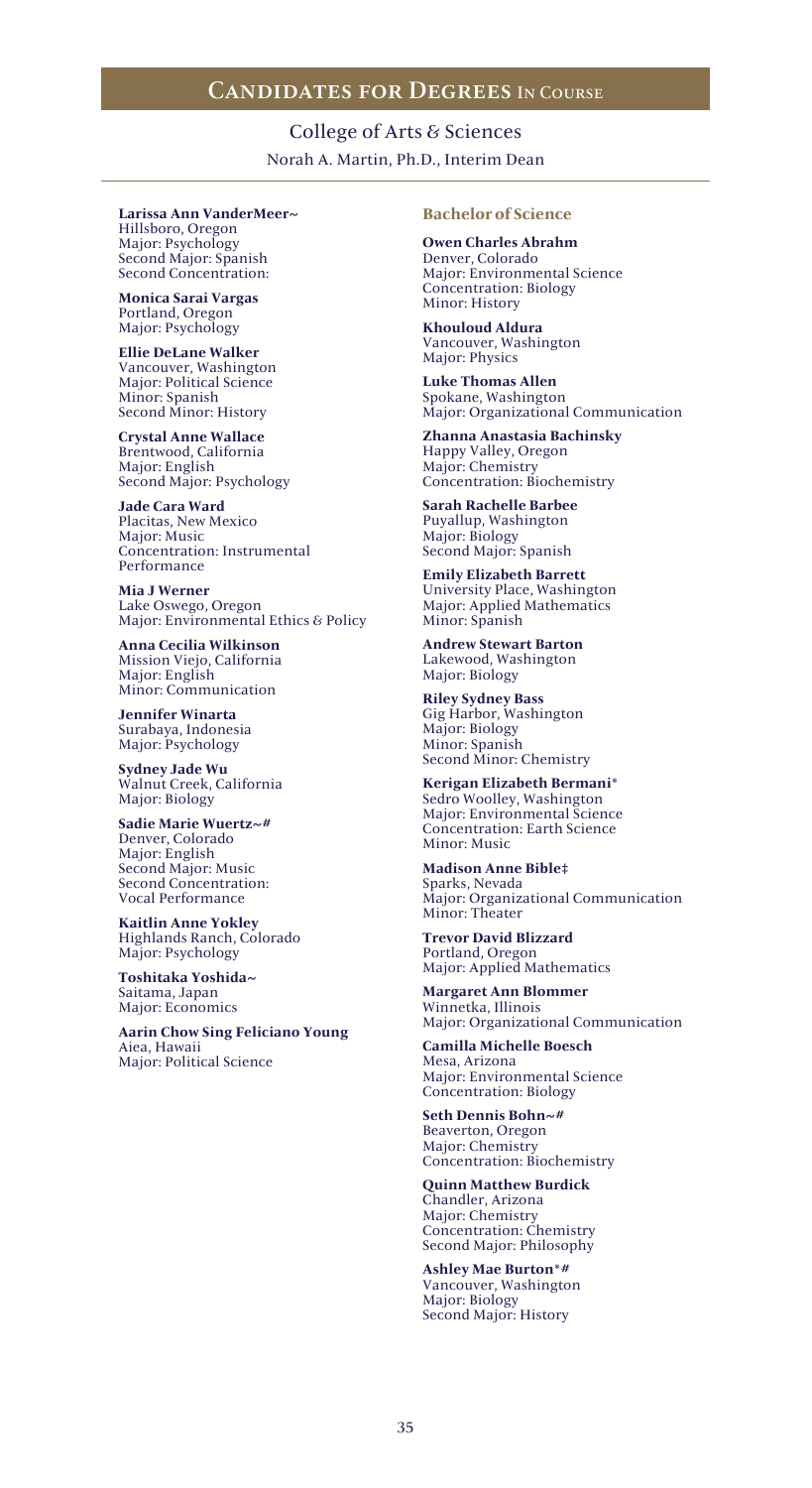# Candidates for Degrees In Course

## College of Arts & Sciences

Norah A. Martin, Ph.D., Interim Dean

**Larissa Ann VanderMeer~**
Hillsboro, Oregon
Major: Psychology
Second Major: Spanish
Second Concentration:

**Monica Sarai Vargas**
Portland, Oregon
Major: Psychology

**Ellie DeLane Walker**
Vancouver, Washington
Major: Political Science
Minor: Spanish
Second Minor: History

**Crystal Anne Wallace**
Brentwood, California
Major: English
Second Major: Psychology

**Jade Cara Ward**
Placitas, New Mexico
Major: Music
Concentration: Instrumental Performance

**Mia J Werner**
Lake Oswego, Oregon
Major: Environmental Ethics & Policy

**Anna Cecilia Wilkinson**
Mission Viejo, California
Major: English
Minor: Communication

**Jennifer Winarta**
Surabaya, Indonesia
Major: Psychology

**Sydney Jade Wu**
Walnut Creek, California
Major: Biology

**Sadie Marie Wuertz~#**
Denver, Colorado
Major: English
Second Major: Music
Second Concentration: Vocal Performance

**Kaitlin Anne Yokley**
Highlands Ranch, Colorado
Major: Psychology

**Toshitaka Yoshida~**
Saitama, Japan
Major: Economics

**Aarin Chow Sing Feliciano Young**
Aiea, Hawaii
Major: Political Science

### Bachelor of Science

**Owen Charles Abrahm**
Denver, Colorado
Major: Environmental Science
Concentration: Biology
Minor: History

**Khouloud Aldura**
Vancouver, Washington
Major: Physics

**Luke Thomas Allen**
Spokane, Washington
Major: Organizational Communication

**Zhanna Anastasia Bachinsky**
Happy Valley, Oregon
Major: Chemistry
Concentration: Biochemistry

**Sarah Rachelle Barbee**
Puyallup, Washington
Major: Biology
Second Major: Spanish

**Emily Elizabeth Barrett**
University Place, Washington
Major: Applied Mathematics
Minor: Spanish

**Andrew Stewart Barton**
Lakewood, Washington
Major: Biology

**Riley Sydney Bass**
Gig Harbor, Washington
Major: Biology
Minor: Spanish
Second Minor: Chemistry

**Kerigan Elizabeth Bermani***
Sedro Woolley, Washington
Major: Environmental Science
Concentration: Earth Science
Minor: Music

**Madison Anne Bible‡**
Sparks, Nevada
Major: Organizational Communication
Minor: Theater

**Trevor David Blizzard**
Portland, Oregon
Major: Applied Mathematics

**Margaret Ann Blommer**
Winnetka, Illinois
Major: Organizational Communication

**Camilla Michelle Boesch**
Mesa, Arizona
Major: Environmental Science
Concentration: Biology

**Seth Dennis Bohn~#**
Beaverton, Oregon
Major: Chemistry
Concentration: Biochemistry

**Quinn Matthew Burdick**
Chandler, Arizona
Major: Chemistry
Concentration: Chemistry
Second Major: Philosophy

**Ashley Mae Burton*#**
Vancouver, Washington
Major: Biology
Second Major: History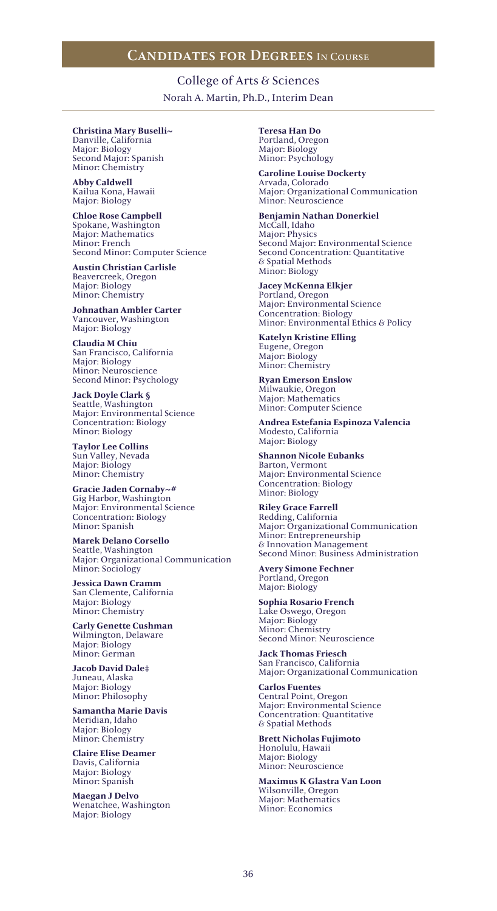## Candidates for Degrees In Course

### College of Arts & Sciences

Norah A. Martin, Ph.D., Interim Dean

**Christina Mary Buselli~**
Danville, California
Major: Biology
Second Major: Spanish
Minor: Chemistry

**Abby Caldwell**
Kailua Kona, Hawaii
Major: Biology

**Chloe Rose Campbell**
Spokane, Washington
Major: Mathematics
Minor: French
Second Minor: Computer Science

**Austin Christian Carlisle**
Beavercreek, Oregon
Major: Biology
Minor: Chemistry

**Johnathan Ambler Carter**
Vancouver, Washington
Major: Biology

**Claudia M Chiu**
San Francisco, California
Major: Biology
Minor: Neuroscience
Second Minor: Psychology

**Jack Doyle Clark §**
Seattle, Washington
Major: Environmental Science
Concentration: Biology
Minor: Biology

**Taylor Lee Collins**
Sun Valley, Nevada
Major: Biology
Minor: Chemistry

**Gracie Jaden Cornaby~#**
Gig Harbor, Washington
Major: Environmental Science
Concentration: Biology
Minor: Spanish

**Marek Delano Corsello**
Seattle, Washington
Major: Organizational Communication
Minor: Sociology

**Jessica Dawn Cramm**
San Clemente, California
Major: Biology
Minor: Chemistry

**Carly Genette Cushman**
Wilmington, Delaware
Major: Biology
Minor: German

**Jacob David Dale‡**
Juneau, Alaska
Major: Biology
Minor: Philosophy

**Samantha Marie Davis**
Meridian, Idaho
Major: Biology
Minor: Chemistry

**Claire Elise Deamer**
Davis, California
Major: Biology
Minor: Spanish

**Maegan J Delvo**
Wenatchee, Washington
Major: Biology

**Teresa Han Do**
Portland, Oregon
Major: Biology
Minor: Psychology

**Caroline Louise Dockerty**
Arvada, Colorado
Major: Organizational Communication
Minor: Neuroscience

**Benjamin Nathan Donerkiel**
McCall, Idaho
Major: Physics
Second Major: Environmental Science
Second Concentration: Quantitative & Spatial Methods
Minor: Biology

**Jacey McKenna Elkjer**
Portland, Oregon
Major: Environmental Science
Concentration: Biology
Minor: Environmental Ethics & Policy

**Katelyn Kristine Elling**
Eugene, Oregon
Major: Biology
Minor: Chemistry

**Ryan Emerson Enslow**
Milwaukie, Oregon
Major: Mathematics
Minor: Computer Science

**Andrea Estefania Espinoza Valencia**
Modesto, California
Major: Biology

**Shannon Nicole Eubanks**
Barton, Vermont
Major: Environmental Science
Concentration: Biology
Minor: Biology

**Riley Grace Farrell**
Redding, California
Major: Organizational Communication
Minor: Entrepreneurship & Innovation Management
Second Minor: Business Administration

**Avery Simone Fechner**
Portland, Oregon
Major: Biology

**Sophia Rosario French**
Lake Oswego, Oregon
Major: Biology
Minor: Chemistry
Second Minor: Neuroscience

**Jack Thomas Friesch**
San Francisco, California
Major: Organizational Communication

**Carlos Fuentes**
Central Point, Oregon
Major: Environmental Science
Concentration: Quantitative & Spatial Methods

**Brett Nicholas Fujimoto**
Honolulu, Hawaii
Major: Biology
Minor: Neuroscience

**Maximus K Glastra Van Loon**
Wilsonville, Oregon
Major: Mathematics
Minor: Economics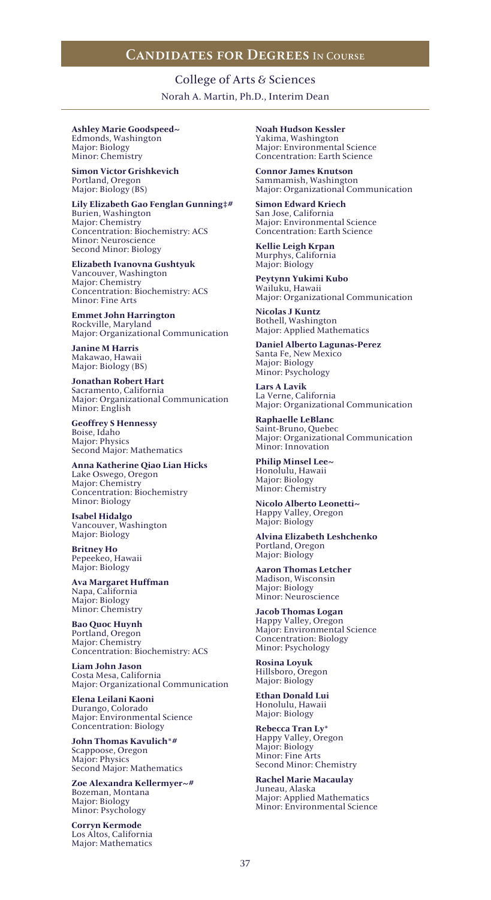## Candidates for Degrees In Course

### College of Arts & Sciences

Norah A. Martin, Ph.D., Interim Dean

**Ashley Marie Goodspeed~**
Edmonds, Washington
Major: Biology
Minor: Chemistry

**Simon Victor Grishkevich**
Portland, Oregon
Major: Biology (BS)

**Lily Elizabeth Gao Fenglan Gunning‡#**
Burien, Washington
Major: Chemistry
Concentration: Biochemistry: ACS
Minor: Neuroscience
Second Minor: Biology

**Elizabeth Ivanovna Gushtyuk**
Vancouver, Washington
Major: Chemistry
Concentration: Biochemistry: ACS
Minor: Fine Arts

**Emmet John Harrington**
Rockville, Maryland
Major: Organizational Communication

**Janine M Harris**
Makawao, Hawaii
Major: Biology (BS)

**Jonathan Robert Hart**
Sacramento, California
Major: Organizational Communication
Minor: English

**Geoffrey S Hennessy**
Boise, Idaho
Major: Physics
Second Major: Mathematics

**Anna Katherine Qiao Lian Hicks**
Lake Oswego, Oregon
Major: Chemistry
Concentration: Biochemistry
Minor: Biology

**Isabel Hidalgo**
Vancouver, Washington
Major: Biology

**Britney Ho**
Pepeekeo, Hawaii
Major: Biology

**Ava Margaret Huffman**
Napa, California
Major: Biology
Minor: Chemistry

**Bao Quoc Huynh**
Portland, Oregon
Major: Chemistry
Concentration: Biochemistry: ACS

**Liam John Jason**
Costa Mesa, California
Major: Organizational Communication

**Elena Leilani Kaoni**
Durango, Colorado
Major: Environmental Science
Concentration: Biology

**John Thomas Kavulich*#**
Scappoose, Oregon
Major: Physics
Second Major: Mathematics

**Zoe Alexandra Kellermyer~#**
Bozeman, Montana
Major: Biology
Minor: Psychology

**Corryn Kermode**
Los Altos, California
Major: Mathematics

**Noah Hudson Kessler**
Yakima, Washington
Major: Environmental Science
Concentration: Earth Science

**Connor James Knutson**
Sammamish, Washington
Major: Organizational Communication

**Simon Edward Kriech**
San Jose, California
Major: Environmental Science
Concentration: Earth Science

**Kellie Leigh Krpan**
Murphys, California
Major: Biology

**Peytynn Yukimi Kubo**
Wailuku, Hawaii
Major: Organizational Communication

**Nicolas J Kuntz**
Bothell, Washington
Major: Applied Mathematics

**Daniel Alberto Lagunas-Perez**
Santa Fe, New Mexico
Major: Biology
Minor: Psychology

**Lars A Lavik**
La Verne, California
Major: Organizational Communication

**Raphaelle LeBlanc**
Saint-Bruno, Quebec
Major: Organizational Communication
Minor: Innovation

**Philip Minsel Lee~**
Honolulu, Hawaii
Major: Biology
Minor: Chemistry

**Nicolo Alberto Leonetti~**
Happy Valley, Oregon
Major: Biology

**Alvina Elizabeth Leshchenko**
Portland, Oregon
Major: Biology

**Aaron Thomas Letcher**
Madison, Wisconsin
Major: Biology
Minor: Neuroscience

**Jacob Thomas Logan**
Happy Valley, Oregon
Major: Environmental Science
Concentration: Biology
Minor: Psychology

**Rosina Loyuk**
Hillsboro, Oregon
Major: Biology

**Ethan Donald Lui**
Honolulu, Hawaii
Major: Biology

**Rebecca Tran Ly***
Happy Valley, Oregon
Major: Biology
Minor: Fine Arts
Second Minor: Chemistry

**Rachel Marie Macaulay**
Juneau, Alaska
Major: Applied Mathematics
Minor: Environmental Science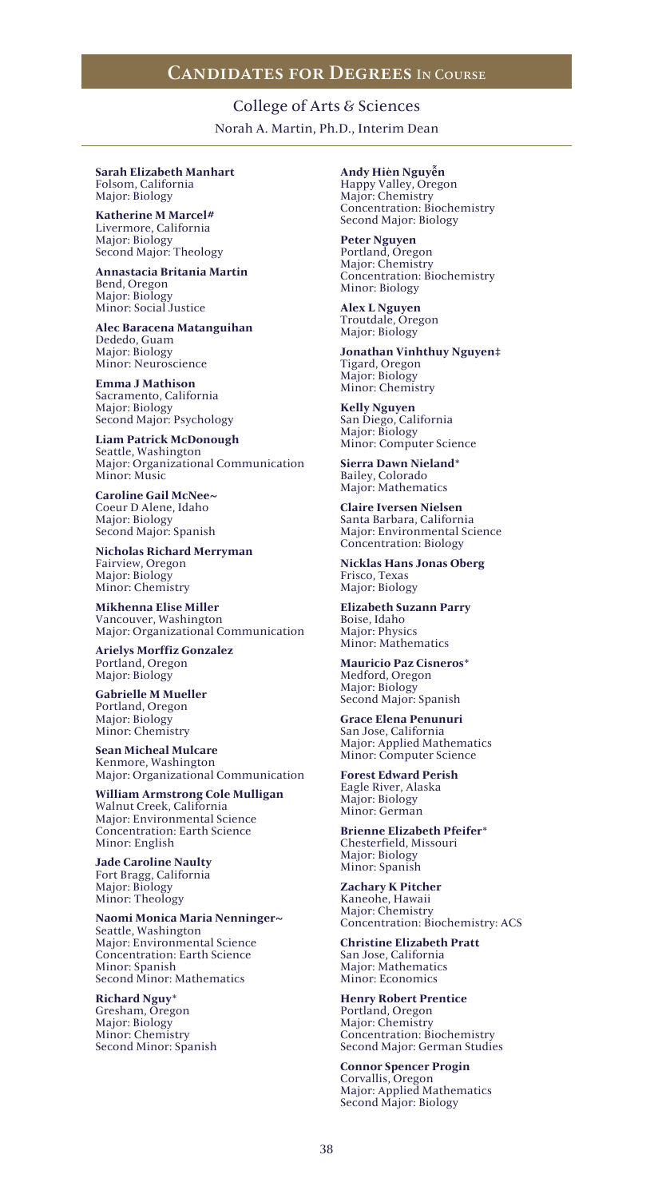## Candidates for Degrees In Course

### College of Arts & Sciences

Norah A. Martin, Ph.D., Interim Dean

**Sarah Elizabeth Manhart**
Folsom, California
Major: Biology

**Katherine M Marcel#**
Livermore, California
Major: Biology
Second Major: Theology

**Annastacia Britania Martin**
Bend, Oregon
Major: Biology
Minor: Social Justice

**Alec Baracena Matanguihan**
Dededo, Guam
Major: Biology
Minor: Neuroscience

**Emma J Mathison**
Sacramento, California
Major: Biology
Second Major: Psychology

**Liam Patrick McDonough**
Seattle, Washington
Major: Organizational Communication
Minor: Music

**Caroline Gail McNee~**
Coeur D Alene, Idaho
Major: Biology
Second Major: Spanish

**Nicholas Richard Merryman**
Fairview, Oregon
Major: Biology
Minor: Chemistry

**Mikhenna Elise Miller**
Vancouver, Washington
Major: Organizational Communication

**Arielys Morffiz Gonzalez**
Portland, Oregon
Major: Biology

**Gabrielle M Mueller**
Portland, Oregon
Major: Biology
Minor: Chemistry

**Sean Micheal Mulcare**
Kenmore, Washington
Major: Organizational Communication

**William Armstrong Cole Mulligan**
Walnut Creek, California
Major: Environmental Science
Concentration: Earth Science
Minor: English

**Jade Caroline Naulty**
Fort Bragg, California
Major: Biology
Minor: Theology

**Naomi Monica Maria Nenninger~**
Seattle, Washington
Major: Environmental Science
Concentration: Earth Science
Minor: Spanish
Second Minor: Mathematics

**Richard Nguy***
Gresham, Oregon
Major: Biology
Minor: Chemistry
Second Minor: Spanish

**Andy Hièn Nguyễn**
Happy Valley, Oregon
Major: Chemistry
Concentration: Biochemistry
Second Major: Biology

**Peter Nguyen**
Portland, Oregon
Major: Chemistry
Concentration: Biochemistry
Minor: Biology

**Alex L Nguyen**
Troutdale, Oregon
Major: Biology

**Jonathan Vinhthuy Nguyen‡**
Tigard, Oregon
Major: Biology
Minor: Chemistry

**Kelly Nguyen**
San Diego, California
Major: Biology
Minor: Computer Science

**Sierra Dawn Nieland***
Bailey, Colorado
Major: Mathematics

**Claire Iversen Nielsen**
Santa Barbara, California
Major: Environmental Science
Concentration: Biology

**Nicklas Hans Jonas Oberg**
Frisco, Texas
Major: Biology

**Elizabeth Suzann Parry**
Boise, Idaho
Major: Physics
Minor: Mathematics

**Mauricio Paz Cisneros***
Medford, Oregon
Major: Biology
Second Major: Spanish

**Grace Elena Penunuri**
San Jose, California
Major: Applied Mathematics
Minor: Computer Science

**Forest Edward Perish**
Eagle River, Alaska
Major: Biology
Minor: German

**Brienne Elizabeth Pfeifer***
Chesterfield, Missouri
Major: Biology
Minor: Spanish

**Zachary K Pitcher**
Kaneohe, Hawaii
Major: Chemistry
Concentration: Biochemistry: ACS

**Christine Elizabeth Pratt**
San Jose, California
Major: Mathematics
Minor: Economics

**Henry Robert Prentice**
Portland, Oregon
Major: Chemistry
Concentration: Biochemistry
Second Major: German Studies

**Connor Spencer Progin**
Corvallis, Oregon
Major: Applied Mathematics
Second Major: Biology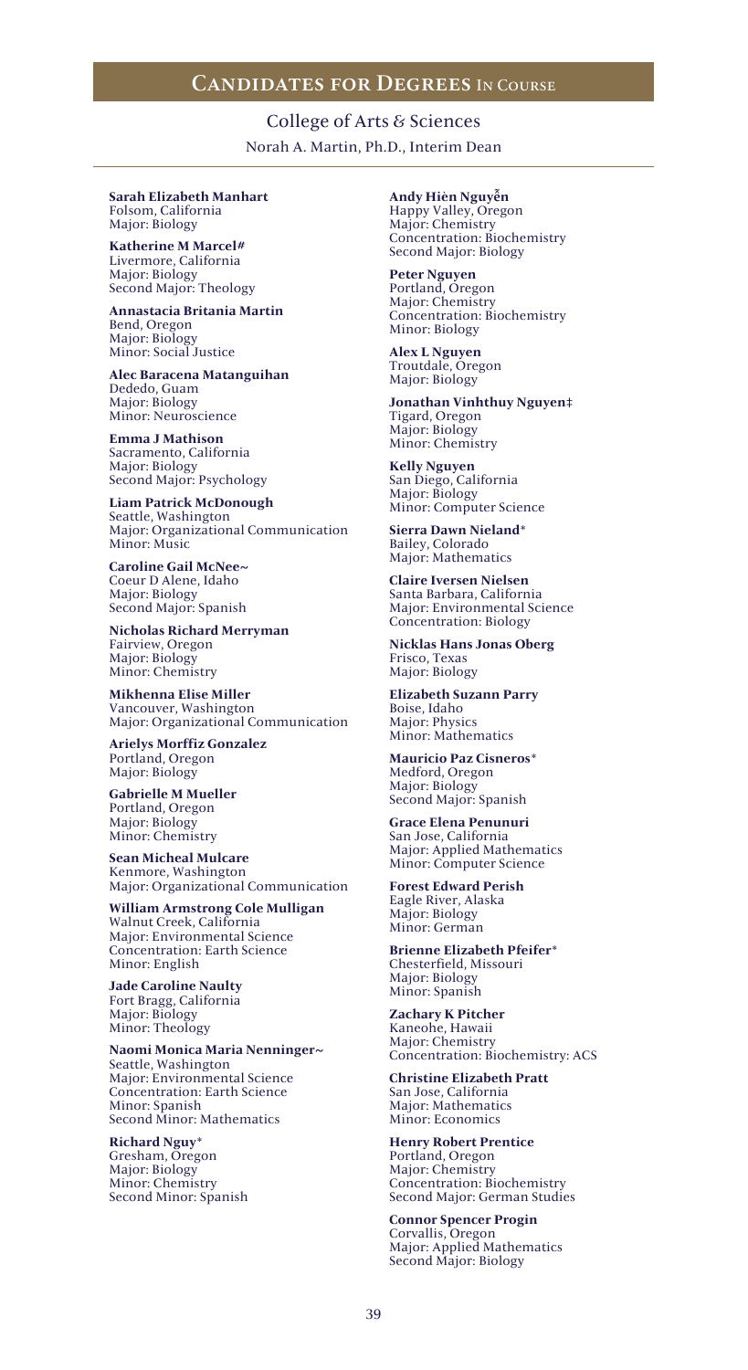# Candidates for Degrees In Course

## College of Arts & Sciences

Norah A. Martin, Ph.D., Interim Dean

**Sarah Elizabeth Manhart**
Folsom, California
Major: Biology

**Katherine M Marcel#**
Livermore, California
Major: Biology
Second Major: Theology

**Annastacia Britania Martin**
Bend, Oregon
Major: Biology
Minor: Social Justice

**Alec Baracena Matanguihan**
Dededo, Guam
Major: Biology
Minor: Neuroscience

**Emma J Mathison**
Sacramento, California
Major: Biology
Second Major: Psychology

**Liam Patrick McDonough**
Seattle, Washington
Major: Organizational Communication
Minor: Music

**Caroline Gail McNee~**
Coeur D Alene, Idaho
Major: Biology
Second Major: Spanish

**Nicholas Richard Merryman**
Fairview, Oregon
Major: Biology
Minor: Chemistry

**Mikhenna Elise Miller**
Vancouver, Washington
Major: Organizational Communication

**Arielys Morffiz Gonzalez**
Portland, Oregon
Major: Biology

**Gabrielle M Mueller**
Portland, Oregon
Major: Biology
Minor: Chemistry

**Sean Micheal Mulcare**
Kenmore, Washington
Major: Organizational Communication

**William Armstrong Cole Mulligan**
Walnut Creek, California
Major: Environmental Science
Concentration: Earth Science
Minor: English

**Jade Caroline Naulty**
Fort Bragg, California
Major: Biology
Minor: Theology

**Naomi Monica Maria Nenninger~**
Seattle, Washington
Major: Environmental Science
Concentration: Earth Science
Minor: Spanish
Second Minor: Mathematics

**Richard Nguy***
Gresham, Oregon
Major: Biology
Minor: Chemistry
Second Minor: Spanish

**Andy Hièn Nguyễn**
Happy Valley, Oregon
Major: Chemistry
Concentration: Biochemistry
Second Major: Biology

**Peter Nguyen**
Portland, Oregon
Major: Chemistry
Concentration: Biochemistry
Minor: Biology

**Alex L Nguyen**
Troutdale, Oregon
Major: Biology

**Jonathan Vinhthuy Nguyen‡**
Tigard, Oregon
Major: Biology
Minor: Chemistry

**Kelly Nguyen**
San Diego, California
Major: Biology
Minor: Computer Science

**Sierra Dawn Nieland***
Bailey, Colorado
Major: Mathematics

**Claire Iversen Nielsen**
Santa Barbara, California
Major: Environmental Science
Concentration: Biology

**Nicklas Hans Jonas Oberg**
Frisco, Texas
Major: Biology

**Elizabeth Suzann Parry**
Boise, Idaho
Major: Physics
Minor: Mathematics

**Mauricio Paz Cisneros***
Medford, Oregon
Major: Biology
Second Major: Spanish

**Grace Elena Penunuri**
San Jose, California
Major: Applied Mathematics
Minor: Computer Science

**Forest Edward Perish**
Eagle River, Alaska
Major: Biology
Minor: German

**Brienne Elizabeth Pfeifer***
Chesterfield, Missouri
Major: Biology
Minor: Spanish

**Zachary K Pitcher**
Kaneohe, Hawaii
Major: Chemistry
Concentration: Biochemistry: ACS

**Christine Elizabeth Pratt**
San Jose, California
Major: Mathematics
Minor: Economics

**Henry Robert Prentice**
Portland, Oregon
Major: Chemistry
Concentration: Biochemistry
Second Major: German Studies

**Connor Spencer Progin**
Corvallis, Oregon
Major: Applied Mathematics
Second Major: Biology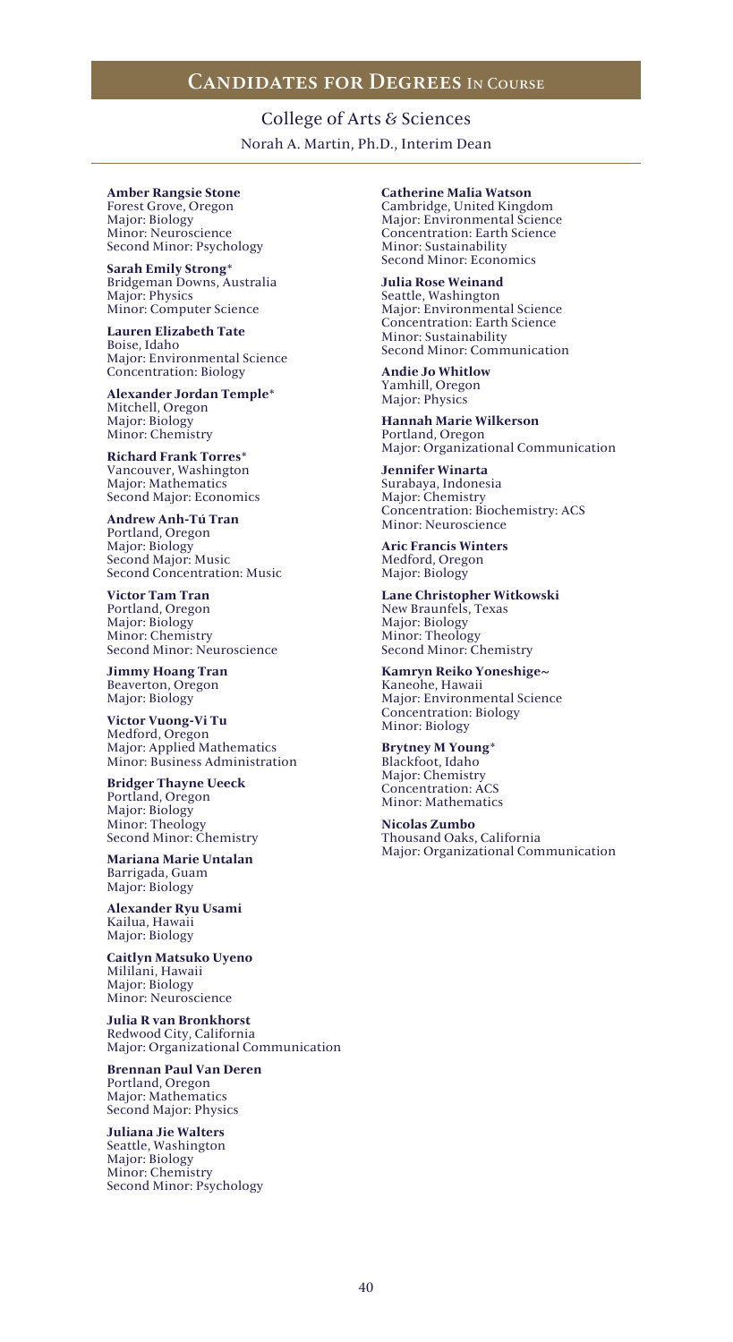# Candidates for Degrees In Course

## College of Arts & Sciences

Norah A. Martin, Ph.D., Interim Dean

**Amber Rangsie Stone**
Forest Grove, Oregon
Major: Biology
Minor: Neuroscience
Second Minor: Psychology

**Sarah Emily Strong***
Bridgeman Downs, Australia
Major: Physics
Minor: Computer Science

**Lauren Elizabeth Tate**
Boise, Idaho
Major: Environmental Science
Concentration: Biology

**Alexander Jordan Temple***
Mitchell, Oregon
Major: Biology
Minor: Chemistry

**Richard Frank Torres***
Vancouver, Washington
Major: Mathematics
Second Major: Economics

**Andrew Anh-Tú Tran**
Portland, Oregon
Major: Biology
Second Major: Music
Second Concentration: Music

**Victor Tam Tran**
Portland, Oregon
Major: Biology
Minor: Chemistry
Second Minor: Neuroscience

**Jimmy Hoang Tran**
Beaverton, Oregon
Major: Biology

**Victor Vuong-Vi Tu**
Medford, Oregon
Major: Applied Mathematics
Minor: Business Administration

**Bridger Thayne Ueeck**
Portland, Oregon
Major: Biology
Minor: Theology
Second Minor: Chemistry

**Mariana Marie Untalan**
Barrigada, Guam
Major: Biology

**Alexander Ryu Usami**
Kailua, Hawaii
Major: Biology

**Caitlyn Matsuko Uyeno**
Mililani, Hawaii
Major: Biology
Minor: Neuroscience

**Julia R van Bronkhorst**
Redwood City, California
Major: Organizational Communication

**Brennan Paul Van Deren**
Portland, Oregon
Major: Mathematics
Second Major: Physics

**Juliana Jie Walters**
Seattle, Washington
Major: Biology
Minor: Chemistry
Second Minor: Psychology

**Catherine Malia Watson**
Cambridge, United Kingdom
Major: Environmental Science
Concentration: Earth Science
Minor: Sustainability
Second Minor: Economics

**Julia Rose Weinand**
Seattle, Washington
Major: Environmental Science
Concentration: Earth Science
Minor: Sustainability
Second Minor: Communication

**Andie Jo Whitlow**
Yamhill, Oregon
Major: Physics

**Hannah Marie Wilkerson**
Portland, Oregon
Major: Organizational Communication

**Jennifer Winarta**
Surabaya, Indonesia
Major: Chemistry
Concentration: Biochemistry: ACS
Minor: Neuroscience

**Aric Francis Winters**
Medford, Oregon
Major: Biology

**Lane Christopher Witkowski**
New Braunfels, Texas
Major: Biology
Minor: Theology
Second Minor: Chemistry

**Kamryn Reiko Yoneshige~**
Kaneohe, Hawaii
Major: Environmental Science
Concentration: Biology
Minor: Biology

**Brytney M Young***
Blackfoot, Idaho
Major: Chemistry
Concentration: ACS
Minor: Mathematics

**Nicolas Zumbo**
Thousand Oaks, California
Major: Organizational Communication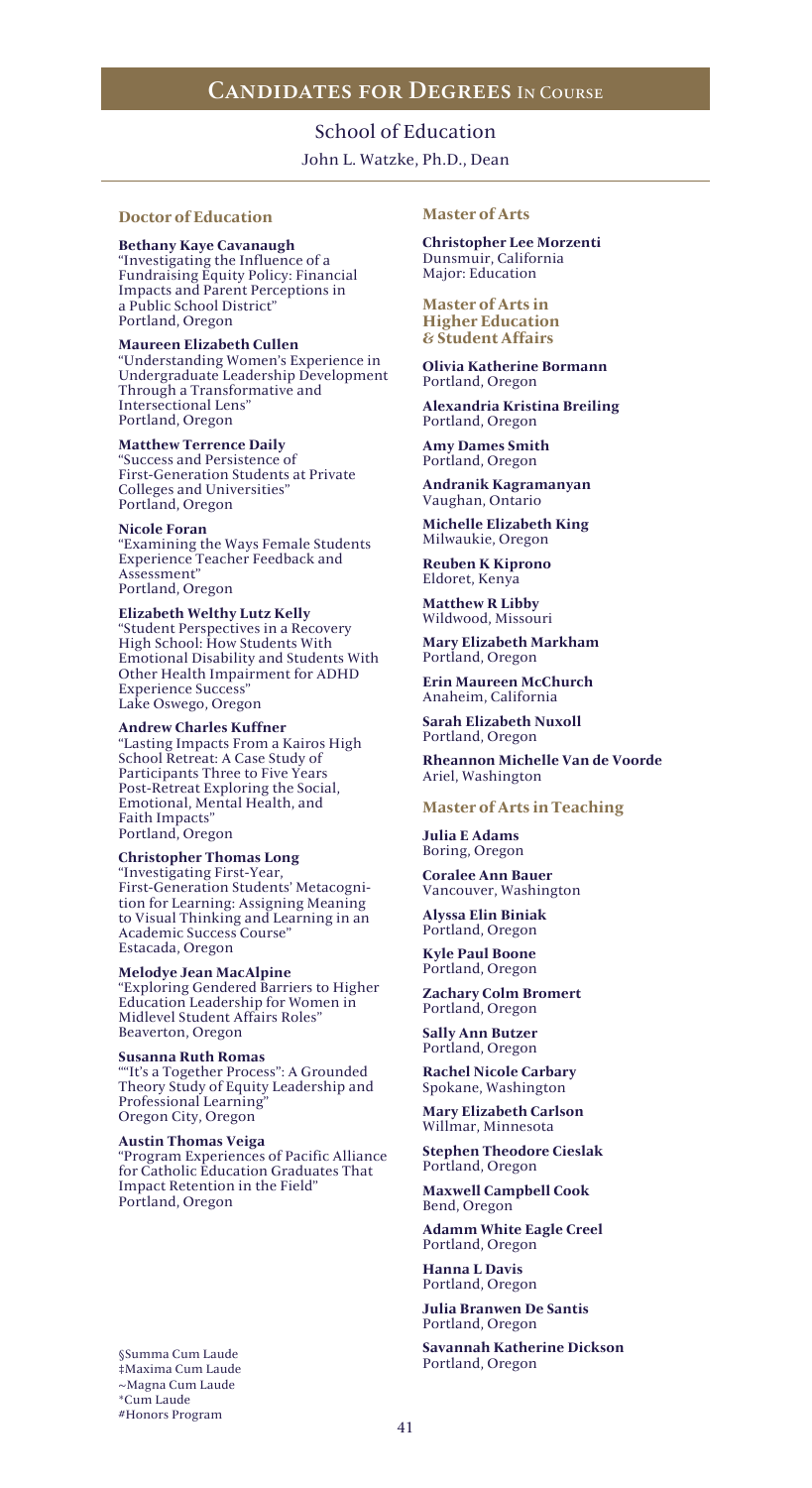# Candidates for Degrees In Course

## School of Education

John L. Watzke, Ph.D., Dean

### Doctor of Education

**Bethany Kaye Cavanaugh**
"Investigating the Influence of a Fundraising Equity Policy: Financial Impacts and Parent Perceptions in a Public School District"
Portland, Oregon

**Maureen Elizabeth Cullen**
"Understanding Women's Experience in Undergraduate Leadership Development Through a Transformative and Intersectional Lens"
Portland, Oregon

**Matthew Terrence Daily**
"Success and Persistence of First-Generation Students at Private Colleges and Universities"
Portland, Oregon

**Nicole Foran**
"Examining the Ways Female Students Experience Teacher Feedback and Assessment"
Portland, Oregon

**Elizabeth Welthy Lutz Kelly**
"Student Perspectives in a Recovery High School: How Students With Emotional Disability and Students With Other Health Impairment for ADHD Experience Success"
Lake Oswego, Oregon

**Andrew Charles Kuffner**
"Lasting Impacts From a Kairos High School Retreat: A Case Study of Participants Three to Five Years Post-Retreat Exploring the Social, Emotional, Mental Health, and Faith Impacts"
Portland, Oregon

**Christopher Thomas Long**
"Investigating First-Year, First-Generation Students' Metacognition for Learning: Assigning Meaning to Visual Thinking and Learning in an Academic Success Course"
Estacada, Oregon

**Melodye Jean MacAlpine**
"Exploring Gendered Barriers to Higher Education Leadership for Women in Midlevel Student Affairs Roles"
Beaverton, Oregon

**Susanna Ruth Romas**
""It's a Together Process": A Grounded Theory Study of Equity Leadership and Professional Learning"
Oregon City, Oregon

**Austin Thomas Veiga**
"Program Experiences of Pacific Alliance for Catholic Education Graduates That Impact Retention in the Field"
Portland, Oregon

### Master of Arts

**Christopher Lee Morzenti**
Dunsmuir, California
Major: Education

### Master of Arts in Higher Education & Student Affairs

**Olivia Katherine Bormann**
Portland, Oregon

**Alexandria Kristina Breiling**
Portland, Oregon

**Amy Dames Smith**
Portland, Oregon

**Andranik Kagramanyan**
Vaughan, Ontario

**Michelle Elizabeth King**
Milwaukie, Oregon

**Reuben K Kiprono**
Eldoret, Kenya

**Matthew R Libby**
Wildwood, Missouri

**Mary Elizabeth Markham**
Portland, Oregon

**Erin Maureen McChurch**
Anaheim, California

**Sarah Elizabeth Nuxoll**
Portland, Oregon

**Rheannon Michelle Van de Voorde**
Ariel, Washington

### Master of Arts in Teaching

**Julia E Adams**
Boring, Oregon

**Coralee Ann Bauer**
Vancouver, Washington

**Alyssa Elin Biniak**
Portland, Oregon

**Kyle Paul Boone**
Portland, Oregon

**Zachary Colm Bromert**
Portland, Oregon

**Sally Ann Butzer**
Portland, Oregon

**Rachel Nicole Carbary**
Spokane, Washington

**Mary Elizabeth Carlson**
Willmar, Minnesota

**Stephen Theodore Cieslak**
Portland, Oregon

**Maxwell Campbell Cook**
Bend, Oregon

**Adamm White Eagle Creel**
Portland, Oregon

**Hanna L Davis**
Portland, Oregon

**Julia Branwen De Santis**
Portland, Oregon

**Savannah Katherine Dickson**
Portland, Oregon

§Summa Cum Laude
‡Maxima Cum Laude
~Magna Cum Laude
*Cum Laude
#Honors Program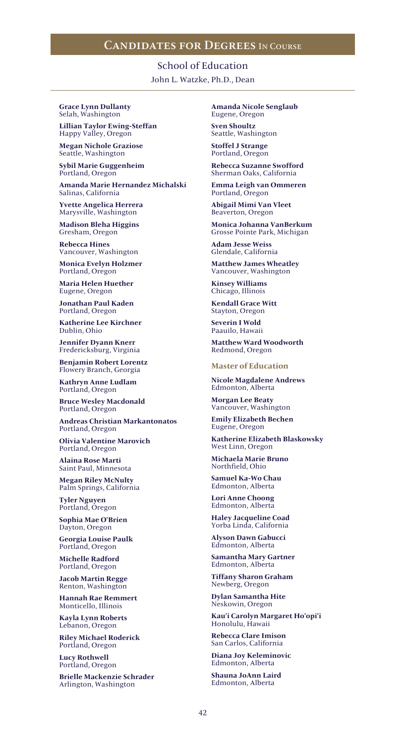## Candidates for Degrees In Course

### School of Education

John L. Watzke, Ph.D., Dean

**Grace Lynn Dullanty**
Selah, Washington

**Lillian Taylor Ewing-Steffan**
Happy Valley, Oregon

**Megan Nichole Graziose**
Seattle, Washington

**Sybil Marie Guggenheim**
Portland, Oregon

**Amanda Marie Hernandez Michalski**
Salinas, California

**Yvette Angelica Herrera**
Marysville, Washington

**Madison Bleha Higgins**
Gresham, Oregon

**Rebecca Hines**
Vancouver, Washington

**Monica Evelyn Holzmer**
Portland, Oregon

**Maria Helen Huether**
Eugene, Oregon

**Jonathan Paul Kaden**
Portland, Oregon

**Katherine Lee Kirchner**
Dublin, Ohio

**Jennifer Dyann Knerr**
Fredericksburg, Virginia

**Benjamin Robert Lorentz**
Flowery Branch, Georgia

**Kathryn Anne Ludlam**
Portland, Oregon

**Bruce Wesley Macdonald**
Portland, Oregon

**Andreas Christian Markantonatos**
Portland, Oregon

**Olivia Valentine Marovich**
Portland, Oregon

**Alaina Rose Marti**
Saint Paul, Minnesota

**Megan Riley McNulty**
Palm Springs, California

**Tyler Nguyen**
Portland, Oregon

**Sophia Mae O'Brien**
Dayton, Oregon

**Georgia Louise Paulk**
Portland, Oregon

**Michelle Radford**
Portland, Oregon

**Jacob Martin Regge**
Renton, Washington

**Hannah Rae Remmert**
Monticello, Illinois

**Kayla Lynn Roberts**
Lebanon, Oregon

**Riley Michael Roderick**
Portland, Oregon

**Lucy Rothwell**
Portland, Oregon

**Brielle Mackenzie Schrader**
Arlington, Washington

**Amanda Nicole Senglaub**
Eugene, Oregon

**Sven Shoultz**
Seattle, Washington

**Stoffel J Strange**
Portland, Oregon

**Rebecca Suzanne Swofford**
Sherman Oaks, California

**Emma Leigh van Ommeren**
Portland, Oregon

**Abigail Mimi Van Vleet**
Beaverton, Oregon

**Monica Johanna VanBerkum**
Grosse Pointe Park, Michigan

**Adam Jesse Weiss**
Glendale, California

**Matthew James Wheatley**
Vancouver, Washington

**Kinsey Williams**
Chicago, Illinois

**Kendall Grace Witt**
Stayton, Oregon

**Severin I Wold**
Paauilo, Hawaii

**Matthew Ward Woodworth**
Redmond, Oregon

#### Master of Education

**Nicole Magdalene Andrews**
Edmonton, Alberta

**Morgan Lee Beaty**
Vancouver, Washington

**Emily Elizabeth Bechen**
Eugene, Oregon

**Katherine Elizabeth Blaskowsky**
West Linn, Oregon

**Michaela Marie Bruno**
Northfield, Ohio

**Samuel Ka-Wo Chau**
Edmonton, Alberta

**Lori Anne Choong**
Edmonton, Alberta

**Haley Jacqueline Coad**
Yorba Linda, California

**Alyson Dawn Gabucci**
Edmonton, Alberta

**Samantha Mary Gartner**
Edmonton, Alberta

**Tiffany Sharon Graham**
Newberg, Oregon

**Dylan Samantha Hite**
Neskowin, Oregon

**Kau'i Carolyn Margaret Ho'opi'i**
Honolulu, Hawaii

**Rebecca Clare Imison**
San Carlos, California

**Diana Joy Keleminovic**
Edmonton, Alberta

**Shauna JoAnn Laird**
Edmonton, Alberta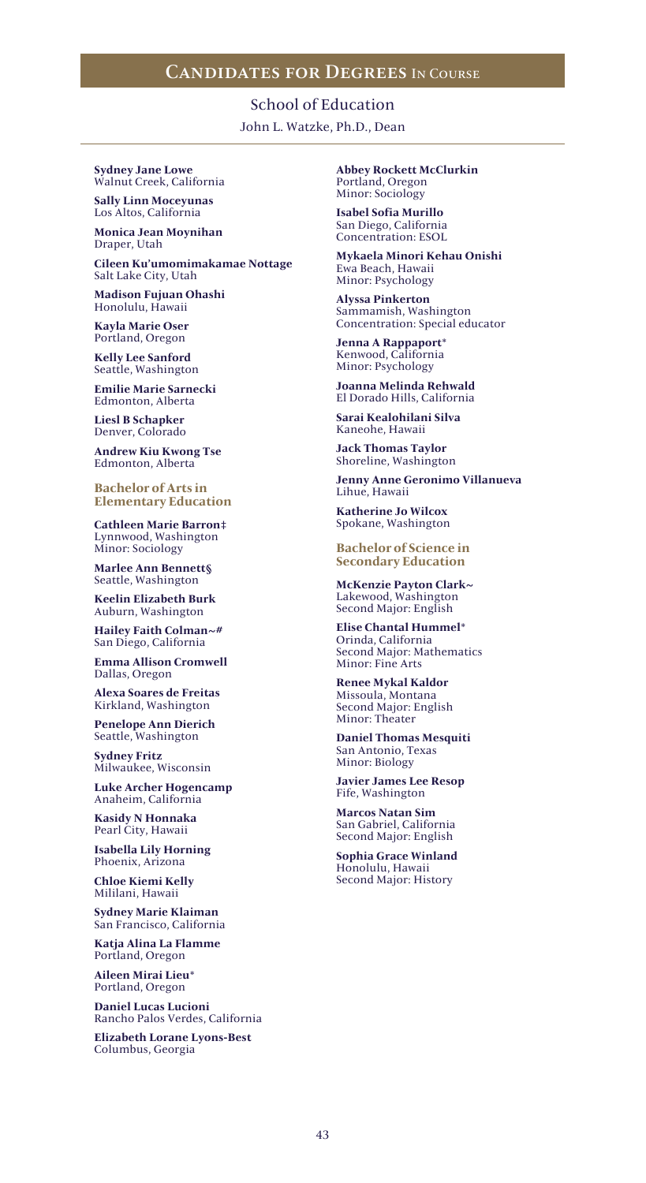## Candidates for Degrees In Course

### School of Education

John L. Watzke, Ph.D., Dean

**Sydney Jane Lowe**
Walnut Creek, California

**Sally Linn Moceyunas**
Los Altos, California

**Monica Jean Moynihan**
Draper, Utah

**Cileen Ku'umomimakamae Nottage**
Salt Lake City, Utah

**Madison Fujuan Ohashi**
Honolulu, Hawaii

**Kayla Marie Oser**
Portland, Oregon

**Kelly Lee Sanford**
Seattle, Washington

**Emilie Marie Sarnecki**
Edmonton, Alberta

**Liesl B Schapker**
Denver, Colorado

**Andrew Kiu Kwong Tse**
Edmonton, Alberta

#### Bachelor of Arts in Elementary Education

**Cathleen Marie Barron‡**
Lynnwood, Washington
Minor: Sociology

**Marlee Ann Bennett§**
Seattle, Washington

**Keelin Elizabeth Burk**
Auburn, Washington

**Hailey Faith Colman~#**
San Diego, California

**Emma Allison Cromwell**
Dallas, Oregon

**Alexa Soares de Freitas**
Kirkland, Washington

**Penelope Ann Dierich**
Seattle, Washington

**Sydney Fritz**
Milwaukee, Wisconsin

**Luke Archer Hogencamp**
Anaheim, California

**Kasidy N Honnaka**
Pearl City, Hawaii

**Isabella Lily Horning**
Phoenix, Arizona

**Chloe Kiemi Kelly**
Mililani, Hawaii

**Sydney Marie Klaiman**
San Francisco, California

**Katja Alina La Flamme**
Portland, Oregon

**Aileen Mirai Lieu***
Portland, Oregon

**Daniel Lucas Lucioni**
Rancho Palos Verdes, California

**Elizabeth Lorane Lyons-Best**
Columbus, Georgia

**Abbey Rockett McClurkin**
Portland, Oregon
Minor: Sociology

**Isabel Sofia Murillo**
San Diego, California
Concentration: ESOL

**Mykaela Minori Kehau Onishi**
Ewa Beach, Hawaii
Minor: Psychology

**Alyssa Pinkerton**
Sammamish, Washington
Concentration: Special educator

**Jenna A Rappaport***
Kenwood, California
Minor: Psychology

**Joanna Melinda Rehwald**
El Dorado Hills, California

**Sarai Kealohilani Silva**
Kaneohe, Hawaii

**Jack Thomas Taylor**
Shoreline, Washington

**Jenny Anne Geronimo Villanueva**
Lihue, Hawaii

**Katherine Jo Wilcox**
Spokane, Washington

#### Bachelor of Science in Secondary Education

**McKenzie Payton Clark~**
Lakewood, Washington
Second Major: English

**Elise Chantal Hummel***
Orinda, California
Second Major: Mathematics
Minor: Fine Arts

**Renee Mykal Kaldor**
Missoula, Montana
Second Major: English
Minor: Theater

**Daniel Thomas Mesquiti**
San Antonio, Texas
Minor: Biology

**Javier James Lee Resop**
Fife, Washington

**Marcos Natan Sim**
San Gabriel, California
Second Major: English

**Sophia Grace Winland**
Honolulu, Hawaii
Second Major: History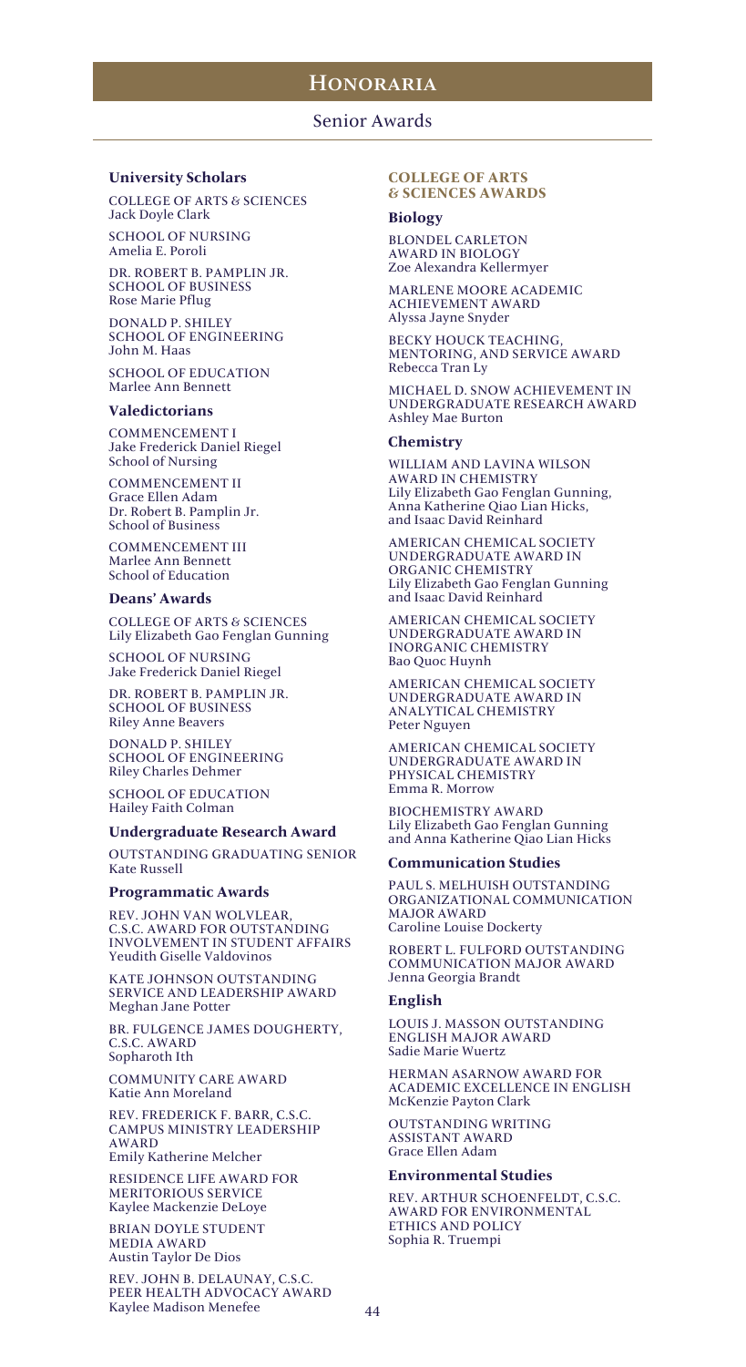# Honoraria

## Senior Awards

### University Scholars

COLLEGE OF ARTS & SCIENCES
Jack Doyle Clark

SCHOOL OF NURSING
Amelia E. Poroli

DR. ROBERT B. PAMPLIN JR. SCHOOL OF BUSINESS
Rose Marie Pflug

DONALD P. SHILEY SCHOOL OF ENGINEERING
John M. Haas

SCHOOL OF EDUCATION
Marlee Ann Bennett

### Valedictorians

COMMENCEMENT I
Jake Frederick Daniel Riegel
School of Nursing

COMMENCEMENT II
Grace Ellen Adam
Dr. Robert B. Pamplin Jr. School of Business

COMMENCEMENT III
Marlee Ann Bennett
School of Education

### Deans' Awards

COLLEGE OF ARTS & SCIENCES
Lily Elizabeth Gao Fenglan Gunning

SCHOOL OF NURSING
Jake Frederick Daniel Riegel

DR. ROBERT B. PAMPLIN JR. SCHOOL OF BUSINESS
Riley Anne Beavers

DONALD P. SHILEY SCHOOL OF ENGINEERING
Riley Charles Dehmer

SCHOOL OF EDUCATION
Hailey Faith Colman

### Undergraduate Research Award

OUTSTANDING GRADUATING SENIOR
Kate Russell

### Programmatic Awards

REV. JOHN VAN WOLVLEAR, C.S.C. AWARD FOR OUTSTANDING INVOLVEMENT IN STUDENT AFFAIRS
Yeudith Giselle Valdovinos

KATE JOHNSON OUTSTANDING SERVICE AND LEADERSHIP AWARD
Meghan Jane Potter

BR. FULGENCE JAMES DOUGHERTY, C.S.C. AWARD
Sopharoth Ith

COMMUNITY CARE AWARD
Katie Ann Moreland

REV. FREDERICK F. BARR, C.S.C. CAMPUS MINISTRY LEADERSHIP AWARD
Emily Katherine Melcher

RESIDENCE LIFE AWARD FOR MERITORIOUS SERVICE
Kaylee Mackenzie DeLoye

BRIAN DOYLE STUDENT MEDIA AWARD
Austin Taylor De Dios

REV. JOHN B. DELAUNAY, C.S.C. PEER HEALTH ADVOCACY AWARD
Kaylee Madison Menefee

### COLLEGE OF ARTS & SCIENCES AWARDS

### Biology

BLONDEL CARLETON AWARD IN BIOLOGY
Zoe Alexandra Kellermyer

MARLENE MOORE ACADEMIC ACHIEVEMENT AWARD
Alyssa Jayne Snyder

BECKY HOUCK TEACHING, MENTORING, AND SERVICE AWARD
Rebecca Tran Ly

MICHAEL D. SNOW ACHIEVEMENT IN UNDERGRADUATE RESEARCH AWARD
Ashley Mae Burton

### Chemistry

WILLIAM AND LAVINA WILSON AWARD IN CHEMISTRY
Lily Elizabeth Gao Fenglan Gunning, Anna Katherine Qiao Lian Hicks, and Isaac David Reinhard

AMERICAN CHEMICAL SOCIETY UNDERGRADUATE AWARD IN ORGANIC CHEMISTRY
Lily Elizabeth Gao Fenglan Gunning and Isaac David Reinhard

AMERICAN CHEMICAL SOCIETY UNDERGRADUATE AWARD IN INORGANIC CHEMISTRY
Bao Quoc Huynh

AMERICAN CHEMICAL SOCIETY UNDERGRADUATE AWARD IN ANALYTICAL CHEMISTRY
Peter Nguyen

AMERICAN CHEMICAL SOCIETY UNDERGRADUATE AWARD IN PHYSICAL CHEMISTRY
Emma R. Morrow

BIOCHEMISTRY AWARD
Lily Elizabeth Gao Fenglan Gunning and Anna Katherine Qiao Lian Hicks

### Communication Studies

PAUL S. MELHUISH OUTSTANDING ORGANIZATIONAL COMMUNICATION MAJOR AWARD
Caroline Louise Dockerty

ROBERT L. FULFORD OUTSTANDING COMMUNICATION MAJOR AWARD
Jenna Georgia Brandt

### English

LOUIS J. MASSON OUTSTANDING ENGLISH MAJOR AWARD
Sadie Marie Wuertz

HERMAN ASARNOW AWARD FOR ACADEMIC EXCELLENCE IN ENGLISH
McKenzie Payton Clark

OUTSTANDING WRITING ASSISTANT AWARD
Grace Ellen Adam

### Environmental Studies

REV. ARTHUR SCHOENFELDT, C.S.C. AWARD FOR ENVIRONMENTAL ETHICS AND POLICY
Sophia R. Truempi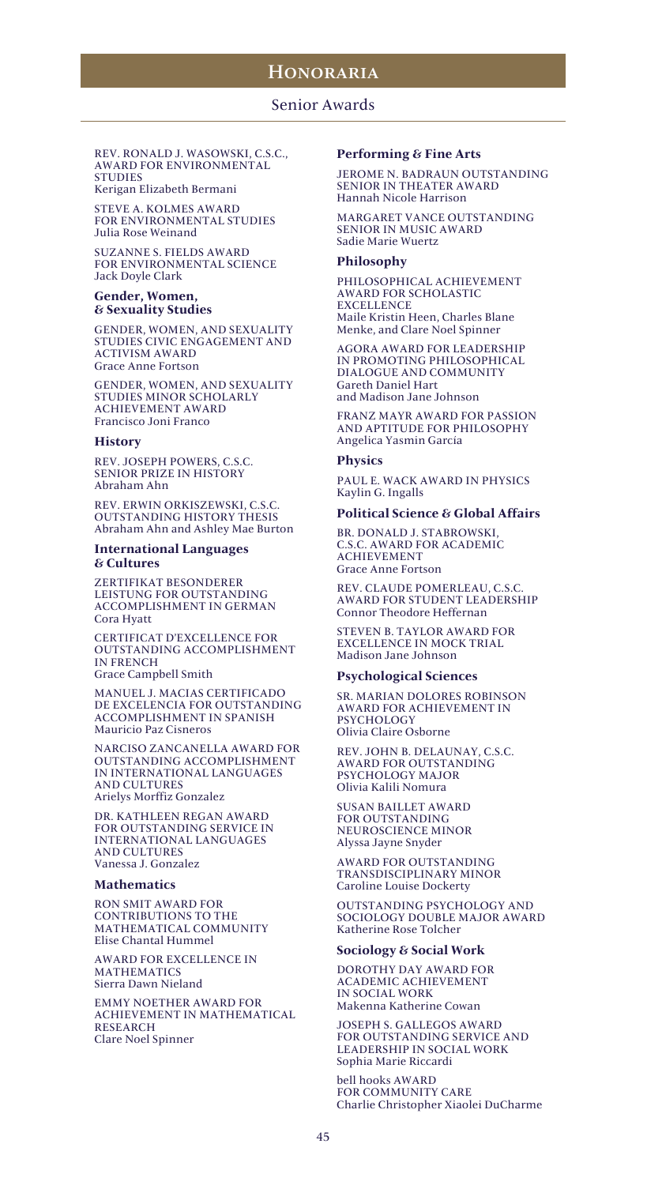# Honoraria

## Senior Awards

REV. RONALD J. WASOWSKI, C.S.C., AWARD FOR ENVIRONMENTAL STUDIES
Kerigan Elizabeth Bermani

STEVE A. KOLMES AWARD FOR ENVIRONMENTAL STUDIES
Julia Rose Weinand

SUZANNE S. FIELDS AWARD FOR ENVIRONMENTAL SCIENCE
Jack Doyle Clark

### Gender, Women, & Sexuality Studies

GENDER, WOMEN, AND SEXUALITY STUDIES CIVIC ENGAGEMENT AND ACTIVISM AWARD
Grace Anne Fortson

GENDER, WOMEN, AND SEXUALITY STUDIES MINOR SCHOLARLY ACHIEVEMENT AWARD
Francisco Joni Franco

### History

REV. JOSEPH POWERS, C.S.C. SENIOR PRIZE IN HISTORY
Abraham Ahn

REV. ERWIN ORKISZEWSKI, C.S.C. OUTSTANDING HISTORY THESIS
Abraham Ahn and Ashley Mae Burton

### International Languages & Cultures

ZERTIFIKAT BESONDERER LEISTUNG FOR OUTSTANDING ACCOMPLISHMENT IN GERMAN
Cora Hyatt

CERTIFICAT D'EXCELLENCE FOR OUTSTANDING ACCOMPLISHMENT IN FRENCH
Grace Campbell Smith

MANUEL J. MACIAS CERTIFICADO DE EXCELENCIA FOR OUTSTANDING ACCOMPLISHMENT IN SPANISH
Mauricio Paz Cisneros

NARCISO ZANCANELLA AWARD FOR OUTSTANDING ACCOMPLISHMENT IN INTERNATIONAL LANGUAGES AND CULTURES
Arielys Morffiz Gonzalez

DR. KATHLEEN REGAN AWARD FOR OUTSTANDING SERVICE IN INTERNATIONAL LANGUAGES AND CULTURES
Vanessa J. Gonzalez

### Mathematics

RON SMIT AWARD FOR CONTRIBUTIONS TO THE MATHEMATICAL COMMUNITY
Elise Chantal Hummel

AWARD FOR EXCELLENCE IN MATHEMATICS
Sierra Dawn Nieland

EMMY NOETHER AWARD FOR ACHIEVEMENT IN MATHEMATICAL RESEARCH
Clare Noel Spinner

### Performing & Fine Arts

JEROME N. BADRAUN OUTSTANDING SENIOR IN THEATER AWARD
Hannah Nicole Harrison

MARGARET VANCE OUTSTANDING SENIOR IN MUSIC AWARD
Sadie Marie Wuertz

### Philosophy

PHILOSOPHICAL ACHIEVEMENT AWARD FOR SCHOLASTIC EXCELLENCE
Maile Kristin Heen, Charles Blane Menke, and Clare Noel Spinner

AGORA AWARD FOR LEADERSHIP IN PROMOTING PHILOSOPHICAL DIALOGUE AND COMMUNITY
Gareth Daniel Hart and Madison Jane Johnson

FRANZ MAYR AWARD FOR PASSION AND APTITUDE FOR PHILOSOPHY
Angelica Yasmin Garcia

### Physics

PAUL E. WACK AWARD IN PHYSICS
Kaylin G. Ingalls

### Political Science & Global Affairs

BR. DONALD J. STABROWSKI, C.S.C. AWARD FOR ACADEMIC ACHIEVEMENT
Grace Anne Fortson

REV. CLAUDE POMERLEAU, C.S.C. AWARD FOR STUDENT LEADERSHIP
Connor Theodore Heffernan

STEVEN B. TAYLOR AWARD FOR EXCELLENCE IN MOCK TRIAL
Madison Jane Johnson

### Psychological Sciences

SR. MARIAN DOLORES ROBINSON AWARD FOR ACHIEVEMENT IN PSYCHOLOGY
Olivia Claire Osborne

REV. JOHN B. DELAUNAY, C.S.C. AWARD FOR OUTSTANDING PSYCHOLOGY MAJOR
Olivia Kalili Nomura

SUSAN BAILLET AWARD FOR OUTSTANDING NEUROSCIENCE MINOR
Alyssa Jayne Snyder

AWARD FOR OUTSTANDING TRANSDISCIPLINARY MINOR
Caroline Louise Dockerty

OUTSTANDING PSYCHOLOGY AND SOCIOLOGY DOUBLE MAJOR AWARD
Katherine Rose Tolcher

### Sociology & Social Work

DOROTHY DAY AWARD FOR ACADEMIC ACHIEVEMENT IN SOCIAL WORK
Makenna Katherine Cowan

JOSEPH S. GALLEGOS AWARD FOR OUTSTANDING SERVICE AND LEADERSHIP IN SOCIAL WORK
Sophia Marie Riccardi

bell hooks AWARD FOR COMMUNITY CARE
Charlie Christopher Xiaolei DuCharme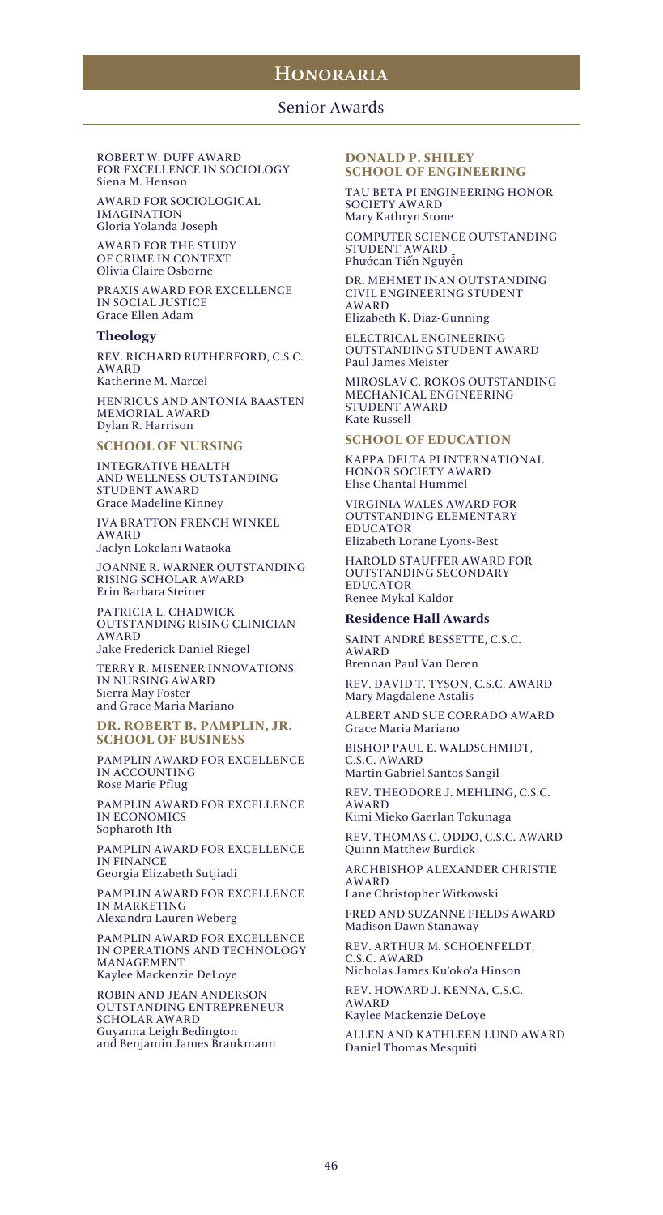# Honoraria

## Senior Awards

ROBERT W. DUFF AWARD FOR EXCELLENCE IN SOCIOLOGY
Siena M. Henson

AWARD FOR SOCIOLOGICAL IMAGINATION
Gloria Yolanda Joseph

AWARD FOR THE STUDY OF CRIME IN CONTEXT
Olivia Claire Osborne

PRAXIS AWARD FOR EXCELLENCE IN SOCIAL JUSTICE
Grace Ellen Adam

### Theology

REV. RICHARD RUTHERFORD, C.S.C. AWARD
Katherine M. Marcel

HENRICUS AND ANTONIA BAASTEN MEMORIAL AWARD
Dylan R. Harrison

### SCHOOL OF NURSING

INTEGRATIVE HEALTH AND WELLNESS OUTSTANDING STUDENT AWARD
Grace Madeline Kinney

IVA BRATTON FRENCH WINKEL AWARD
Jaclyn Lokelani Wataoka

JOANNE R. WARNER OUTSTANDING RISING SCHOLAR AWARD
Erin Barbara Steiner

PATRICIA L. CHADWICK OUTSTANDING RISING CLINICIAN AWARD
Jake Frederick Daniel Riegel

TERRY R. MISENER INNOVATIONS IN NURSING AWARD
Sierra May Foster
and Grace Maria Mariano

### DR. ROBERT B. PAMPLIN, JR. SCHOOL OF BUSINESS

PAMPLIN AWARD FOR EXCELLENCE IN ACCOUNTING
Rose Marie Pflug

PAMPLIN AWARD FOR EXCELLENCE IN ECONOMICS
Sopharoth Ith

PAMPLIN AWARD FOR EXCELLENCE IN FINANCE
Georgia Elizabeth Sutjiadi

PAMPLIN AWARD FOR EXCELLENCE IN MARKETING
Alexandra Lauren Weberg

PAMPLIN AWARD FOR EXCELLENCE IN OPERATIONS AND TECHNOLOGY MANAGEMENT
Kaylee Mackenzie DeLoye

ROBIN AND JEAN ANDERSON OUTSTANDING ENTREPRENEUR SCHOLAR AWARD
Guyanna Leigh Bedington
and Benjamin James Braukmann

### DONALD P. SHILEY SCHOOL OF ENGINEERING

TAU BETA PI ENGINEERING HONOR SOCIETY AWARD
Mary Kathryn Stone

COMPUTER SCIENCE OUTSTANDING STUDENT AWARD
Phước an Tiến Nguyễn

DR. MEHMET INAN OUTSTANDING CIVIL ENGINEERING STUDENT AWARD
Elizabeth K. Diaz-Gunning

ELECTRICAL ENGINEERING OUTSTANDING STUDENT AWARD
Paul James Meister

MIROSLAV C. ROKOS OUTSTANDING MECHANICAL ENGINEERING STUDENT AWARD
Kate Russell

### SCHOOL OF EDUCATION

KAPPA DELTA PI INTERNATIONAL HONOR SOCIETY AWARD
Elise Chantal Hummel

VIRGINIA WALES AWARD FOR OUTSTANDING ELEMENTARY EDUCATOR
Elizabeth Lorane Lyons-Best

HAROLD STAUFFER AWARD FOR OUTSTANDING SECONDARY EDUCATOR
Renee Mykal Kaldor

### Residence Hall Awards

SAINT ANDRÉ BESSETTE, C.S.C. AWARD
Brennan Paul Van Deren

REV. DAVID T. TYSON, C.S.C. AWARD
Mary Magdalene Astalis

ALBERT AND SUE CORRADO AWARD
Grace Maria Mariano

BISHOP PAUL E. WALDSCHMIDT, C.S.C. AWARD
Martin Gabriel Santos Sangil

REV. THEODORE J. MEHLING, C.S.C. AWARD
Kimi Mieko Gaerlan Tokunaga

REV. THOMAS C. ODDO, C.S.C. AWARD
Quinn Matthew Burdick

ARCHBISHOP ALEXANDER CHRISTIE AWARD
Lane Christopher Witkowski

FRED AND SUZANNE FIELDS AWARD
Madison Dawn Stanaway

REV. ARTHUR M. SCHOENFELDT, C.S.C. AWARD
Nicholas James Ku'oko'a Hinson

REV. HOWARD J. KENNA, C.S.C. AWARD
Kaylee Mackenzie DeLoye

ALLEN AND KATHLEEN LUND AWARD
Daniel Thomas Mesquiti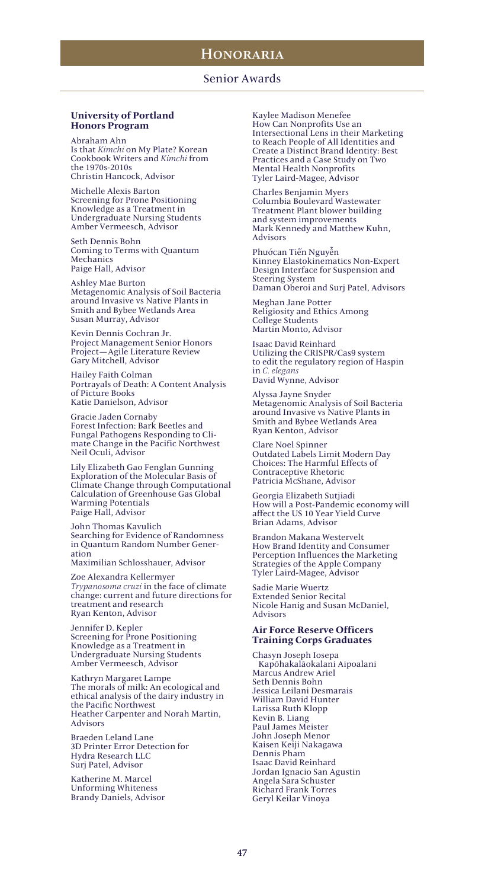# Honoraria

## Senior Awards

### University of Portland Honors Program

Abraham Ahn
Is that *Kimchi* on My Plate? Korean Cookbook Writers and *Kimchi* from the 1970s-2010s
Christin Hancock, Advisor

Michelle Alexis Barton
Screening for Prone Positioning Knowledge as a Treatment in Undergraduate Nursing Students
Amber Vermeesch, Advisor

Seth Dennis Bohn
Coming to Terms with Quantum Mechanics
Paige Hall, Advisor

Ashley Mae Burton
Metagenomic Analysis of Soil Bacteria around Invasive vs Native Plants in Smith and Bybee Wetlands Area
Susan Murray, Advisor

Kevin Dennis Cochran Jr.
Project Management Senior Honors Project—Agile Literature Review
Gary Mitchell, Advisor

Hailey Faith Colman
Portrayals of Death: A Content Analysis of Picture Books
Katie Danielson, Advisor

Gracie Jaden Cornaby
Forest Infection: Bark Beetles and Fungal Pathogens Responding to Climate Change in the Pacific Northwest
Neil Oculi, Advisor

Lily Elizabeth Gao Fenglan Gunning
Exploration of the Molecular Basis of Climate Change through Computational Calculation of Greenhouse Gas Global Warming Potentials
Paige Hall, Advisor

John Thomas Kavulich
Searching for Evidence of Randomness in Quantum Random Number Generation
Maximilian Schlosshauer, Advisor

Zoe Alexandra Kellermyer
*Trypanosoma cruzi* in the face of climate change: current and future directions for treatment and research
Ryan Kenton, Advisor

Jennifer D. Kepler
Screening for Prone Positioning Knowledge as a Treatment in Undergraduate Nursing Students
Amber Vermeesch, Advisor

Kathryn Margaret Lampe
The morals of milk: An ecological and ethical analysis of the dairy industry in the Pacific Northwest
Heather Carpenter and Norah Martin, Advisors

Braeden Leland Lane
3D Printer Error Detection for Hydra Research LLC
Surj Patel, Advisor

Katherine M. Marcel
Unforming Whiteness
Brandy Daniels, Advisor

Kaylee Madison Menefee
How Can Nonprofits Use an Intersectional Lens in their Marketing to Reach People of All Identities and Create a Distinct Brand Identity: Best Practices and a Case Study on Two Mental Health Nonprofits
Tyler Laird-Magee, Advisor

Charles Benjamin Myers
Columbia Boulevard Wastewater Treatment Plant blower building and system improvements
Mark Kennedy and Matthew Kuhn, Advisors

Phướcan Tiến Nguyễn
Kinney Elastokinematics Non-Expert Design Interface for Suspension and Steering System
Daman Oberoi and Surj Patel, Advisors

Meghan Jane Potter
Religiosity and Ethics Among College Students
Martin Monto, Advisor

Isaac David Reinhard
Utilizing the CRISPR/Cas9 system to edit the regulatory region of Haspin in *C. elegans*
David Wynne, Advisor

Alyssa Jayne Snyder
Metagenomic Analysis of Soil Bacteria around Invasive vs Native Plants in Smith and Bybee Wetlands Area
Ryan Kenton, Advisor

Clare Noel Spinner
Outdated Labels Limit Modern Day Choices: The Harmful Effects of Contraceptive Rhetoric
Patricia McShane, Advisor

Georgia Elizabeth Sutjiadi
How will a Post-Pandemic economy will affect the US 10 Year Yield Curve
Brian Adams, Advisor

Brandon Makana Westervelt
How Brand Identity and Consumer Perception Influences the Marketing Strategies of the Apple Company
Tyler Laird-Magee, Advisor

Sadie Marie Wuertz
Extended Senior Recital
Nicole Hanig and Susan McDaniel, Advisors

### Air Force Reserve Officers Training Corps Graduates

Chasyn Joseph Iosepa Kapōhakalāokalani Aipoalani
Marcus Andrew Ariel
Seth Dennis Bohn
Jessica Leilani Desmarais
William David Hunter
Larissa Ruth Klopp
Kevin B. Liang
Paul James Meister
John Joseph Menor
Kaisen Keiji Nakagawa
Dennis Pham
Isaac David Reinhard
Jordan Ignacio San Agustin
Angela Sara Schuster
Richard Frank Torres
Geryl Keilar Vinoya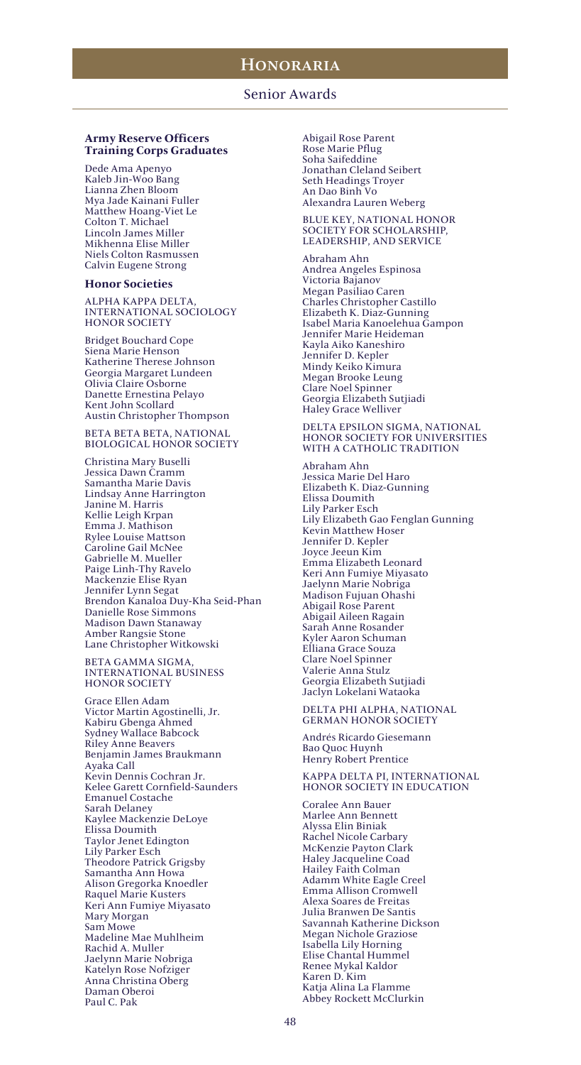# Honoraria

## Senior Awards

### Army Reserve Officers Training Corps Graduates

Dede Ama Apenyo
Kaleb Jin-Woo Bang
Lianna Zhen Bloom
Mya Jade Kainani Fuller
Matthew Hoang-Viet Le
Colton T. Michael
Lincoln James Miller
Mikhenna Elise Miller
Niels Colton Rasmussen
Calvin Eugene Strong

### Honor Societies

ALPHA KAPPA DELTA, INTERNATIONAL SOCIOLOGY HONOR SOCIETY

Bridget Bouchard Cope
Siena Marie Henson
Katherine Therese Johnson
Georgia Margaret Lundeen
Olivia Claire Osborne
Danette Ernestina Pelayo
Kent John Scollard
Austin Christopher Thompson

BETA BETA BETA, NATIONAL BIOLOGICAL HONOR SOCIETY

Christina Mary Buselli
Jessica Dawn Cramm
Samantha Marie Davis
Lindsay Anne Harrington
Janine M. Harris
Kellie Leigh Krpan
Emma J. Mathison
Rylee Louise Mattson
Caroline Gail McNee
Gabrielle M. Mueller
Paige Linh-Thy Ravelo
Mackenzie Elise Ryan
Jennifer Lynn Segat
Brendon Kanaloa Duy-Kha Seid-Phan
Danielle Rose Simmons
Madison Dawn Stanaway
Amber Rangsie Stone
Lane Christopher Witkowski

BETA GAMMA SIGMA, INTERNATIONAL BUSINESS HONOR SOCIETY

Grace Ellen Adam
Victor Martin Agostinelli, Jr.
Kabiru Gbenga Ahmed
Sydney Wallace Babcock
Riley Anne Beavers
Benjamin James Braukmann
Ayaka Call
Kevin Dennis Cochran Jr.
Kelee Garett Cornfield-Saunders
Emanuel Costache
Sarah Delaney
Kaylee Mackenzie DeLoye
Elissa Doumith
Taylor Jenet Edington
Lily Parker Esch
Theodore Patrick Grigsby
Samantha Ann Howa
Alison Gregorka Knoedler
Raquel Marie Kusters
Keri Ann Fumiye Miyasato
Mary Morgan
Sam Mowe
Madeline Mae Muhlheim
Rachid A. Muller
Jaelynn Marie Nobriga
Katelyn Rose Nofziger
Anna Christina Oberg
Daman Oberoi
Paul C. Pak
Abigail Rose Parent
Rose Marie Pflug
Soha Saifeddine
Jonathan Cleland Seibert
Seth Headings Troyer
An Dao Binh Vo
Alexandra Lauren Weberg

BLUE KEY, NATIONAL HONOR SOCIETY FOR SCHOLARSHIP, LEADERSHIP, AND SERVICE

Abraham Ahn
Andrea Angeles Espinosa
Victoria Bajanov
Megan Pasiliao Caren
Charles Christopher Castillo
Elizabeth K. Diaz-Gunning
Isabel Maria Kanoelehua Gampon
Jennifer Marie Heideman
Kayla Aiko Kaneshiro
Jennifer D. Kepler
Mindy Keiko Kimura
Megan Brooke Leung
Clare Noel Spinner
Georgia Elizabeth Sutjiadi
Haley Grace Welliver

DELTA EPSILON SIGMA, NATIONAL HONOR SOCIETY FOR UNIVERSITIES WITH A CATHOLIC TRADITION

Abraham Ahn
Jessica Marie Del Haro
Elizabeth K. Diaz-Gunning
Elissa Doumith
Lily Parker Esch
Lily Elizabeth Gao Fenglan Gunning
Kevin Matthew Hoser
Jennifer D. Kepler
Joyce Jeeun Kim
Emma Elizabeth Leonard
Keri Ann Fumiye Miyasato
Jaelynn Marie Nobriga
Madison Fujuan Ohashi
Abigail Rose Parent
Abigail Aileen Ragain
Sarah Anne Rosander
Kyler Aaron Schuman
Elliana Grace Souza
Clare Noel Spinner
Valerie Anna Stulz
Georgia Elizabeth Sutjiadi
Jaclyn Lokelani Wataoka

DELTA PHI ALPHA, NATIONAL GERMAN HONOR SOCIETY

Andrés Ricardo Giesemann
Bao Quoc Huynh
Henry Robert Prentice

KAPPA DELTA PI, INTERNATIONAL HONOR SOCIETY IN EDUCATION

Coralee Ann Bauer
Marlee Ann Bennett
Alyssa Elin Biniak
Rachel Nicole Carbary
McKenzie Payton Clark
Haley Jacqueline Coad
Hailey Faith Colman
Adamm White Eagle Creel
Emma Allison Cromwell
Alexa Soares de Freitas
Julia Branwen De Santis
Savannah Katherine Dickson
Megan Nichole Graziose
Isabella Lily Horning
Elise Chantal Hummel
Renee Mykal Kaldor
Karen D. Kim
Katja Alina La Flamme
Abbey Rockett McClurkin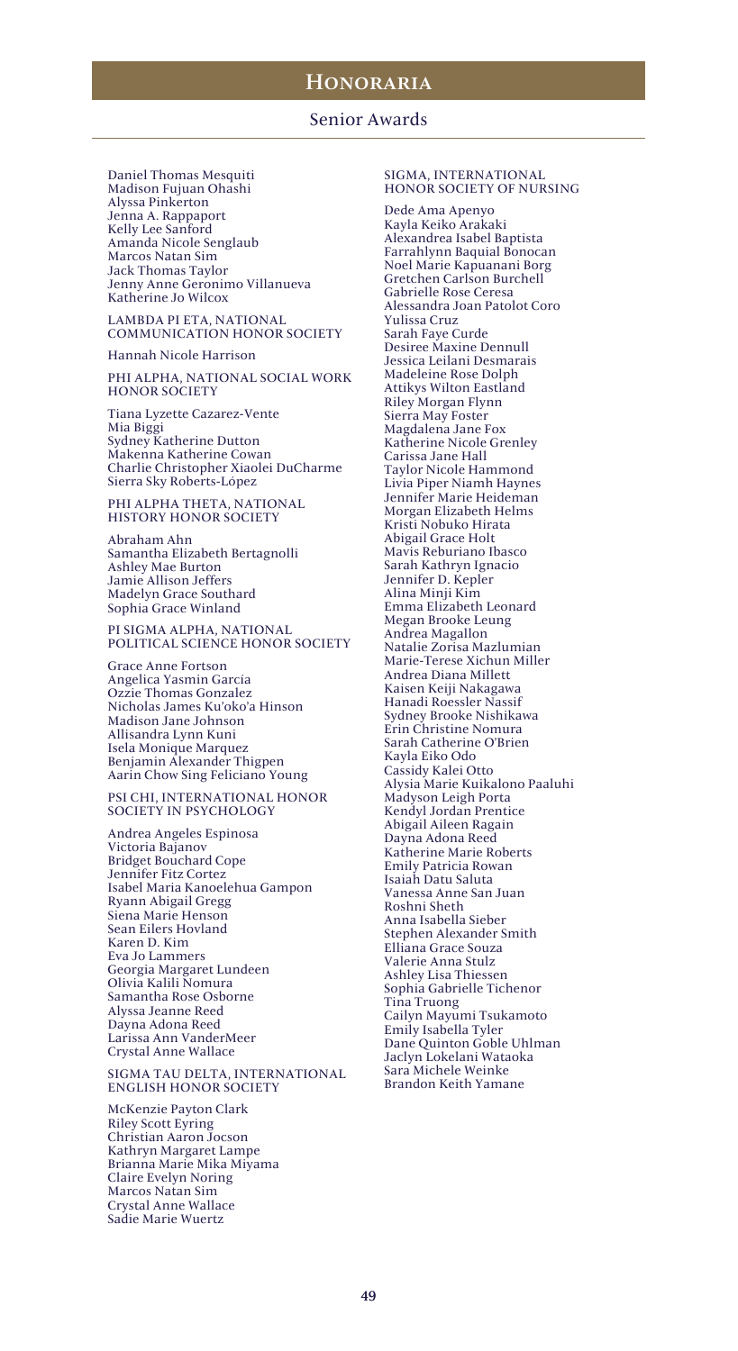# Honoraria

## Senior Awards

Daniel Thomas Mesquiti
Madison Fujuan Ohashi
Alyssa Pinkerton
Jenna A. Rappaport
Kelly Lee Sanford
Amanda Nicole Senglaub
Marcos Natan Sim
Jack Thomas Taylor
Jenny Anne Geronimo Villanueva
Katherine Jo Wilcox

### LAMBDA PI ETA, NATIONAL COMMUNICATION HONOR SOCIETY

Hannah Nicole Harrison

### PHI ALPHA, NATIONAL SOCIAL WORK HONOR SOCIETY

Tiana Lyzette Cazarez-Vente
Mia Biggi
Sydney Katherine Dutton
Makenna Katherine Cowan
Charlie Christopher Xiaolei DuCharme
Sierra Sky Roberts-López

### PHI ALPHA THETA, NATIONAL HISTORY HONOR SOCIETY

Abraham Ahn
Samantha Elizabeth Bertagnolli
Ashley Mae Burton
Jamie Allison Jeffers
Madelyn Grace Southard
Sophia Grace Winland

### PI SIGMA ALPHA, NATIONAL POLITICAL SCIENCE HONOR SOCIETY

Grace Anne Fortson
Angelica Yasmin García
Ozzie Thomas Gonzalez
Nicholas James Ku'oko'a Hinson
Madison Jane Johnson
Allisandra Lynn Kuni
Isela Monique Marquez
Benjamin Alexander Thigpen
Aarin Chow Sing Feliciano Young

### PSI CHI, INTERNATIONAL HONOR SOCIETY IN PSYCHOLOGY

Andrea Angeles Espinosa
Victoria Bajanov
Bridget Bouchard Cope
Jennifer Fitz Cortez
Isabel Maria Kanoelehua Gampon
Ryann Abigail Gregg
Siena Marie Henson
Sean Eilers Hovland
Karen D. Kim
Eva Jo Lammers
Georgia Margaret Lundeen
Olivia Kalili Nomura
Samantha Rose Osborne
Alyssa Jeanne Reed
Dayna Adona Reed
Larissa Ann VanderMeer
Crystal Anne Wallace

### SIGMA TAU DELTA, INTERNATIONAL ENGLISH HONOR SOCIETY

McKenzie Payton Clark
Riley Scott Eyring
Christian Aaron Jocson
Kathryn Margaret Lampe
Brianna Marie Mika Miyama
Claire Evelyn Noring
Marcos Natan Sim
Crystal Anne Wallace
Sadie Marie Wuertz

### SIGMA, INTERNATIONAL HONOR SOCIETY OF NURSING

Dede Ama Apenyo
Kayla Keiko Arakaki
Alexandrea Isabel Baptista
Farrahlynn Baquial Bonocan
Noel Marie Kapuanani Borg
Gretchen Carlson Burchell
Gabrielle Rose Ceresa
Alessandra Joan Patolot Coro
Yulissa Cruz
Sarah Faye Curde
Desiree Maxine Dennull
Jessica Leilani Desmarais
Madeleine Rose Dolph
Attikys Wilton Eastland
Riley Morgan Flynn
Sierra May Foster
Magdalena Jane Fox
Katherine Nicole Grenley
Carissa Jane Hall
Taylor Nicole Hammond
Livia Piper Niamh Haynes
Jennifer Marie Heideman
Morgan Elizabeth Helms
Kristi Nobuko Hirata
Abigail Grace Holt
Mavis Reburiano Ibasco
Sarah Kathryn Ignacio
Jennifer D. Kepler
Alina Minji Kim
Emma Elizabeth Leonard
Megan Brooke Leung
Andrea Magallon
Natalie Zorisa Mazlumian
Marie-Terese Xichun Miller
Andrea Diana Millett
Kaisen Keiji Nakagawa
Hanadi Roessler Nassif
Sydney Brooke Nishikawa
Erin Christine Nomura
Sarah Catherine O'Brien
Kayla Eiko Odo
Cassidy Kalei Otto
Alysia Marie Kuikalono Paaluhi
Madyson Leigh Porta
Kendyl Jordan Prentice
Abigail Aileen Ragain
Dayna Adona Reed
Katherine Marie Roberts
Emily Patricia Rowan
Isaiah Datu Saluta
Vanessa Anne San Juan
Roshni Sheth
Anna Isabella Sieber
Stephen Alexander Smith
Elliana Grace Souza
Valerie Anna Stulz
Ashley Lisa Thiessen
Sophia Gabrielle Tichenor
Tina Truong
Cailyn Mayumi Tsukamoto
Emily Isabella Tyler
Dane Quinton Goble Uhlman
Jaclyn Lokelani Wataoka
Sara Michele Weinke
Brandon Keith Yamane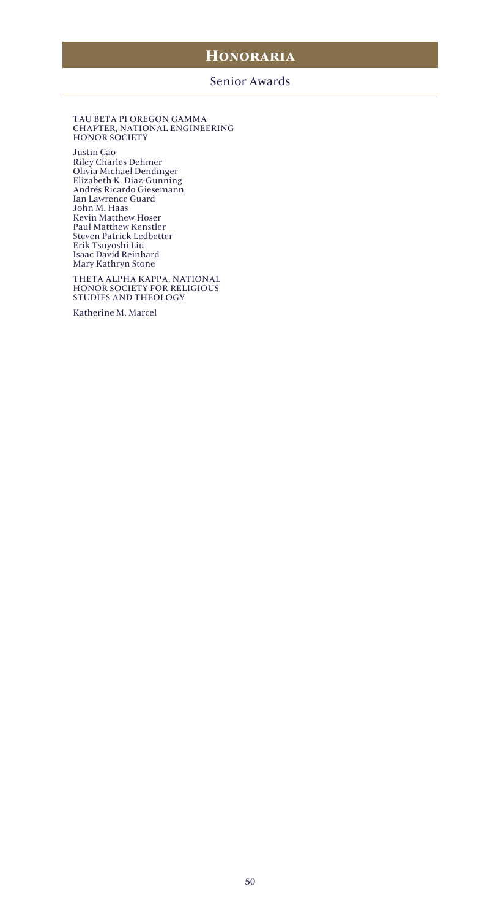# Honoraria

## Senior Awards

TAU BETA PI OREGON GAMMA CHAPTER, NATIONAL ENGINEERING HONOR SOCIETY

Justin Cao
Riley Charles Dehmer
Olivia Michael Dendinger
Elizabeth K. Diaz-Gunning
Andrés Ricardo Giesemann
Ian Lawrence Guard
John M. Haas
Kevin Matthew Hoser
Paul Matthew Kenstler
Steven Patrick Ledbetter
Erik Tsuyoshi Liu
Isaac David Reinhard
Mary Kathryn Stone

THETA ALPHA KAPPA, NATIONAL HONOR SOCIETY FOR RELIGIOUS STUDIES AND THEOLOGY

Katherine M. Marcel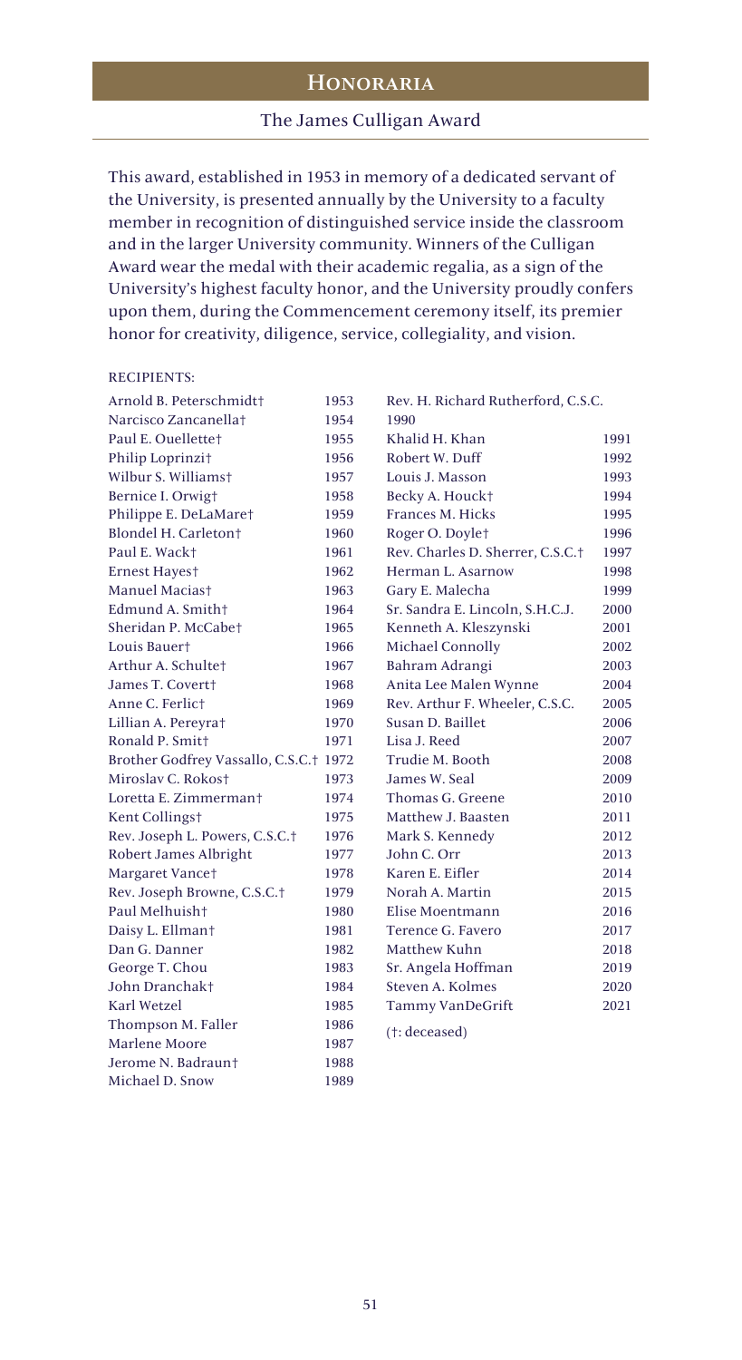# Honoraria

## The James Culligan Award

This award, established in 1953 in memory of a dedicated servant of the University, is presented annually by the University to a faculty member in recognition of distinguished service inside the classroom and in the larger University community. Winners of the Culligan Award wear the medal with their academic regalia, as a sign of the University's highest faculty honor, and the University proudly confers upon them, during the Commencement ceremony itself, its premier honor for creativity, diligence, service, collegiality, and vision.

RECIPIENTS:

| Name | Year |
|---|---|
| Arnold B. Peterschmidt† | 1953 |
| Narcisco Zancanella† | 1954 |
| Paul E. Ouellette† | 1955 |
| Philip Loprinzi† | 1956 |
| Wilbur S. Williams† | 1957 |
| Bernice I. Orwig† | 1958 |
| Philippe E. DeLaMare† | 1959 |
| Blondel H. Carleton† | 1960 |
| Paul E. Wack† | 1961 |
| Ernest Hayes† | 1962 |
| Manuel Macias† | 1963 |
| Edmund A. Smith† | 1964 |
| Sheridan P. McCabe† | 1965 |
| Louis Bauer† | 1966 |
| Arthur A. Schulte† | 1967 |
| James T. Covert† | 1968 |
| Anne C. Ferlic† | 1969 |
| Lillian A. Pereyra† | 1970 |
| Ronald P. Smit† | 1971 |
| Brother Godfrey Vassallo, C.S.C.† | 1972 |
| Miroslav C. Rokos† | 1973 |
| Loretta E. Zimmerman† | 1974 |
| Kent Collings† | 1975 |
| Rev. Joseph L. Powers, C.S.C.† | 1976 |
| Robert James Albright | 1977 |
| Margaret Vance† | 1978 |
| Rev. Joseph Browne, C.S.C.† | 1979 |
| Paul Melhuish† | 1980 |
| Daisy L. Ellman† | 1981 |
| Dan G. Danner | 1982 |
| George T. Chou | 1983 |
| John Dranchak† | 1984 |
| Karl Wetzel | 1985 |
| Thompson M. Faller | 1986 |
| Marlene Moore | 1987 |
| Jerome N. Badraun† | 1988 |
| Michael D. Snow | 1989 |
| Rev. H. Richard Rutherford, C.S.C. | 1990 |
| Khalid H. Khan | 1991 |
| Robert W. Duff | 1992 |
| Louis J. Masson | 1993 |
| Becky A. Houck† | 1994 |
| Frances M. Hicks | 1995 |
| Roger O. Doyle† | 1996 |
| Rev. Charles D. Sherrer, C.S.C.† | 1997 |
| Herman L. Asarnow | 1998 |
| Gary E. Malecha | 1999 |
| Sr. Sandra E. Lincoln, S.H.C.J. | 2000 |
| Kenneth A. Kleszynski | 2001 |
| Michael Connolly | 2002 |
| Bahram Adrangi | 2003 |
| Anita Lee Malen Wynne | 2004 |
| Rev. Arthur F. Wheeler, C.S.C. | 2005 |
| Susan D. Baillet | 2006 |
| Lisa J. Reed | 2007 |
| Trudie M. Booth | 2008 |
| James W. Seal | 2009 |
| Thomas G. Greene | 2010 |
| Matthew J. Baasten | 2011 |
| Mark S. Kennedy | 2012 |
| John C. Orr | 2013 |
| Karen E. Eifler | 2014 |
| Norah A. Martin | 2015 |
| Elise Moentmann | 2016 |
| Terence G. Favero | 2017 |
| Matthew Kuhn | 2018 |
| Sr. Angela Hoffman | 2019 |
| Steven A. Kolmes | 2020 |
| Tammy VanDeGrift | 2021 |

(†: deceased)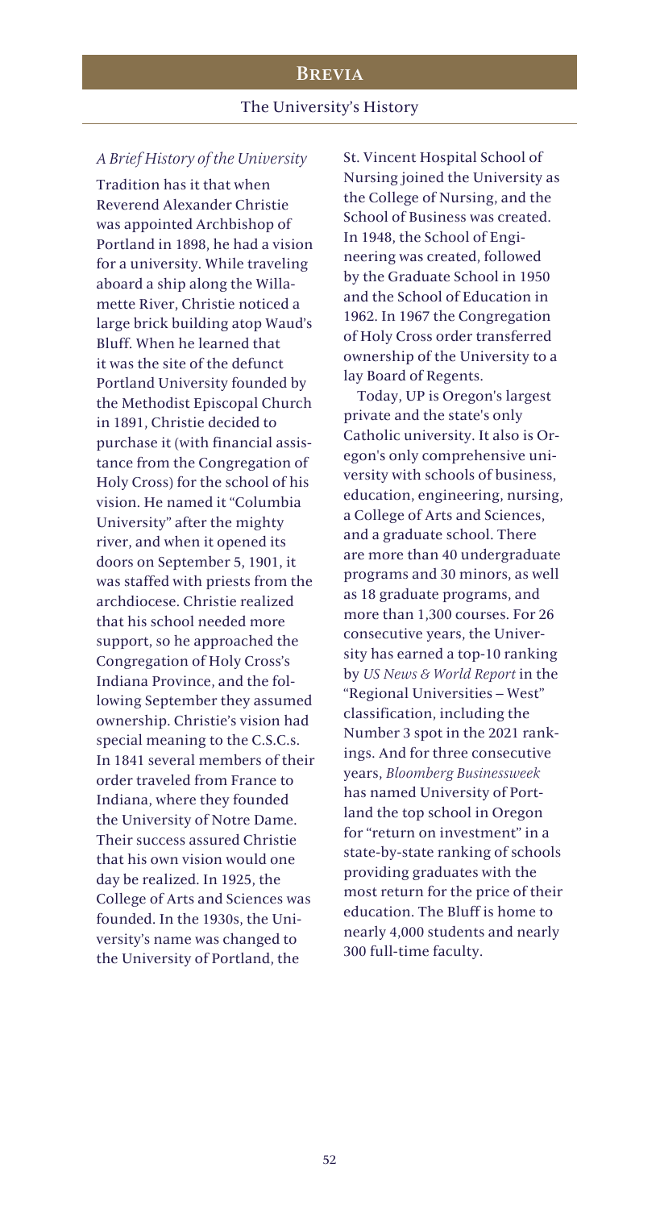## The University's History

### *A Brief History of the University*

Tradition has it that when Reverend Alexander Christie was appointed Archbishop of Portland in 1898, he had a vision for a university. While traveling aboard a ship along the Willamette River, Christie noticed a large brick building atop Waud's Bluff. When he learned that it was the site of the defunct Portland University founded by the Methodist Episcopal Church in 1891, Christie decided to purchase it (with financial assistance from the Congregation of Holy Cross) for the school of his vision. He named it "Columbia University" after the mighty river, and when it opened its doors on September 5, 1901, it was staffed with priests from the archdiocese. Christie realized that his school needed more support, so he approached the Congregation of Holy Cross's Indiana Province, and the following September they assumed ownership. Christie's vision had special meaning to the C.S.C.s. In 1841 several members of their order traveled from France to Indiana, where they founded the University of Notre Dame. Their success assured Christie that his own vision would one day be realized. In 1925, the College of Arts and Sciences was founded. In the 1930s, the University's name was changed to the University of Portland, the St. Vincent Hospital School of Nursing joined the University as the College of Nursing, and the School of Business was created. In 1948, the School of Engineering was created, followed by the Graduate School in 1950 and the School of Education in 1962. In 1967 the Congregation of Holy Cross order transferred ownership of the University to a lay Board of Regents.

Today, UP is Oregon's largest private and the state's only Catholic university. It also is Oregon's only comprehensive university with schools of business, education, engineering, nursing, a College of Arts and Sciences, and a graduate school. There are more than 40 undergraduate programs and 30 minors, as well as 18 graduate programs, and more than 1,300 courses. For 26 consecutive years, the University has earned a top-10 ranking by *US News & World Report* in the "Regional Universities – West" classification, including the Number 3 spot in the 2021 rankings. And for three consecutive years, *Bloomberg Businessweek* has named University of Portland the top school in Oregon for "return on investment" in a state-by-state ranking of schools providing graduates with the most return for the price of their education. The Bluff is home to nearly 4,000 students and nearly 300 full-time faculty.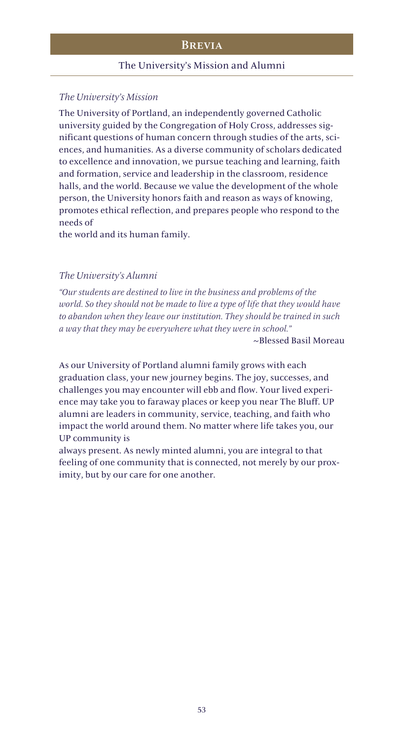## The University's Mission and Alumni

### *The University's Mission*

The University of Portland, an independently governed Catholic university guided by the Congregation of Holy Cross, addresses significant questions of human concern through studies of the arts, sciences, and humanities. As a diverse community of scholars dedicated to excellence and innovation, we pursue teaching and learning, faith and formation, service and leadership in the classroom, residence halls, and the world. Because we value the development of the whole person, the University honors faith and reason as ways of knowing, promotes ethical reflection, and prepares people who respond to the needs of the world and its human family.

### *The University's Alumni*

*"Our students are destined to live in the business and problems of the world. So they should not be made to live a type of life that they would have to abandon when they leave our institution. They should be trained in such a way that they may be everywhere what they were in school."*

~Blessed Basil Moreau

As our University of Portland alumni family grows with each graduation class, your new journey begins. The joy, successes, and challenges you may encounter will ebb and flow. Your lived experience may take you to faraway places or keep you near The Bluff. UP alumni are leaders in community, service, teaching, and faith who impact the world around them. No matter where life takes you, our UP community is always present. As newly minted alumni, you are integral to that feeling of one community that is connected, not merely by our proximity, but by our care for one another.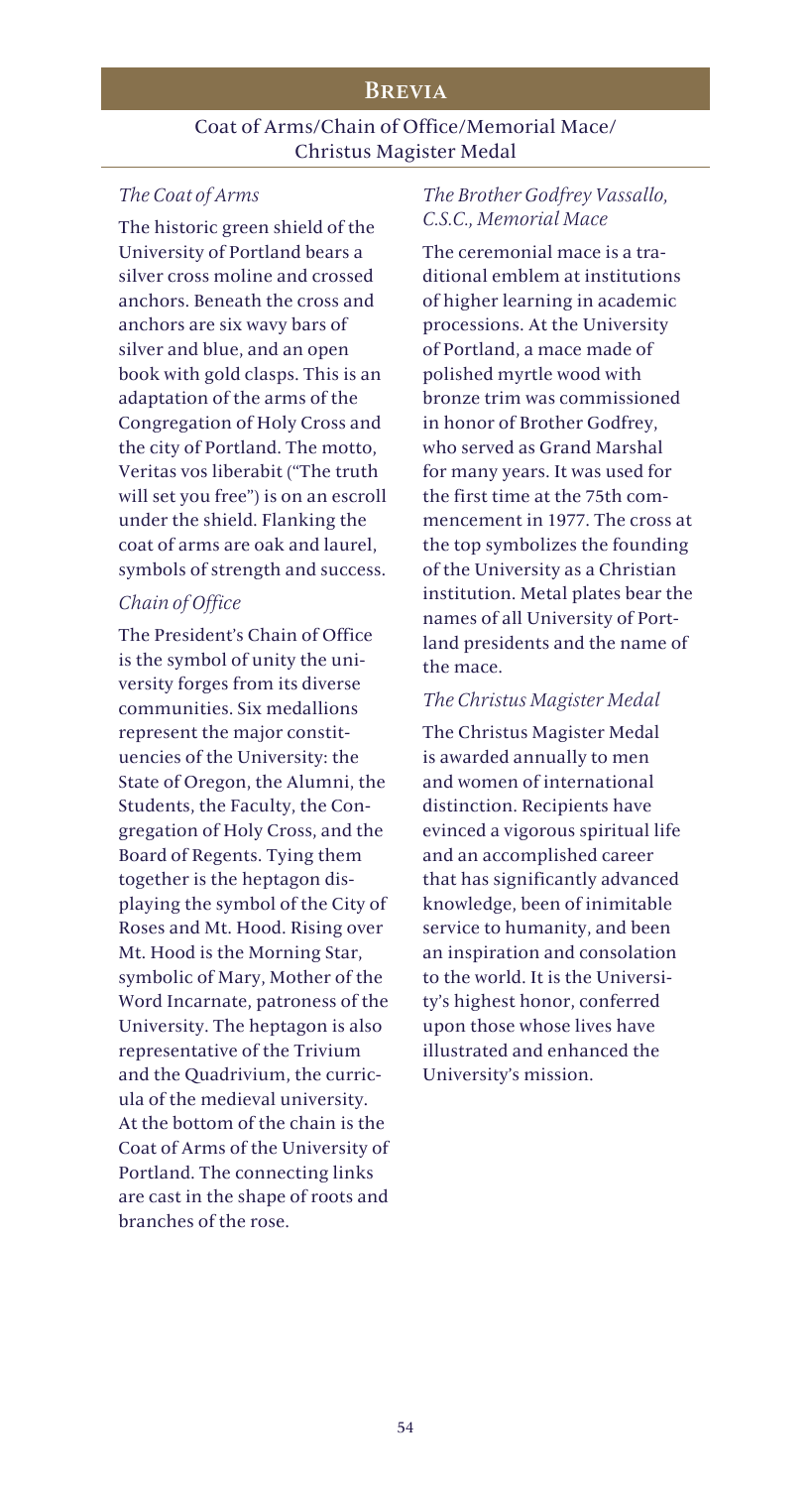# Brevia

## Coat of Arms/Chain of Office/Memorial Mace/ Christus Magister Medal

### *The Coat of Arms*

The historic green shield of the University of Portland bears a silver cross moline and crossed anchors. Beneath the cross and anchors are six wavy bars of silver and blue, and an open book with gold clasps. This is an adaptation of the arms of the Congregation of Holy Cross and the city of Portland. The motto, Veritas vos liberabit ("The truth will set you free") is on an escroll under the shield. Flanking the coat of arms are oak and laurel, symbols of strength and success.

### *Chain of Office*

The President's Chain of Office is the symbol of unity the university forges from its diverse communities. Six medallions represent the major constituencies of the University: the State of Oregon, the Alumni, the Students, the Faculty, the Congregation of Holy Cross, and the Board of Regents. Tying them together is the heptagon displaying the symbol of the City of Roses and Mt. Hood. Rising over Mt. Hood is the Morning Star, symbolic of Mary, Mother of the Word Incarnate, patroness of the University. The heptagon is also representative of the Trivium and the Quadrivium, the curricula of the medieval university. At the bottom of the chain is the Coat of Arms of the University of Portland. The connecting links are cast in the shape of roots and branches of the rose.

### *The Brother Godfrey Vassallo, C.S.C., Memorial Mace*

The ceremonial mace is a traditional emblem at institutions of higher learning in academic processions. At the University of Portland, a mace made of polished myrtle wood with bronze trim was commissioned in honor of Brother Godfrey, who served as Grand Marshal for many years. It was used for the first time at the 75th commencement in 1977. The cross at the top symbolizes the founding of the University as a Christian institution. Metal plates bear the names of all University of Portland presidents and the name of the mace.

### *The Christus Magister Medal*

The Christus Magister Medal is awarded annually to men and women of international distinction. Recipients have evinced a vigorous spiritual life and an accomplished career that has significantly advanced knowledge, been of inimitable service to humanity, and been an inspiration and consolation to the world. It is the University's highest honor, conferred upon those whose lives have illustrated and enhanced the University's mission.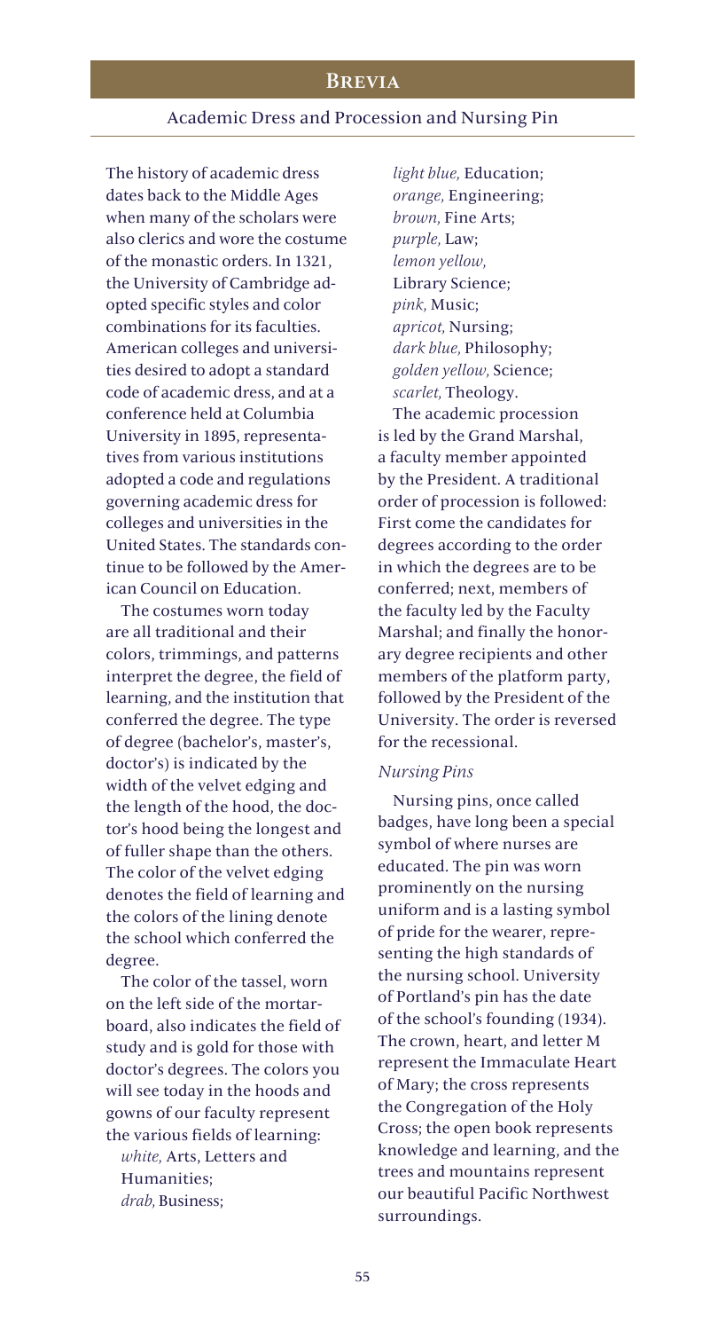## Academic Dress and Procession and Nursing Pin

The history of academic dress dates back to the Middle Ages when many of the scholars were also clerics and wore the costume of the monastic orders. In 1321, the University of Cambridge adopted specific styles and color combinations for its faculties. American colleges and universities desired to adopt a standard code of academic dress, and at a conference held at Columbia University in 1895, representatives from various institutions adopted a code and regulations governing academic dress for colleges and universities in the United States. The standards continue to be followed by the American Council on Education.

The costumes worn today are all traditional and their colors, trimmings, and patterns interpret the degree, the field of learning, and the institution that conferred the degree. The type of degree (bachelor's, master's, doctor's) is indicated by the width of the velvet edging and the length of the hood, the doctor's hood being the longest and of fuller shape than the others. The color of the velvet edging denotes the field of learning and the colors of the lining denote the school which conferred the degree.

The color of the tassel, worn on the left side of the mortarboard, also indicates the field of study and is gold for those with doctor's degrees. The colors you will see today in the hoods and gowns of our faculty represent the various fields of learning:

*white,* Arts, Letters and Humanities;
*drab,* Business;
*light blue,* Education;
*orange,* Engineering;
*brown,* Fine Arts;
*purple,* Law;
*lemon yellow,* Library Science;
*pink,* Music;
*apricot,* Nursing;
*dark blue,* Philosophy;
*golden yellow,* Science;
*scarlet,* Theology.

The academic procession is led by the Grand Marshal, a faculty member appointed by the President. A traditional order of procession is followed: First come the candidates for degrees according to the order in which the degrees are to be conferred; next, members of the faculty led by the Faculty Marshal; and finally the honorary degree recipients and other members of the platform party, followed by the President of the University. The order is reversed for the recessional.

### *Nursing Pins*

Nursing pins, once called badges, have long been a special symbol of where nurses are educated. The pin was worn prominently on the nursing uniform and is a lasting symbol of pride for the wearer, representing the high standards of the nursing school. University of Portland's pin has the date of the school's founding (1934). The crown, heart, and letter M represent the Immaculate Heart of Mary; the cross represents the Congregation of the Holy Cross; the open book represents knowledge and learning, and the trees and mountains represent our beautiful Pacific Northwest surroundings.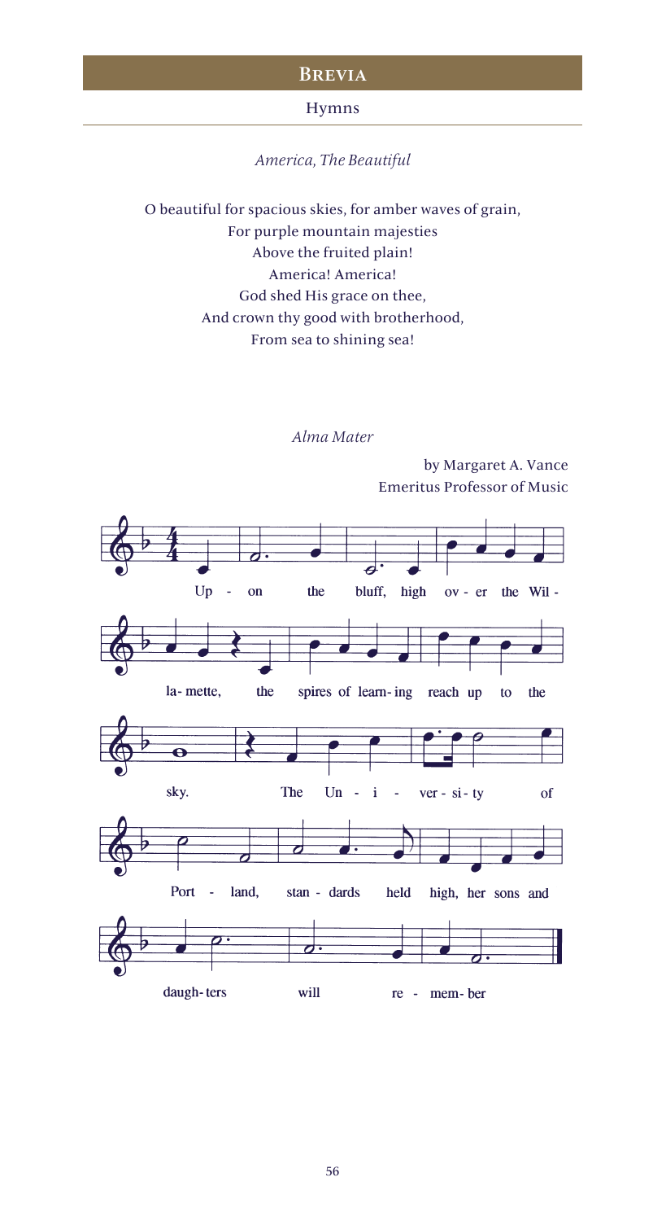## Hymns

*America, The Beautiful*

O beautiful for spacious skies, for amber waves of grain,
For purple mountain majesties
Above the fruited plain!
America! America!
God shed His grace on thee,
And crown thy good with brotherhood,
From sea to shining sea!

*Alma Mater*

by Margaret A. Vance
Emeritus Professor of Music

Up - on the bluff, high ov - er the Wil -
la- mette, the spires of learn- ing reach up to the
sky. The Un - i - ver - si - ty of
Port - land, stan - dards held high, her sons and
daugh- ters will re - mem- ber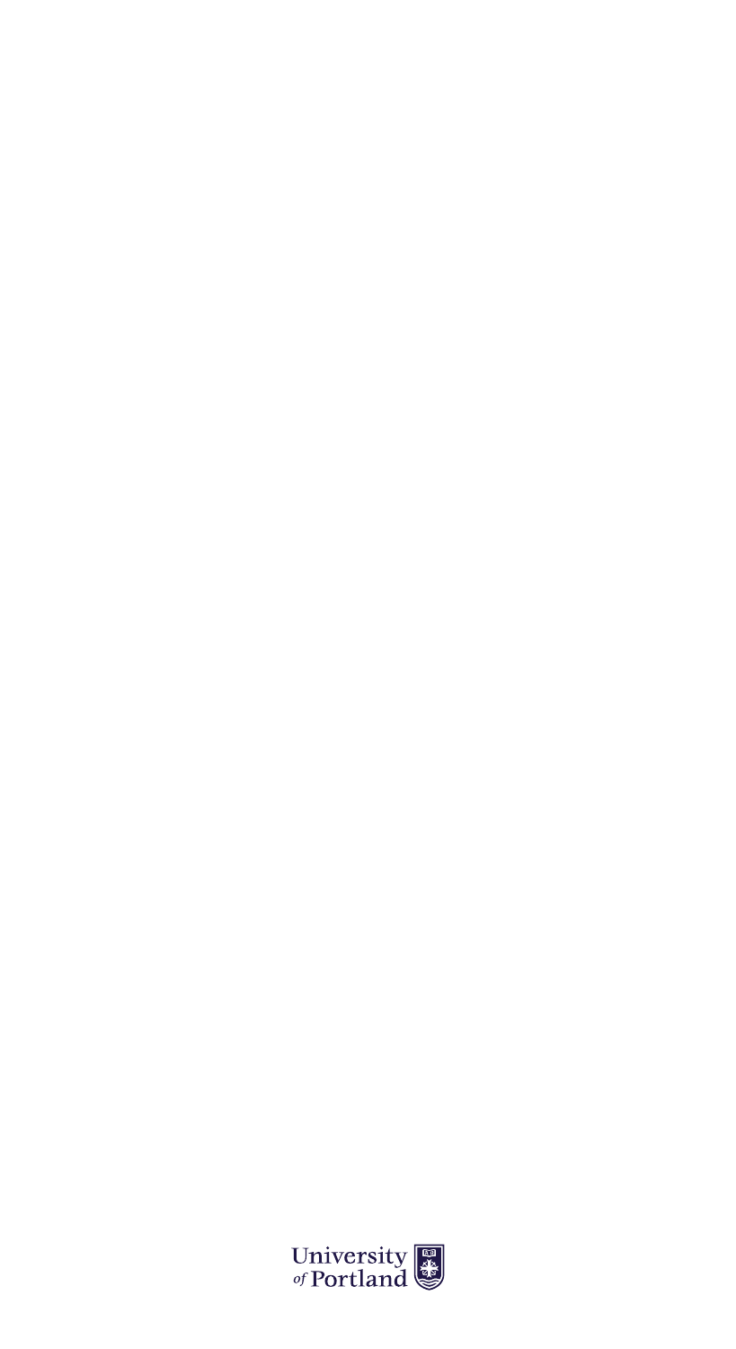University *of* Portland